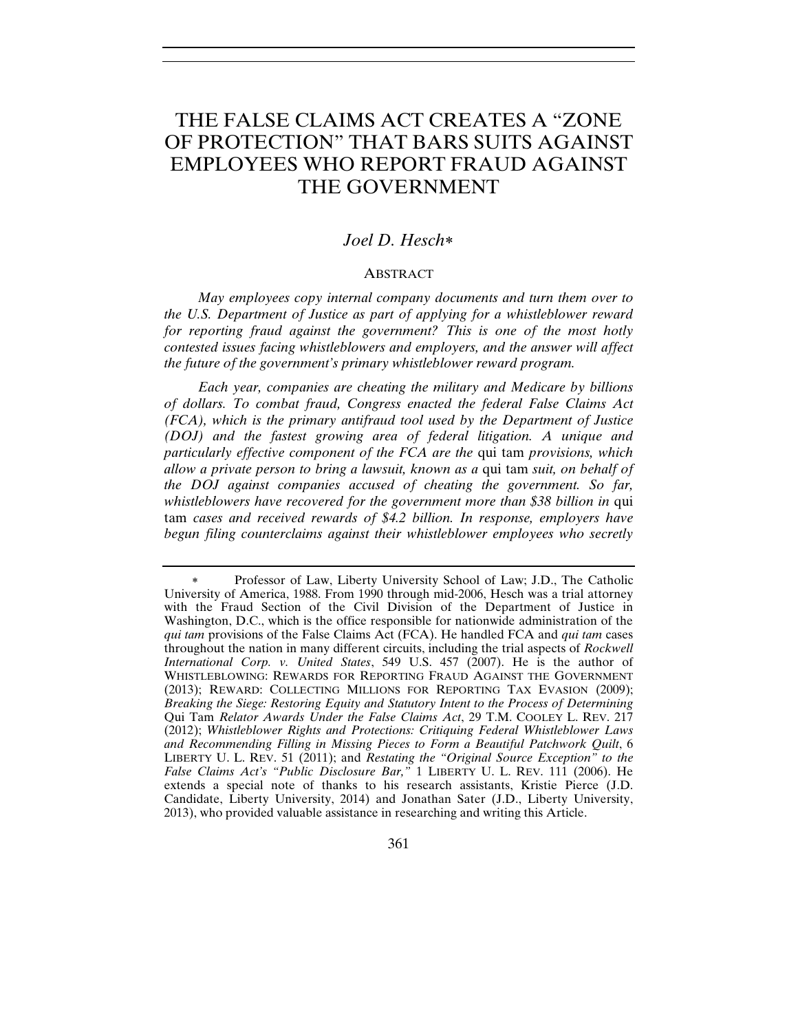# THE FALSE CLAIMS ACT CREATES A "ZONE OF PROTECTION" THAT BARS SUITS AGAINST EMPLOYEES WHO REPORT FRAUD AGAINST THE GOVERNMENT

*Joel D. Hesch*[*]

## ABSTRACT

*May employees copy internal company documents and turn them over to the U.S. Department of Justice as part of applying for a whistleblower reward for reporting fraud against the government? This is one of the most hotly contested issues facing whistleblowers and employers, and the answer will affect the future of the government's primary whistleblower reward program.*

*Each year, companies are cheating the military and Medicare by billions of dollars. To combat fraud, Congress enacted the federal False Claims Act (FCA), which is the primary antifraud tool used by the Department of Justice (DOJ) and the fastest growing area of federal litigation. A unique and particularly effective component of the FCA are the* qui tam *provisions, which allow a private person to bring a lawsuit, known as a* qui tam *suit, on behalf of the DOJ against companies accused of cheating the government. So far, whistleblowers have recovered for the government more than $38 billion in* qui tam *cases and received rewards of $4.2 billion. In response, employers have begun filing counterclaims against their whistleblower employees who secretly*

---

[*] Professor of Law, Liberty University School of Law; J.D., The Catholic University of America, 1988. From 1990 through mid-2006, Hesch was a trial attorney with the Fraud Section of the Civil Division of the Department of Justice in Washington, D.C., which is the office responsible for nationwide administration of the *qui tam* provisions of the False Claims Act (FCA). He handled FCA and *qui tam* cases throughout the nation in many different circuits, including the trial aspects of *Rockwell International Corp. v. United States*, 549 U.S. 457 (2007). He is the author of WHISTLEBLOWING: REWARDS FOR REPORTING FRAUD AGAINST THE GOVERNMENT (2013); REWARD: COLLECTING MILLIONS FOR REPORTING TAX EVASION (2009); *Breaking the Siege: Restoring Equity and Statutory Intent to the Process of Determining* Qui Tam *Relator Awards Under the False Claims Act*, 29 T.M. COOLEY L. REV. 217 (2012); *Whistleblower Rights and Protections: Critiquing Federal Whistleblower Laws and Recommending Filling in Missing Pieces to Form a Beautiful Patchwork Quilt*, 6 LIBERTY U. L. REV. 51 (2011); and *Restating the "Original Source Exception" to the False Claims Act's "Public Disclosure Bar,"* 1 LIBERTY U. L. REV. 111 (2006). He extends a special note of thanks to his research assistants, Kristie Pierce (J.D. Candidate, Liberty University, 2014) and Jonathan Sater (J.D., Liberty University, 2013), who provided valuable assistance in researching and writing this Article.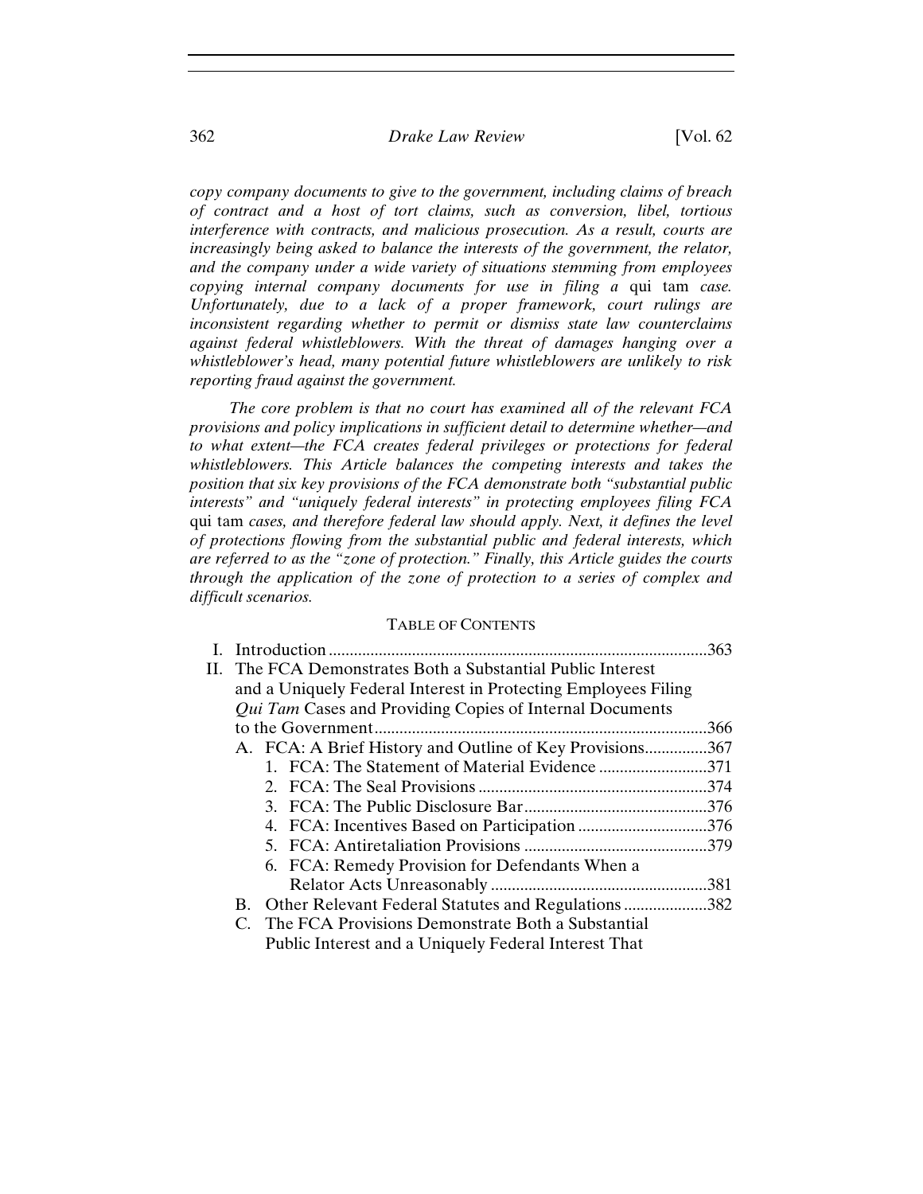*copy company documents to give to the government, including claims of breach of contract and a host of tort claims, such as conversion, libel, tortious interference with contracts, and malicious prosecution. As a result, courts are increasingly being asked to balance the interests of the government, the relator, and the company under a wide variety of situations stemming from employees copying internal company documents for use in filing a* qui tam *case. Unfortunately, due to a lack of a proper framework, court rulings are inconsistent regarding whether to permit or dismiss state law counterclaims against federal whistleblowers. With the threat of damages hanging over a whistleblower's head, many potential future whistleblowers are unlikely to risk reporting fraud against the government.*

*The core problem is that no court has examined all of the relevant FCA provisions and policy implications in sufficient detail to determine whether—and to what extent—the FCA creates federal privileges or protections for federal whistleblowers. This Article balances the competing interests and takes the position that six key provisions of the FCA demonstrate both "substantial public interests" and "uniquely federal interests" in protecting employees filing FCA* qui tam *cases, and therefore federal law should apply. Next, it defines the level of protections flowing from the substantial public and federal interests, which are referred to as the "zone of protection." Finally, this Article guides the courts through the application of the zone of protection to a series of complex and difficult scenarios.*

TABLE OF CONTENTS

- I. Introduction ....................................................................................363
- II. The FCA Demonstrates Both a Substantial Public Interest and a Uniquely Federal Interest in Protecting Employees Filing *Qui Tam* Cases and Providing Copies of Internal Documents to the Government ................................................................................366
  - A. FCA: A Brief History and Outline of Key Provisions...............367
    - 1. FCA: The Statement of Material Evidence ..........................371
    - 2. FCA: The Seal Provisions .......................................................374
    - 3. FCA: The Public Disclosure Bar............................................376
    - 4. FCA: Incentives Based on Participation ...............................376
    - 5. FCA: Antiretaliation Provisions ............................................379
    - 6. FCA: Remedy Provision for Defendants When a Relator Acts Unreasonably ....................................................381
  - B. Other Relevant Federal Statutes and Regulations ....................382
  - C. The FCA Provisions Demonstrate Both a Substantial Public Interest and a Uniquely Federal Interest That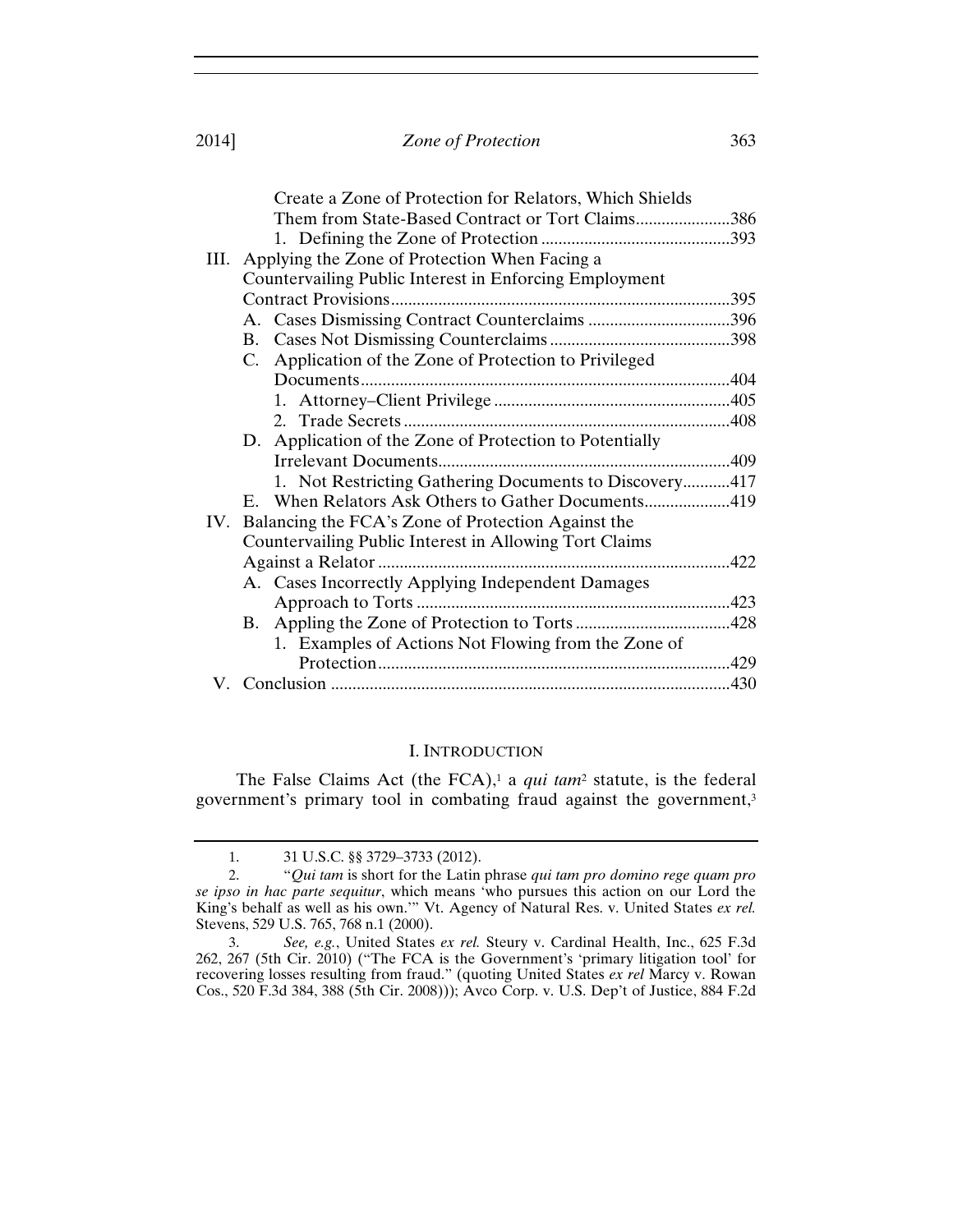Create a Zone of Protection for Relators, Which Shields Them from State-Based Contract or Tort Claims......................386

1. Defining the Zone of Protection ............................................393

III. Applying the Zone of Protection When Facing a Countervailing Public Interest in Enforcing Employment Contract Provisions...............................................................................395

A. Cases Dismissing Contract Counterclaims .................................396

B. Cases Not Dismissing Counterclaims ..........................................398

C. Application of the Zone of Protection to Privileged Documents.....................................................................................404

1. Attorney–Client Privilege .......................................................405

2. Trade Secrets ............................................................................408

D. Application of the Zone of Protection to Potentially Irrelevant Documents....................................................................409

1. Not Restricting Gathering Documents to Discovery...........417

E. When Relators Ask Others to Gather Documents....................419

IV. Balancing the FCA's Zone of Protection Against the Countervailing Public Interest in Allowing Tort Claims Against a Relator .................................................................................422

A. Cases Incorrectly Applying Independent Damages Approach to Torts .........................................................................423

B. Appling the Zone of Protection to Torts ....................................428

1. Examples of Actions Not Flowing from the Zone of Protection..................................................................................429

V. Conclusion .............................................................................................430

# I. INTRODUCTION

The False Claims Act (the FCA),[1] a *qui tam*[2] statute, is the federal government's primary tool in combating fraud against the government,[3]

---

1. 31 U.S.C. §§ 3729–3733 (2012).

2. "*Qui tam* is short for the Latin phrase *qui tam pro domino rege quam pro se ipso in hac parte sequitur*, which means 'who pursues this action on our Lord the King's behalf as well as his own.'" Vt. Agency of Natural Res. v. United States *ex rel.* Stevens, 529 U.S. 765, 768 n.1 (2000).

3. *See, e.g.*, United States *ex rel.* Steury v. Cardinal Health, Inc., 625 F.3d 262, 267 (5th Cir. 2010) ("The FCA is the Government's 'primary litigation tool' for recovering losses resulting from fraud." (quoting United States *ex rel* Marcy v. Rowan Cos., 520 F.3d 384, 388 (5th Cir. 2008))); Avco Corp. v. U.S. Dep't of Justice, 884 F.2d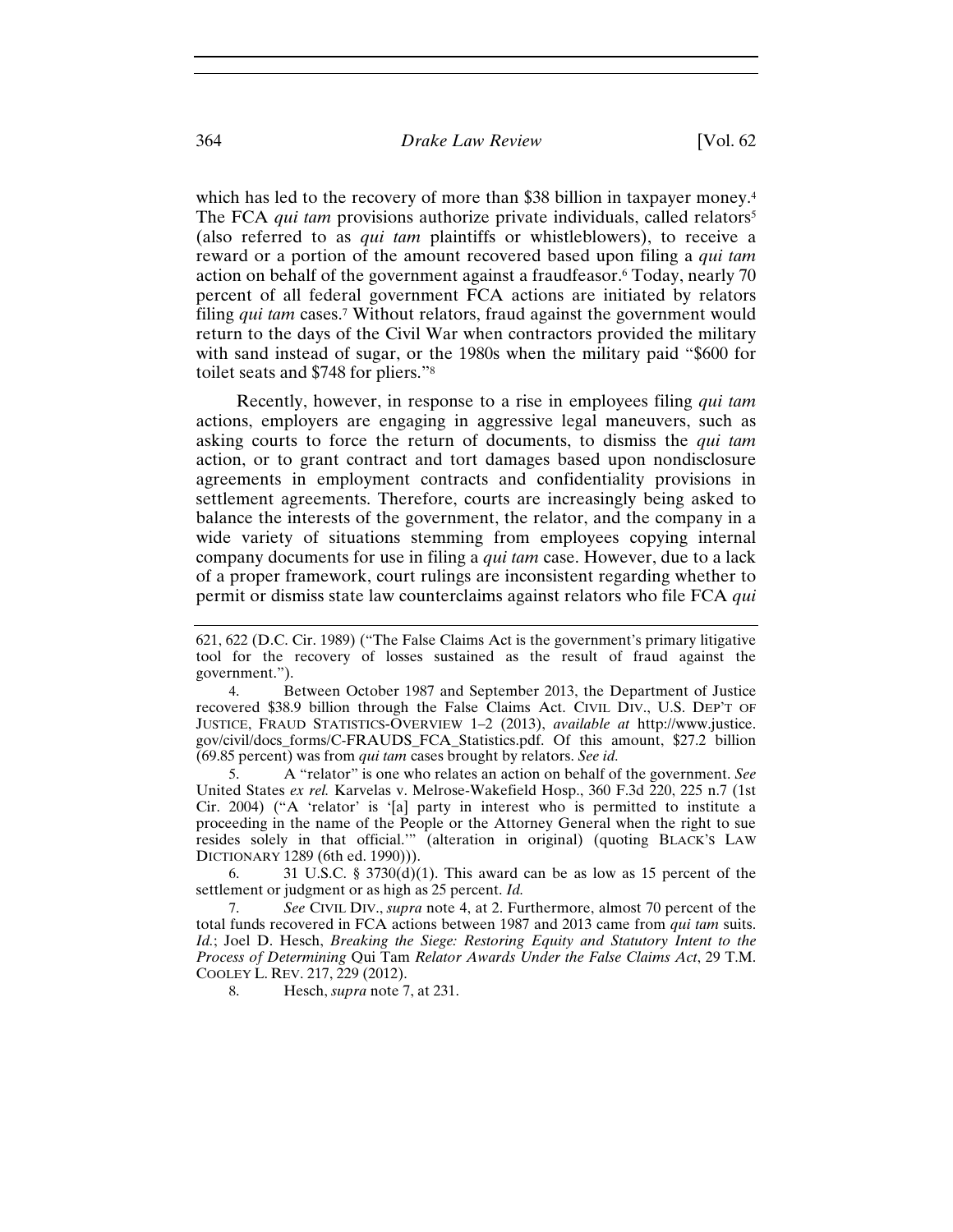which has led to the recovery of more than $38 billion in taxpayer money.[4] The FCA *qui tam* provisions authorize private individuals, called relators[5] (also referred to as *qui tam* plaintiffs or whistleblowers), to receive a reward or a portion of the amount recovered based upon filing a *qui tam* action on behalf of the government against a fraudfeasor.[6] Today, nearly 70 percent of all federal government FCA actions are initiated by relators filing *qui tam* cases.[7] Without relators, fraud against the government would return to the days of the Civil War when contractors provided the military with sand instead of sugar, or the 1980s when the military paid "$600 for toilet seats and $748 for pliers."[8]

Recently, however, in response to a rise in employees filing *qui tam* actions, employers are engaging in aggressive legal maneuvers, such as asking courts to force the return of documents, to dismiss the *qui tam* action, or to grant contract and tort damages based upon nondisclosure agreements in employment contracts and confidentiality provisions in settlement agreements. Therefore, courts are increasingly being asked to balance the interests of the government, the relator, and the company in a wide variety of situations stemming from employees copying internal company documents for use in filing a *qui tam* case. However, due to a lack of a proper framework, court rulings are inconsistent regarding whether to permit or dismiss state law counterclaims against relators who file FCA *qui*

---

621, 622 (D.C. Cir. 1989) ("The False Claims Act is the government's primary litigative tool for the recovery of losses sustained as the result of fraud against the government.").

4. Between October 1987 and September 2013, the Department of Justice recovered $38.9 billion through the False Claims Act. CIVIL DIV., U.S. DEP'T OF JUSTICE, FRAUD STATISTICS-OVERVIEW 1–2 (2013), *available at* http://www.justice.gov/civil/docs_forms/C-FRAUDS_FCA_Statistics.pdf. Of this amount, $27.2 billion (69.85 percent) was from *qui tam* cases brought by relators. *See id.*

5. A "relator" is one who relates an action on behalf of the government. *See* United States *ex rel.* Karvelas v. Melrose-Wakefield Hosp., 360 F.3d 220, 225 n.7 (1st Cir. 2004) ("A 'relator' is '[a] party in interest who is permitted to institute a proceeding in the name of the People or the Attorney General when the right to sue resides solely in that official.'" (alteration in original) (quoting BLACK'S LAW DICTIONARY 1289 (6th ed. 1990))).

6. 31 U.S.C. § 3730(d)(1). This award can be as low as 15 percent of the settlement or judgment or as high as 25 percent. *Id.*

7. *See* CIVIL DIV., *supra* note 4, at 2. Furthermore, almost 70 percent of the total funds recovered in FCA actions between 1987 and 2013 came from *qui tam* suits. *Id.*; Joel D. Hesch, *Breaking the Siege: Restoring Equity and Statutory Intent to the Process of Determining* Qui Tam *Relator Awards Under the False Claims Act*, 29 T.M. COOLEY L. REV. 217, 229 (2012).

8. Hesch, *supra* note 7, at 231.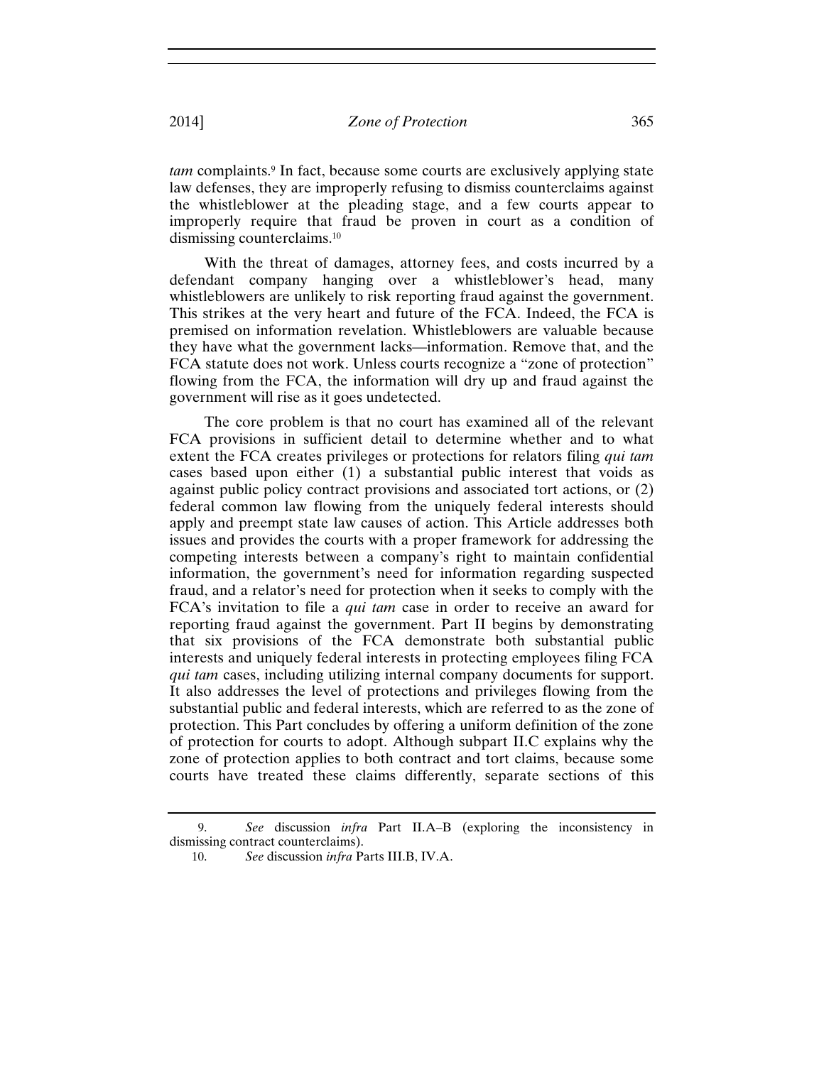*tam* complaints.[9] In fact, because some courts are exclusively applying state law defenses, they are improperly refusing to dismiss counterclaims against the whistleblower at the pleading stage, and a few courts appear to improperly require that fraud be proven in court as a condition of dismissing counterclaims.[10]

With the threat of damages, attorney fees, and costs incurred by a defendant company hanging over a whistleblower's head, many whistleblowers are unlikely to risk reporting fraud against the government. This strikes at the very heart and future of the FCA. Indeed, the FCA is premised on information revelation. Whistleblowers are valuable because they have what the government lacks—information. Remove that, and the FCA statute does not work. Unless courts recognize a "zone of protection" flowing from the FCA, the information will dry up and fraud against the government will rise as it goes undetected.

The core problem is that no court has examined all of the relevant FCA provisions in sufficient detail to determine whether and to what extent the FCA creates privileges or protections for relators filing *qui tam* cases based upon either (1) a substantial public interest that voids as against public policy contract provisions and associated tort actions, or (2) federal common law flowing from the uniquely federal interests should apply and preempt state law causes of action. This Article addresses both issues and provides the courts with a proper framework for addressing the competing interests between a company's right to maintain confidential information, the government's need for information regarding suspected fraud, and a relator's need for protection when it seeks to comply with the FCA's invitation to file a *qui tam* case in order to receive an award for reporting fraud against the government. Part II begins by demonstrating that six provisions of the FCA demonstrate both substantial public interests and uniquely federal interests in protecting employees filing FCA *qui tam* cases, including utilizing internal company documents for support. It also addresses the level of protections and privileges flowing from the substantial public and federal interests, which are referred to as the zone of protection. This Part concludes by offering a uniform definition of the zone of protection for courts to adopt. Although subpart II.C explains why the zone of protection applies to both contract and tort claims, because some courts have treated these claims differently, separate sections of this

---

9. *See* discussion *infra* Part II.A–B (exploring the inconsistency in dismissing contract counterclaims).

10. *See* discussion *infra* Parts III.B, IV.A.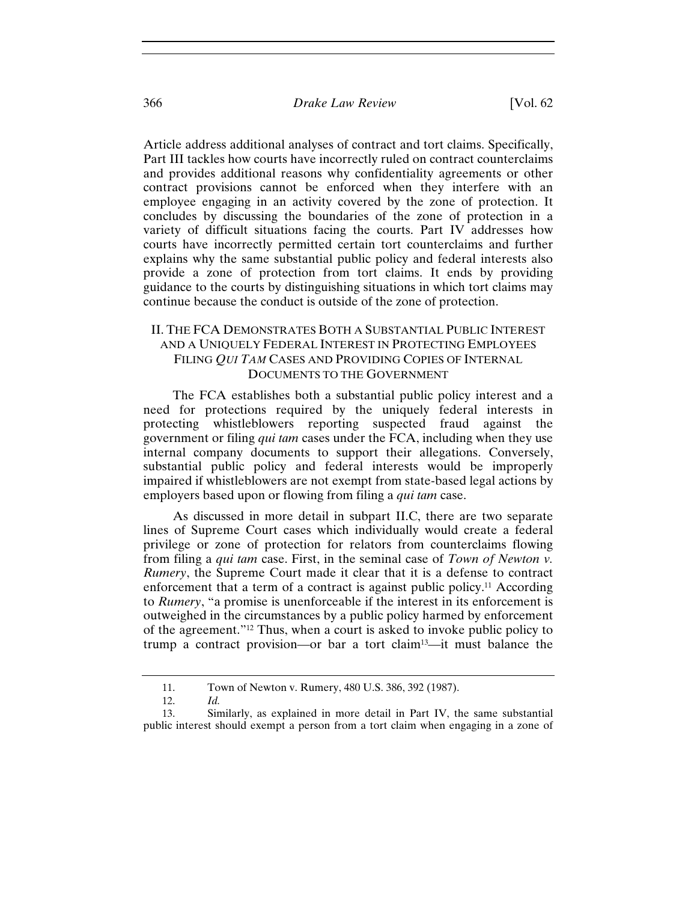Article address additional analyses of contract and tort claims. Specifically, Part III tackles how courts have incorrectly ruled on contract counterclaims and provides additional reasons why confidentiality agreements or other contract provisions cannot be enforced when they interfere with an employee engaging in an activity covered by the zone of protection. It concludes by discussing the boundaries of the zone of protection in a variety of difficult situations facing the courts. Part IV addresses how courts have incorrectly permitted certain tort counterclaims and further explains why the same substantial public policy and federal interests also provide a zone of protection from tort claims. It ends by providing guidance to the courts by distinguishing situations in which tort claims may continue because the conduct is outside of the zone of protection.

## II. THE FCA DEMONSTRATES BOTH A SUBSTANTIAL PUBLIC INTEREST AND A UNIQUELY FEDERAL INTEREST IN PROTECTING EMPLOYEES FILING *QUI TAM* CASES AND PROVIDING COPIES OF INTERNAL DOCUMENTS TO THE GOVERNMENT

The FCA establishes both a substantial public policy interest and a need for protections required by the uniquely federal interests in protecting whistleblowers reporting suspected fraud against the government or filing *qui tam* cases under the FCA, including when they use internal company documents to support their allegations. Conversely, substantial public policy and federal interests would be improperly impaired if whistleblowers are not exempt from state-based legal actions by employers based upon or flowing from filing a *qui tam* case.

As discussed in more detail in subpart II.C, there are two separate lines of Supreme Court cases which individually would create a federal privilege or zone of protection for relators from counterclaims flowing from filing a *qui tam* case. First, in the seminal case of *Town of Newton v. Rumery*, the Supreme Court made it clear that it is a defense to contract enforcement that a term of a contract is against public policy.[11] According to *Rumery*, "a promise is unenforceable if the interest in its enforcement is outweighed in the circumstances by a public policy harmed by enforcement of the agreement."[12] Thus, when a court is asked to invoke public policy to trump a contract provision—or bar a tort claim[13]—it must balance the

11. Town of Newton v. Rumery, 480 U.S. 386, 392 (1987).

12. *Id.*

13. Similarly, as explained in more detail in Part IV, the same substantial public interest should exempt a person from a tort claim when engaging in a zone of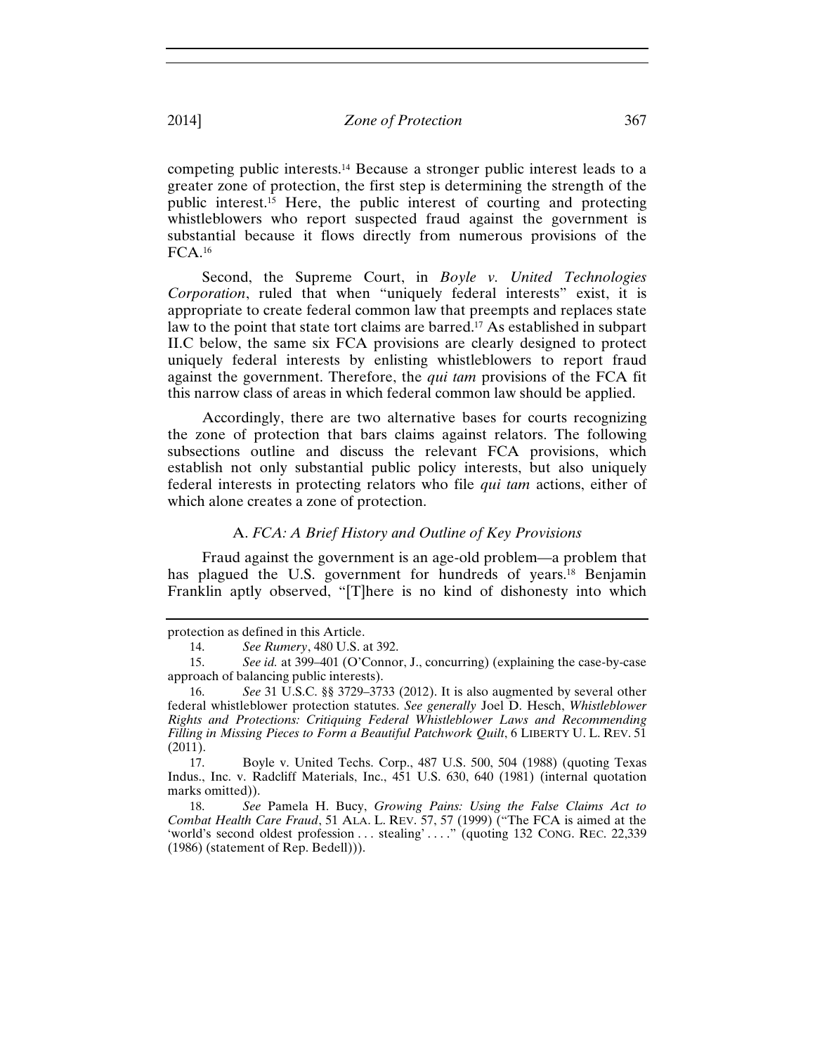competing public interests.[14] Because a stronger public interest leads to a greater zone of protection, the first step is determining the strength of the public interest.[15] Here, the public interest of courting and protecting whistleblowers who report suspected fraud against the government is substantial because it flows directly from numerous provisions of the FCA.[16]

Second, the Supreme Court, in *Boyle v. United Technologies Corporation*, ruled that when "uniquely federal interests" exist, it is appropriate to create federal common law that preempts and replaces state law to the point that state tort claims are barred.[17] As established in subpart II.C below, the same six FCA provisions are clearly designed to protect uniquely federal interests by enlisting whistleblowers to report fraud against the government. Therefore, the *qui tam* provisions of the FCA fit this narrow class of areas in which federal common law should be applied.

Accordingly, there are two alternative bases for courts recognizing the zone of protection that bars claims against relators. The following subsections outline and discuss the relevant FCA provisions, which establish not only substantial public policy interests, but also uniquely federal interests in protecting relators who file *qui tam* actions, either of which alone creates a zone of protection.

### A. *FCA: A Brief History and Outline of Key Provisions*

Fraud against the government is an age-old problem—a problem that has plagued the U.S. government for hundreds of years.[18] Benjamin Franklin aptly observed, "[T]here is no kind of dishonesty into which

---

protection as defined in this Article.

14. *See Rumery*, 480 U.S. at 392.

15. *See id.* at 399–401 (O'Connor, J., concurring) (explaining the case-by-case approach of balancing public interests).

16. *See* 31 U.S.C. §§ 3729–3733 (2012). It is also augmented by several other federal whistleblower protection statutes. *See generally* Joel D. Hesch, *Whistleblower Rights and Protections: Critiquing Federal Whistleblower Laws and Recommending Filling in Missing Pieces to Form a Beautiful Patchwork Quilt*, 6 LIBERTY U. L. REV. 51 (2011).

17. Boyle v. United Techs. Corp., 487 U.S. 500, 504 (1988) (quoting Texas Indus., Inc. v. Radcliff Materials, Inc., 451 U.S. 630, 640 (1981) (internal quotation marks omitted)).

18. *See* Pamela H. Bucy, *Growing Pains: Using the False Claims Act to Combat Health Care Fraud*, 51 ALA. L. REV. 57, 57 (1999) ("The FCA is aimed at the 'world's second oldest profession . . . stealing' . . . ." (quoting 132 CONG. REC. 22,339 (1986) (statement of Rep. Bedell))).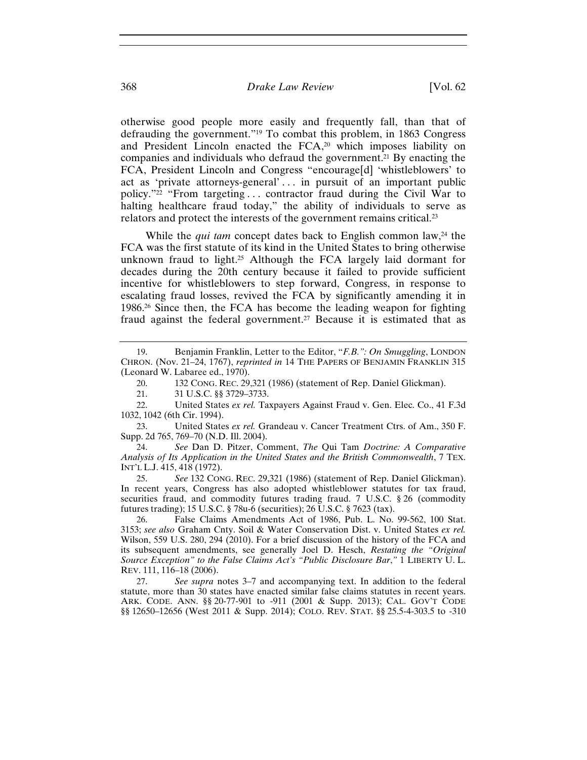otherwise good people more easily and frequently fall, than that of defrauding the government."[19] To combat this problem, in 1863 Congress and President Lincoln enacted the FCA,[20] which imposes liability on companies and individuals who defraud the government.[21] By enacting the FCA, President Lincoln and Congress "encourage[d] 'whistleblowers' to act as 'private attorneys-general' . . . in pursuit of an important public policy."[22] "From targeting . . . contractor fraud during the Civil War to halting healthcare fraud today," the ability of individuals to serve as relators and protect the interests of the government remains critical.[23]

While the *qui tam* concept dates back to English common law,[24] the FCA was the first statute of its kind in the United States to bring otherwise unknown fraud to light.[25] Although the FCA largely laid dormant for decades during the 20th century because it failed to provide sufficient incentive for whistleblowers to step forward, Congress, in response to escalating fraud losses, revived the FCA by significantly amending it in 1986.[26] Since then, the FCA has become the leading weapon for fighting fraud against the federal government.[27] Because it is estimated that as

---

19. Benjamin Franklin, Letter to the Editor, "*F.B.": On Smuggling*, LONDON CHRON. (Nov. 21–24, 1767), *reprinted in* 14 THE PAPERS OF BENJAMIN FRANKLIN 315 (Leonard W. Labaree ed., 1970).

20. 132 CONG. REC. 29,321 (1986) (statement of Rep. Daniel Glickman).

21. 31 U.S.C. §§ 3729–3733.

22. United States *ex rel.* Taxpayers Against Fraud v. Gen. Elec. Co., 41 F.3d 1032, 1042 (6th Cir. 1994).

23. United States *ex rel.* Grandeau v. Cancer Treatment Ctrs. of Am., 350 F. Supp. 2d 765, 769–70 (N.D. Ill. 2004).

24. *See* Dan D. Pitzer, Comment, *The* Qui Tam *Doctrine: A Comparative Analysis of Its Application in the United States and the British Commonwealth*, 7 TEX. INT'L L.J. 415, 418 (1972).

25. *See* 132 CONG. REC. 29,321 (1986) (statement of Rep. Daniel Glickman). In recent years, Congress has also adopted whistleblower statutes for tax fraud, securities fraud, and commodity futures trading fraud. 7 U.S.C. § 26 (commodity futures trading); 15 U.S.C. § 78u-6 (securities); 26 U.S.C. § 7623 (tax).

26. False Claims Amendments Act of 1986, Pub. L. No. 99-562, 100 Stat. 3153; *see also* Graham Cnty. Soil & Water Conservation Dist. v. United States *ex rel.* Wilson, 559 U.S. 280, 294 (2010). For a brief discussion of the history of the FCA and its subsequent amendments, see generally Joel D. Hesch, *Restating the "Original Source Exception" to the False Claims Act's "Public Disclosure Bar*,*"* 1 LIBERTY U. L. REV. 111, 116–18 (2006).

27. *See supra* notes 3–7 and accompanying text. In addition to the federal statute, more than 30 states have enacted similar false claims statutes in recent years. ARK. CODE. ANN. §§ 20-77-901 to -911 (2001 & Supp. 2013); CAL. GOV'T CODE §§ 12650–12656 (West 2011 & Supp. 2014); COLO. REV. STAT. §§ 25.5-4-303.5 to -310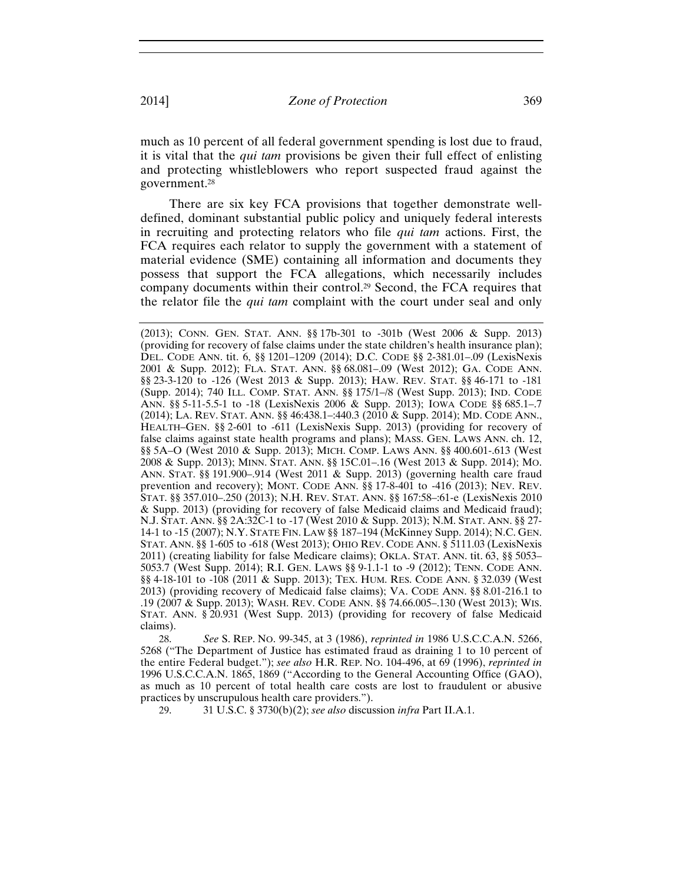much as 10 percent of all federal government spending is lost due to fraud, it is vital that the *qui tam* provisions be given their full effect of enlisting and protecting whistleblowers who report suspected fraud against the government.[28]

There are six key FCA provisions that together demonstrate well-defined, dominant substantial public policy and uniquely federal interests in recruiting and protecting relators who file *qui tam* actions. First, the FCA requires each relator to supply the government with a statement of material evidence (SME) containing all information and documents they possess that support the FCA allegations, which necessarily includes company documents within their control.[29] Second, the FCA requires that the relator file the *qui tam* complaint with the court under seal and only

---

(2013); CONN. GEN. STAT. ANN. §§ 17b-301 to -301b (West 2006 & Supp. 2013) (providing for recovery of false claims under the state children's health insurance plan); DEL. CODE ANN. tit. 6, §§ 1201–1209 (2014); D.C. CODE §§ 2-381.01–.09 (LexisNexis 2001 & Supp. 2012); FLA. STAT. ANN. §§ 68.081–.09 (West 2012); GA. CODE ANN. §§ 23-3-120 to -126 (West 2013 & Supp. 2013); HAW. REV. STAT. §§ 46-171 to -181 (Supp. 2014); 740 ILL. COMP. STAT. ANN. §§ 175/1–/8 (West Supp. 2013); IND. CODE ANN. §§ 5-11-5.5-1 to -18 (LexisNexis 2006 & Supp. 2013); IOWA CODE §§ 685.1–.7 (2014); LA. REV. STAT. ANN. §§ 46:438.1–:440.3 (2010 & Supp. 2014); MD. CODE ANN., HEALTH–GEN. §§ 2-601 to -611 (LexisNexis Supp. 2013) (providing for recovery of false claims against state health programs and plans); MASS. GEN. LAWS ANN. ch. 12, §§ 5A–O (West 2010 & Supp. 2013); MICH. COMP. LAWS ANN. §§ 400.601-.613 (West 2008 & Supp. 2013); MINN. STAT. ANN. §§ 15C.01–.16 (West 2013 & Supp. 2014); MO. ANN. STAT. §§ 191.900–.914 (West 2011 & Supp. 2013) (governing health care fraud prevention and recovery); MONT. CODE ANN. §§ 17-8-401 to -416 (2013); NEV. REV. STAT. §§ 357.010–.250 (2013); N.H. REV. STAT. ANN. §§ 167:58–:61-e (LexisNexis 2010 & Supp. 2013) (providing for recovery of false Medicaid claims and Medicaid fraud); N.J. STAT. ANN. §§ 2A:32C-1 to -17 (West 2010 & Supp. 2013); N.M. STAT. ANN. §§ 27-14-1 to -15 (2007); N.Y. STATE FIN. LAW §§ 187–194 (McKinney Supp. 2014); N.C. GEN. STAT. ANN. §§ 1-605 to -618 (West 2013); OHIO REV. CODE ANN. § 5111.03 (LexisNexis 2011) (creating liability for false Medicare claims); OKLA. STAT. ANN. tit. 63, §§ 5053–5053.7 (West Supp. 2014); R.I. GEN. LAWS §§ 9-1.1-1 to -9 (2012); TENN. CODE ANN. §§ 4-18-101 to -108 (2011 & Supp. 2013); TEX. HUM. RES. CODE ANN. § 32.039 (West 2013) (providing recovery of Medicaid false claims); VA. CODE ANN. §§ 8.01-216.1 to .19 (2007 & Supp. 2013); WASH. REV. CODE ANN. §§ 74.66.005–.130 (West 2013); WIS. STAT. ANN. § 20.931 (West Supp. 2013) (providing for recovery of false Medicaid claims).

28. *See* S. REP. NO. 99-345, at 3 (1986), *reprinted in* 1986 U.S.C.C.A.N. 5266, 5268 ("The Department of Justice has estimated fraud as draining 1 to 10 percent of the entire Federal budget."); *see also* H.R. REP. NO. 104-496, at 69 (1996), *reprinted in* 1996 U.S.C.C.A.N. 1865, 1869 ("According to the General Accounting Office (GAO), as much as 10 percent of total health care costs are lost to fraudulent or abusive practices by unscrupulous health care providers.").

29. 31 U.S.C. § 3730(b)(2); *see also* discussion *infra* Part II.A.1.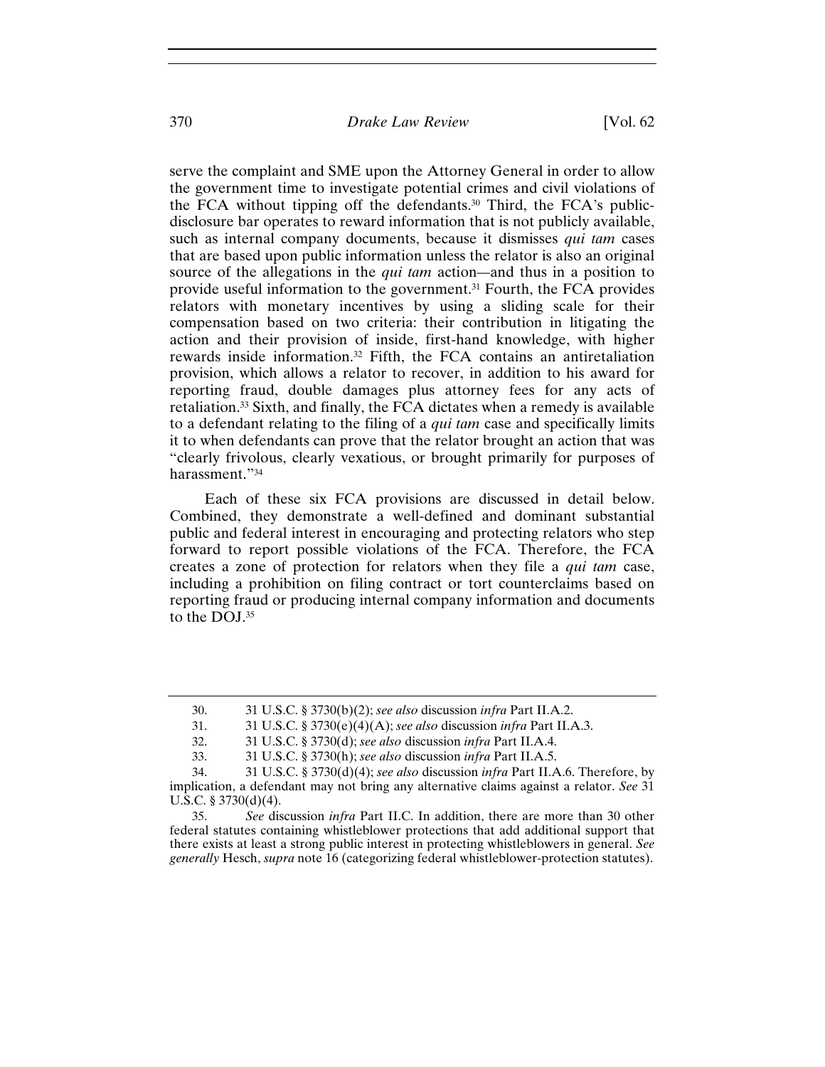serve the complaint and SME upon the Attorney General in order to allow the government time to investigate potential crimes and civil violations of the FCA without tipping off the defendants.[30] Third, the FCA's public-disclosure bar operates to reward information that is not publicly available, such as internal company documents, because it dismisses *qui tam* cases that are based upon public information unless the relator is also an original source of the allegations in the *qui tam* action—and thus in a position to provide useful information to the government.[31] Fourth, the FCA provides relators with monetary incentives by using a sliding scale for their compensation based on two criteria: their contribution in litigating the action and their provision of inside, first-hand knowledge, with higher rewards inside information.[32] Fifth, the FCA contains an antiretaliation provision, which allows a relator to recover, in addition to his award for reporting fraud, double damages plus attorney fees for any acts of retaliation.[33] Sixth, and finally, the FCA dictates when a remedy is available to a defendant relating to the filing of a *qui tam* case and specifically limits it to when defendants can prove that the relator brought an action that was "clearly frivolous, clearly vexatious, or brought primarily for purposes of harassment."[34]

Each of these six FCA provisions are discussed in detail below. Combined, they demonstrate a well-defined and dominant substantial public and federal interest in encouraging and protecting relators who step forward to report possible violations of the FCA. Therefore, the FCA creates a zone of protection for relators when they file a *qui tam* case, including a prohibition on filing contract or tort counterclaims based on reporting fraud or producing internal company information and documents to the DOJ.[35]

---

30. 31 U.S.C. § 3730(b)(2); *see also* discussion *infra* Part II.A.2.

31. 31 U.S.C. § 3730(e)(4)(A); *see also* discussion *infra* Part II.A.3.

32. 31 U.S.C. § 3730(d); *see also* discussion *infra* Part II.A.4.

33. 31 U.S.C. § 3730(h); *see also* discussion *infra* Part II.A.5.

34. 31 U.S.C. § 3730(d)(4); *see also* discussion *infra* Part II.A.6. Therefore, by implication, a defendant may not bring any alternative claims against a relator. *See* 31 U.S.C. § 3730(d)(4).

35. *See* discussion *infra* Part II.C. In addition, there are more than 30 other federal statutes containing whistleblower protections that add additional support that there exists at least a strong public interest in protecting whistleblowers in general. *See generally* Hesch, *supra* note 16 (categorizing federal whistleblower-protection statutes).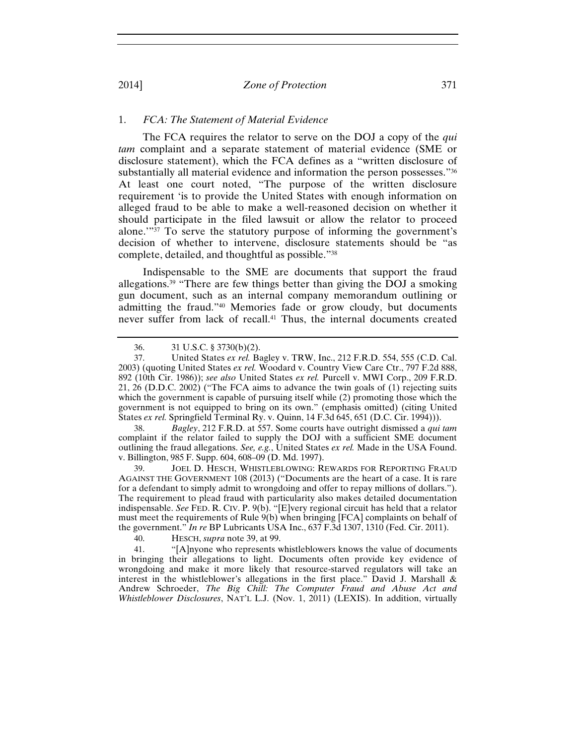### 1. *FCA: The Statement of Material Evidence*

The FCA requires the relator to serve on the DOJ a copy of the *qui tam* complaint and a separate statement of material evidence (SME or disclosure statement), which the FCA defines as a "written disclosure of substantially all material evidence and information the person possesses."[36] At least one court noted, "The purpose of the written disclosure requirement 'is to provide the United States with enough information on alleged fraud to be able to make a well-reasoned decision on whether it should participate in the filed lawsuit or allow the relator to proceed alone.'"[37] To serve the statutory purpose of informing the government's decision of whether to intervene, disclosure statements should be "as complete, detailed, and thoughtful as possible."[38]

Indispensable to the SME are documents that support the fraud allegations.[39] "There are few things better than giving the DOJ a smoking gun document, such as an internal company memorandum outlining or admitting the fraud."[40] Memories fade or grow cloudy, but documents never suffer from lack of recall.[41] Thus, the internal documents created

---

36. 31 U.S.C. § 3730(b)(2).

37. United States *ex rel.* Bagley v. TRW, Inc., 212 F.R.D. 554, 555 (C.D. Cal. 2003) (quoting United States *ex rel.* Woodard v. Country View Care Ctr., 797 F.2d 888, 892 (10th Cir. 1986)); *see also* United States *ex rel.* Purcell v. MWI Corp., 209 F.R.D. 21, 26 (D.D.C. 2002) ("The FCA aims to advance the twin goals of (1) rejecting suits which the government is capable of pursuing itself while (2) promoting those which the government is not equipped to bring on its own." (emphasis omitted) (citing United States *ex rel.* Springfield Terminal Ry. v. Quinn, 14 F.3d 645, 651 (D.C. Cir. 1994))).

38. *Bagley*, 212 F.R.D. at 557. Some courts have outright dismissed a *qui tam* complaint if the relator failed to supply the DOJ with a sufficient SME document outlining the fraud allegations. *See, e.g.*, United States *ex rel.* Made in the USA Found. v. Billington, 985 F. Supp. 604, 608–09 (D. Md. 1997).

39. JOEL D. HESCH, WHISTLEBLOWING: REWARDS FOR REPORTING FRAUD AGAINST THE GOVERNMENT 108 (2013) ("Documents are the heart of a case. It is rare for a defendant to simply admit to wrongdoing and offer to repay millions of dollars."). The requirement to plead fraud with particularity also makes detailed documentation indispensable. *See* FED. R. CIV. P. 9(b). "[E]very regional circuit has held that a relator must meet the requirements of Rule 9(b) when bringing [FCA] complaints on behalf of the government." *In re* BP Lubricants USA Inc., 637 F.3d 1307, 1310 (Fed. Cir. 2011).

40. HESCH, *supra* note 39, at 99.

41. "[A]nyone who represents whistleblowers knows the value of documents in bringing their allegations to light. Documents often provide key evidence of wrongdoing and make it more likely that resource-starved regulators will take an interest in the whistleblower's allegations in the first place." David J. Marshall & Andrew Schroeder, *The Big Chill: The Computer Fraud and Abuse Act and Whistleblower Disclosures*, NAT'L L.J. (Nov. 1, 2011) (LEXIS). In addition, virtually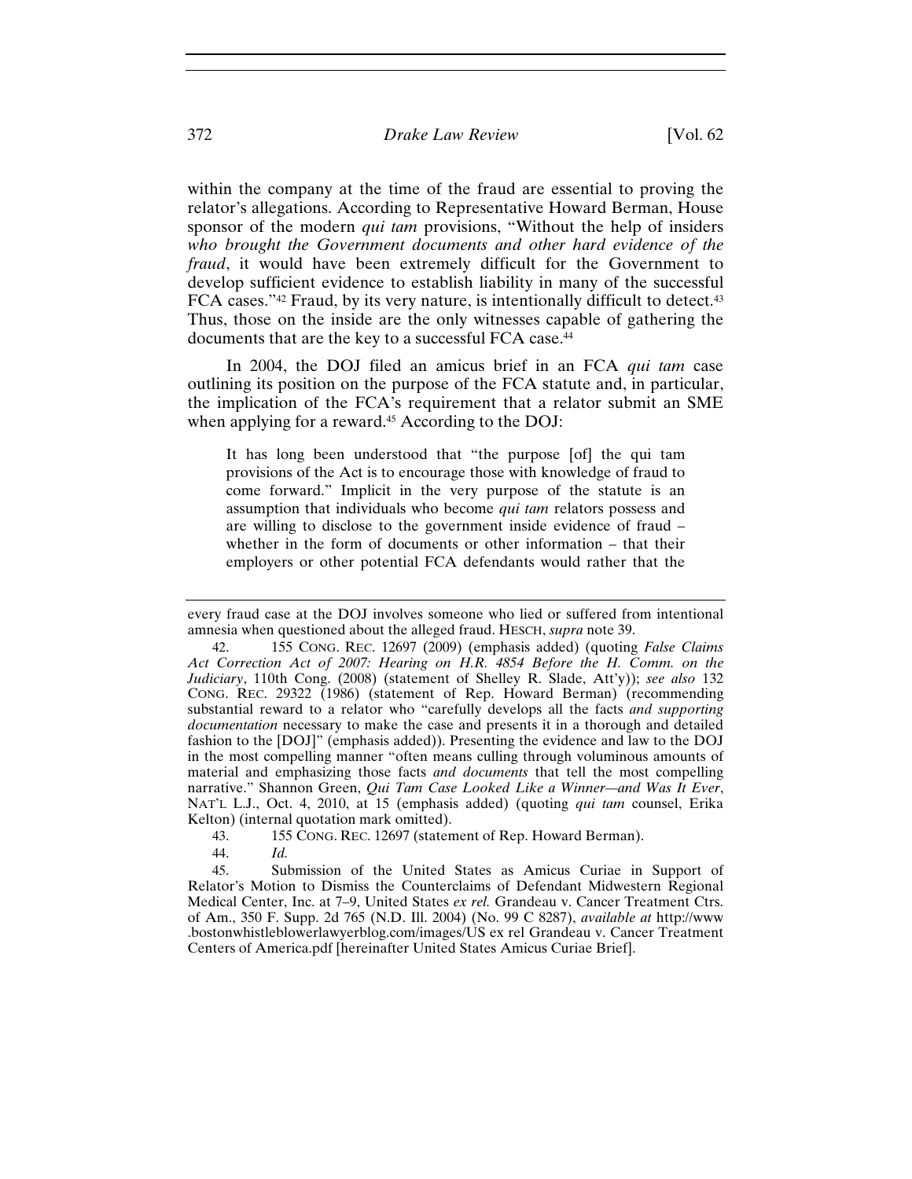within the company at the time of the fraud are essential to proving the relator's allegations. According to Representative Howard Berman, House sponsor of the modern *qui tam* provisions, "Without the help of insiders *who brought the Government documents and other hard evidence of the fraud*, it would have been extremely difficult for the Government to develop sufficient evidence to establish liability in many of the successful FCA cases."[42] Fraud, by its very nature, is intentionally difficult to detect.[43] Thus, those on the inside are the only witnesses capable of gathering the documents that are the key to a successful FCA case.[44]

In 2004, the DOJ filed an amicus brief in an FCA *qui tam* case outlining its position on the purpose of the FCA statute and, in particular, the implication of the FCA's requirement that a relator submit an SME when applying for a reward.[45] According to the DOJ:

> It has long been understood that "the purpose [of] the qui tam provisions of the Act is to encourage those with knowledge of fraud to come forward." Implicit in the very purpose of the statute is an assumption that individuals who become *qui tam* relators possess and are willing to disclose to the government inside evidence of fraud – whether in the form of documents or other information – that their employers or other potential FCA defendants would rather that the

---

every fraud case at the DOJ involves someone who lied or suffered from intentional amnesia when questioned about the alleged fraud. HESCH, *supra* note 39.

42. 155 CONG. REC. 12697 (2009) (emphasis added) (quoting *False Claims Act Correction Act of 2007: Hearing on H.R. 4854 Before the H. Comm. on the Judiciary*, 110th Cong. (2008) (statement of Shelley R. Slade, Att'y)); *see also* 132 CONG. REC. 29322 (1986) (statement of Rep. Howard Berman) (recommending substantial reward to a relator who "carefully develops all the facts *and supporting documentation* necessary to make the case and presents it in a thorough and detailed fashion to the [DOJ]" (emphasis added)). Presenting the evidence and law to the DOJ in the most compelling manner "often means culling through voluminous amounts of material and emphasizing those facts *and documents* that tell the most compelling narrative." Shannon Green, *Qui Tam Case Looked Like a Winner—and Was It Ever*, NAT'L L.J., Oct. 4, 2010, at 15 (emphasis added) (quoting *qui tam* counsel, Erika Kelton) (internal quotation mark omitted).

43. 155 CONG. REC. 12697 (statement of Rep. Howard Berman).

44. *Id.*

45. Submission of the United States as Amicus Curiae in Support of Relator's Motion to Dismiss the Counterclaims of Defendant Midwestern Regional Medical Center, Inc. at 7–9, United States *ex rel.* Grandeau v. Cancer Treatment Ctrs. of Am., 350 F. Supp. 2d 765 (N.D. Ill. 2004) (No. 99 C 8287), *available at* http://www.bostonwhistleblowerlawyerblog.com/images/US ex rel Grandeau v. Cancer Treatment Centers of America.pdf [hereinafter United States Amicus Curiae Brief].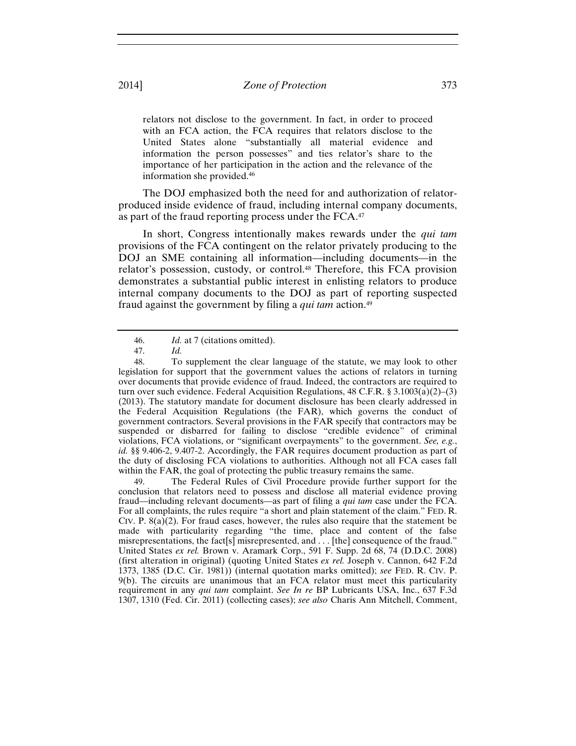> relators not disclose to the government. In fact, in order to proceed with an FCA action, the FCA requires that relators disclose to the United States alone "substantially all material evidence and information the person possesses" and ties relator's share to the importance of her participation in the action and the relevance of the information she provided.[46]

The DOJ emphasized both the need for and authorization of relator-produced inside evidence of fraud, including internal company documents, as part of the fraud reporting process under the FCA.[47]

In short, Congress intentionally makes rewards under the *qui tam* provisions of the FCA contingent on the relator privately producing to the DOJ an SME containing all information—including documents—in the relator's possession, custody, or control.[48] Therefore, this FCA provision demonstrates a substantial public interest in enlisting relators to produce internal company documents to the DOJ as part of reporting suspected fraud against the government by filing a *qui tam* action.[49]

---

46. *Id.* at 7 (citations omitted).

47. *Id.*

48. To supplement the clear language of the statute, we may look to other legislation for support that the government values the actions of relators in turning over documents that provide evidence of fraud. Indeed, the contractors are required to turn over such evidence. Federal Acquisition Regulations, 48 C.F.R. § 3.1003(a)(2)–(3) (2013). The statutory mandate for document disclosure has been clearly addressed in the Federal Acquisition Regulations (the FAR), which governs the conduct of government contractors. Several provisions in the FAR specify that contractors may be suspended or disbarred for failing to disclose "credible evidence" of criminal violations, FCA violations, or "significant overpayments" to the government. *See, e.g.*, *id.* §§ 9.406-2, 9.407-2. Accordingly, the FAR requires document production as part of the duty of disclosing FCA violations to authorities. Although not all FCA cases fall within the FAR, the goal of protecting the public treasury remains the same.

49. The Federal Rules of Civil Procedure provide further support for the conclusion that relators need to possess and disclose all material evidence proving fraud—including relevant documents—as part of filing a *qui tam* case under the FCA. For all complaints, the rules require "a short and plain statement of the claim." FED. R. CIV. P. 8(a)(2). For fraud cases, however, the rules also require that the statement be made with particularity regarding "the time, place and content of the false misrepresentations, the fact[s] misrepresented, and . . . [the] consequence of the fraud." United States *ex rel.* Brown v. Aramark Corp., 591 F. Supp. 2d 68, 74 (D.D.C. 2008) (first alteration in original) (quoting United States *ex rel.* Joseph v. Cannon, 642 F.2d 1373, 1385 (D.C. Cir. 1981)) (internal quotation marks omitted); *see* FED. R. CIV. P. 9(b). The circuits are unanimous that an FCA relator must meet this particularity requirement in any *qui tam* complaint. *See In re* BP Lubricants USA, Inc., 637 F.3d 1307, 1310 (Fed. Cir. 2011) (collecting cases); *see also* Charis Ann Mitchell, Comment,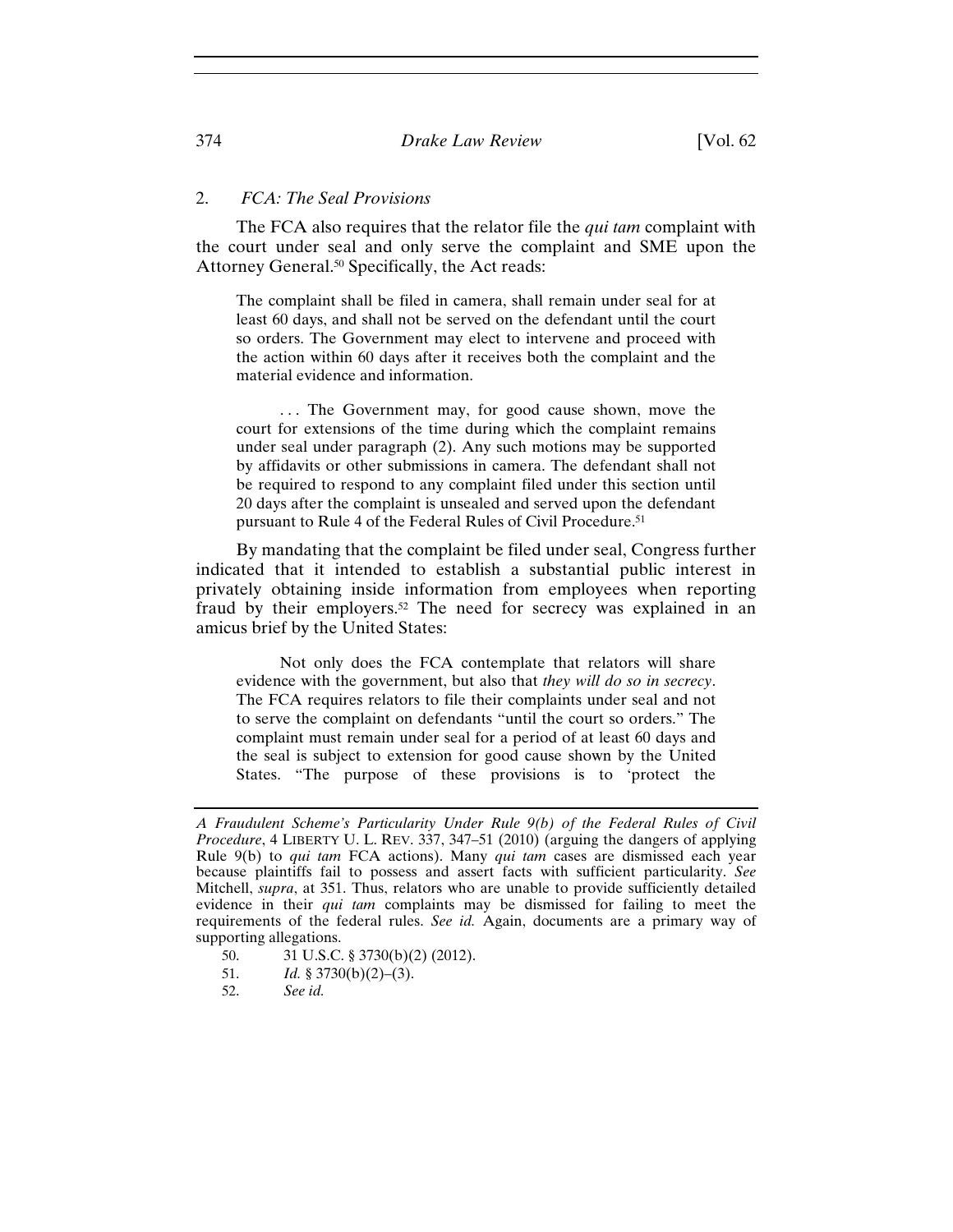### 2. *FCA: The Seal Provisions*

The FCA also requires that the relator file the *qui tam* complaint with the court under seal and only serve the complaint and SME upon the Attorney General.[50] Specifically, the Act reads:

> The complaint shall be filed in camera, shall remain under seal for at least 60 days, and shall not be served on the defendant until the court so orders. The Government may elect to intervene and proceed with the action within 60 days after it receives both the complaint and the material evidence and information.
>
> . . . The Government may, for good cause shown, move the court for extensions of the time during which the complaint remains under seal under paragraph (2). Any such motions may be supported by affidavits or other submissions in camera. The defendant shall not be required to respond to any complaint filed under this section until 20 days after the complaint is unsealed and served upon the defendant pursuant to Rule 4 of the Federal Rules of Civil Procedure.[51]

By mandating that the complaint be filed under seal, Congress further indicated that it intended to establish a substantial public interest in privately obtaining inside information from employees when reporting fraud by their employers.[52] The need for secrecy was explained in an amicus brief by the United States:

> Not only does the FCA contemplate that relators will share evidence with the government, but also that *they will do so in secrecy*. The FCA requires relators to file their complaints under seal and not to serve the complaint on defendants "until the court so orders." The complaint must remain under seal for a period of at least 60 days and the seal is subject to extension for good cause shown by the United States. "The purpose of these provisions is to 'protect the

---

*A Fraudulent Scheme's Particularity Under Rule 9(b) of the Federal Rules of Civil Procedure*, 4 LIBERTY U. L. REV. 337, 347–51 (2010) (arguing the dangers of applying Rule 9(b) to *qui tam* FCA actions). Many *qui tam* cases are dismissed each year because plaintiffs fail to possess and assert facts with sufficient particularity. *See* Mitchell, *supra*, at 351. Thus, relators who are unable to provide sufficiently detailed evidence in their *qui tam* complaints may be dismissed for failing to meet the requirements of the federal rules. *See id.* Again, documents are a primary way of supporting allegations.

50. 31 U.S.C. § 3730(b)(2) (2012).

51. *Id.* § 3730(b)(2)–(3).

52. *See id.*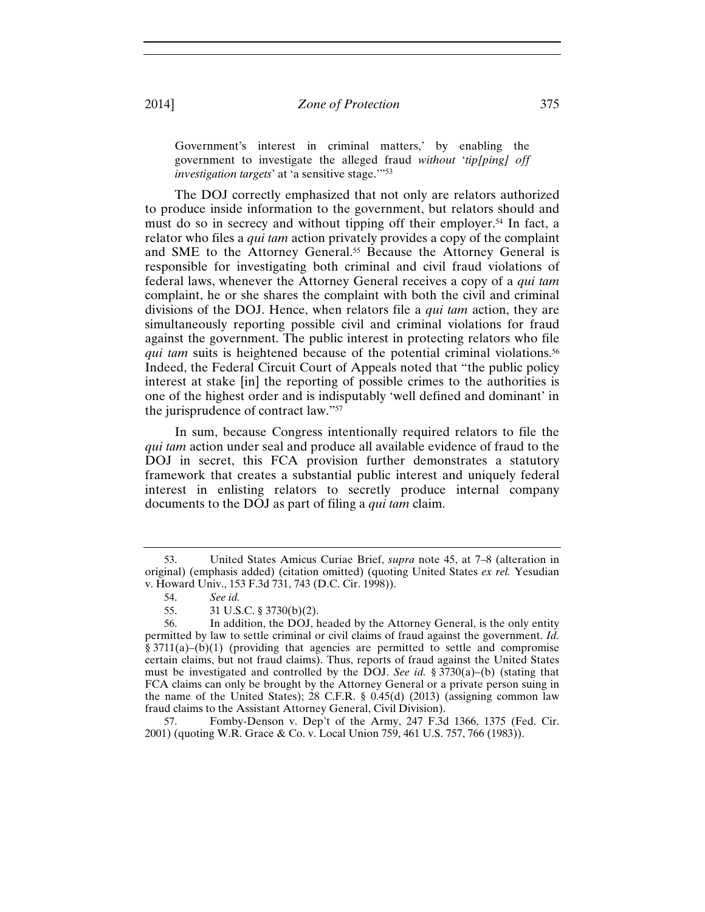> Government's interest in criminal matters,' by enabling the government to investigate the alleged fraud *without* '*tip[ping] off investigation targets*' at 'a sensitive stage.'"[53]

The DOJ correctly emphasized that not only are relators authorized to produce inside information to the government, but relators should and must do so in secrecy and without tipping off their employer.[54] In fact, a relator who files a *qui tam* action privately provides a copy of the complaint and SME to the Attorney General.[55] Because the Attorney General is responsible for investigating both criminal and civil fraud violations of federal laws, whenever the Attorney General receives a copy of a *qui tam* complaint, he or she shares the complaint with both the civil and criminal divisions of the DOJ. Hence, when relators file a *qui tam* action, they are simultaneously reporting possible civil and criminal violations for fraud against the government. The public interest in protecting relators who file *qui tam* suits is heightened because of the potential criminal violations.[56] Indeed, the Federal Circuit Court of Appeals noted that "the public policy interest at stake [in] the reporting of possible crimes to the authorities is one of the highest order and is indisputably 'well defined and dominant' in the jurisprudence of contract law."[57]

In sum, because Congress intentionally required relators to file the *qui tam* action under seal and produce all available evidence of fraud to the DOJ in secret, this FCA provision further demonstrates a statutory framework that creates a substantial public interest and uniquely federal interest in enlisting relators to secretly produce internal company documents to the DOJ as part of filing a *qui tam* claim.

---

53. United States Amicus Curiae Brief, *supra* note 45, at 7–8 (alteration in original) (emphasis added) (citation omitted) (quoting United States *ex rel.* Yesudian v. Howard Univ., 153 F.3d 731, 743 (D.C. Cir. 1998)).

54. *See id.*

55. 31 U.S.C. § 3730(b)(2).

56. In addition, the DOJ, headed by the Attorney General, is the only entity permitted by law to settle criminal or civil claims of fraud against the government. *Id.* § 3711(a)–(b)(1) (providing that agencies are permitted to settle and compromise certain claims, but not fraud claims). Thus, reports of fraud against the United States must be investigated and controlled by the DOJ. *See id.* § 3730(a)–(b) (stating that FCA claims can only be brought by the Attorney General or a private person suing in the name of the United States); 28 C.F.R. § 0.45(d) (2013) (assigning common law fraud claims to the Assistant Attorney General, Civil Division).

57. Fomby-Denson v. Dep't of the Army, 247 F.3d 1366, 1375 (Fed. Cir. 2001) (quoting W.R. Grace & Co. v. Local Union 759, 461 U.S. 757, 766 (1983)).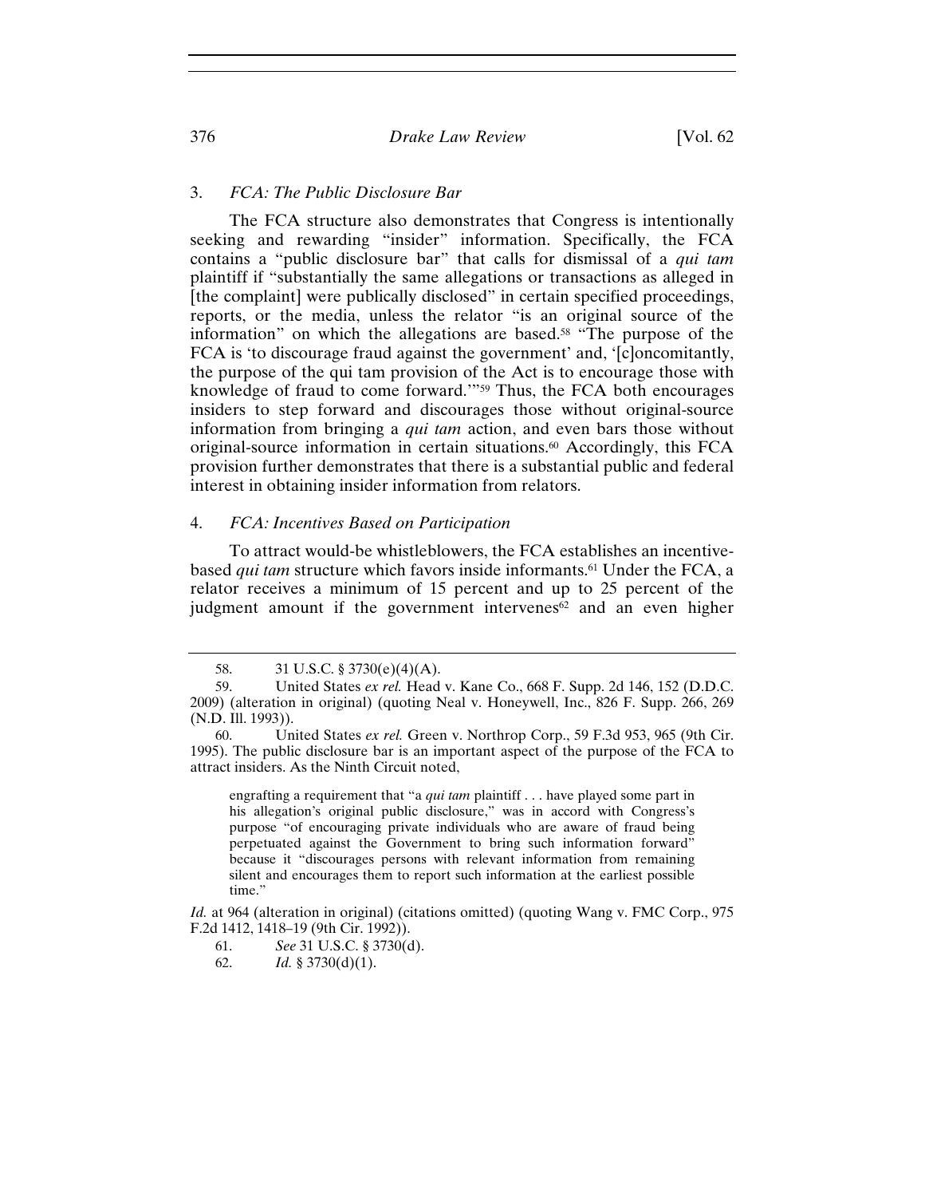### 3. *FCA: The Public Disclosure Bar*

The FCA structure also demonstrates that Congress is intentionally seeking and rewarding "insider" information. Specifically, the FCA contains a "public disclosure bar" that calls for dismissal of a *qui tam* plaintiff if "substantially the same allegations or transactions as alleged in [the complaint] were publically disclosed" in certain specified proceedings, reports, or the media, unless the relator "is an original source of the information" on which the allegations are based.[58] "The purpose of the FCA is 'to discourage fraud against the government' and, '[c]oncomitantly, the purpose of the qui tam provision of the Act is to encourage those with knowledge of fraud to come forward.'"[59] Thus, the FCA both encourages insiders to step forward and discourages those without original-source information from bringing a *qui tam* action, and even bars those without original-source information in certain situations.[60] Accordingly, this FCA provision further demonstrates that there is a substantial public and federal interest in obtaining insider information from relators.

### 4. *FCA: Incentives Based on Participation*

To attract would-be whistleblowers, the FCA establishes an incentive-based *qui tam* structure which favors inside informants.[61] Under the FCA, a relator receives a minimum of 15 percent and up to 25 percent of the judgment amount if the government intervenes[62] and an even higher

---

58. 31 U.S.C. § 3730(e)(4)(A).

59. United States *ex rel.* Head v. Kane Co., 668 F. Supp. 2d 146, 152 (D.D.C. 2009) (alteration in original) (quoting Neal v. Honeywell, Inc., 826 F. Supp. 266, 269 (N.D. Ill. 1993)).

60. United States *ex rel.* Green v. Northrop Corp., 59 F.3d 953, 965 (9th Cir. 1995). The public disclosure bar is an important aspect of the purpose of the FCA to attract insiders. As the Ninth Circuit noted,

> engrafting a requirement that "a *qui tam* plaintiff . . . have played some part in his allegation's original public disclosure," was in accord with Congress's purpose "of encouraging private individuals who are aware of fraud being perpetuated against the Government to bring such information forward" because it "discourages persons with relevant information from remaining silent and encourages them to report such information at the earliest possible time."

*Id.* at 964 (alteration in original) (citations omitted) (quoting Wang v. FMC Corp., 975 F.2d 1412, 1418–19 (9th Cir. 1992)).

61. *See* 31 U.S.C. § 3730(d).

62. *Id.* § 3730(d)(1).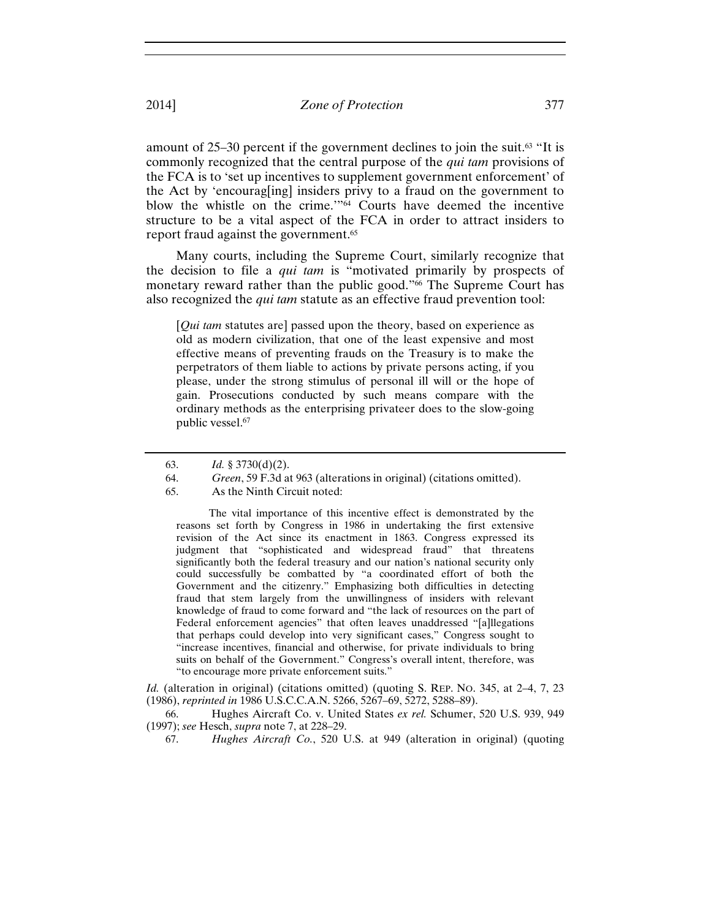amount of 25–30 percent if the government declines to join the suit.[63] "It is commonly recognized that the central purpose of the *qui tam* provisions of the FCA is to 'set up incentives to supplement government enforcement' of the Act by 'encourag[ing] insiders privy to a fraud on the government to blow the whistle on the crime.'"[64] Courts have deemed the incentive structure to be a vital aspect of the FCA in order to attract insiders to report fraud against the government.[65]

Many courts, including the Supreme Court, similarly recognize that the decision to file a *qui tam* is "motivated primarily by prospects of monetary reward rather than the public good."[66] The Supreme Court has also recognized the *qui tam* statute as an effective fraud prevention tool:

> [*Qui tam* statutes are] passed upon the theory, based on experience as old as modern civilization, that one of the least expensive and most effective means of preventing frauds on the Treasury is to make the perpetrators of them liable to actions by private persons acting, if you please, under the strong stimulus of personal ill will or the hope of gain. Prosecutions conducted by such means compare with the ordinary methods as the enterprising privateer does to the slow-going public vessel.[67]

---

63. *Id.* § 3730(d)(2).

64. *Green*, 59 F.3d at 963 (alterations in original) (citations omitted).

65. As the Ninth Circuit noted:

> The vital importance of this incentive effect is demonstrated by the reasons set forth by Congress in 1986 in undertaking the first extensive revision of the Act since its enactment in 1863. Congress expressed its judgment that "sophisticated and widespread fraud" that threatens significantly both the federal treasury and our nation's national security only could successfully be combatted by "a coordinated effort of both the Government and the citizenry." Emphasizing both difficulties in detecting fraud that stem largely from the unwillingness of insiders with relevant knowledge of fraud to come forward and "the lack of resources on the part of Federal enforcement agencies" that often leaves unaddressed "[a]llegations that perhaps could develop into very significant cases," Congress sought to "increase incentives, financial and otherwise, for private individuals to bring suits on behalf of the Government." Congress's overall intent, therefore, was "to encourage more private enforcement suits."

*Id.* (alteration in original) (citations omitted) (quoting S. REP. NO. 345, at 2–4, 7, 23 (1986), *reprinted in* 1986 U.S.C.C.A.N. 5266, 5267–69, 5272, 5288–89).

66. Hughes Aircraft Co. v. United States *ex rel.* Schumer, 520 U.S. 939, 949 (1997); *see* Hesch, *supra* note 7, at 228–29.

67. *Hughes Aircraft Co.*, 520 U.S. at 949 (alteration in original) (quoting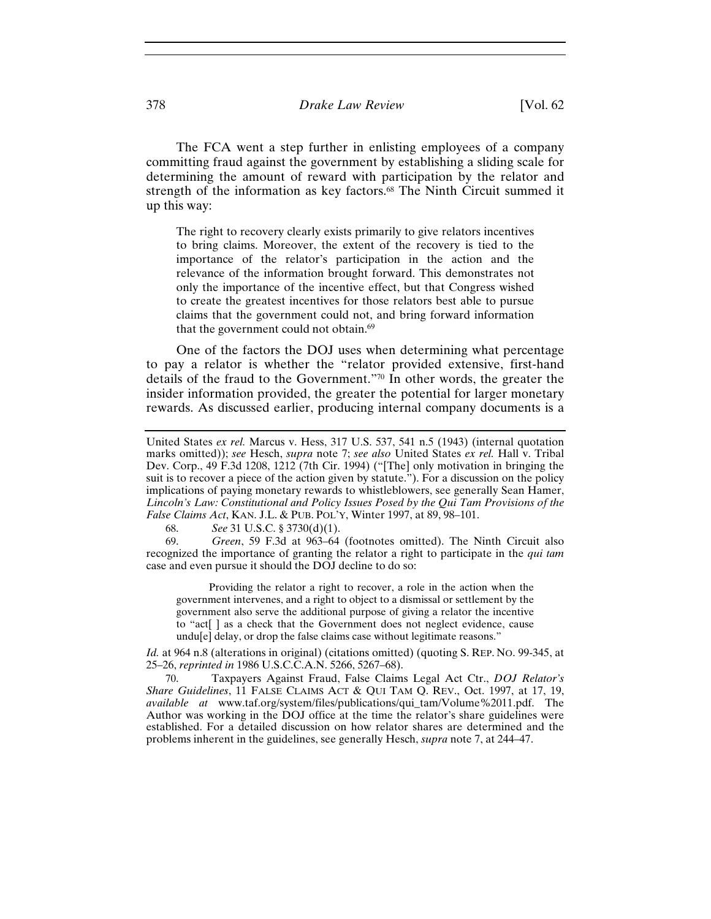The FCA went a step further in enlisting employees of a company committing fraud against the government by establishing a sliding scale for determining the amount of reward with participation by the relator and strength of the information as key factors.[68] The Ninth Circuit summed it up this way:

> The right to recovery clearly exists primarily to give relators incentives to bring claims. Moreover, the extent of the recovery is tied to the importance of the relator's participation in the action and the relevance of the information brought forward. This demonstrates not only the importance of the incentive effect, but that Congress wished to create the greatest incentives for those relators best able to pursue claims that the government could not, and bring forward information that the government could not obtain.[69]

One of the factors the DOJ uses when determining what percentage to pay a relator is whether the "relator provided extensive, first-hand details of the fraud to the Government."[70] In other words, the greater the insider information provided, the greater the potential for larger monetary rewards. As discussed earlier, producing internal company documents is a

---

United States *ex rel.* Marcus v. Hess, 317 U.S. 537, 541 n.5 (1943) (internal quotation marks omitted)); *see* Hesch, *supra* note 7; *see also* United States *ex rel.* Hall v. Tribal Dev. Corp., 49 F.3d 1208, 1212 (7th Cir. 1994) ("[The] only motivation in bringing the suit is to recover a piece of the action given by statute."). For a discussion on the policy implications of paying monetary rewards to whistleblowers, see generally Sean Hamer, *Lincoln's Law: Constitutional and Policy Issues Posed by the Qui Tam Provisions of the False Claims Act*, KAN. J.L. & PUB. POL'Y, Winter 1997, at 89, 98–101.

68. *See* 31 U.S.C. § 3730(d)(1).

69. *Green*, 59 F.3d at 963–64 (footnotes omitted). The Ninth Circuit also recognized the importance of granting the relator a right to participate in the *qui tam* case and even pursue it should the DOJ decline to do so:

> Providing the relator a right to recover, a role in the action when the government intervenes, and a right to object to a dismissal or settlement by the government also serve the additional purpose of giving a relator the incentive to "act[ ] as a check that the Government does not neglect evidence, cause undu[e] delay, or drop the false claims case without legitimate reasons."

*Id.* at 964 n.8 (alterations in original) (citations omitted) (quoting S. REP. NO. 99-345, at 25–26, *reprinted in* 1986 U.S.C.C.A.N. 5266, 5267–68).

70. Taxpayers Against Fraud, False Claims Legal Act Ctr., *DOJ Relator's Share Guidelines*, 11 FALSE CLAIMS ACT & QUI TAM Q. REV., Oct. 1997, at 17, 19, *available at* www.taf.org/system/files/publications/qui_tam/Volume%2011.pdf. The Author was working in the DOJ office at the time the relator's share guidelines were established. For a detailed discussion on how relator shares are determined and the problems inherent in the guidelines, see generally Hesch, *supra* note 7, at 244–47.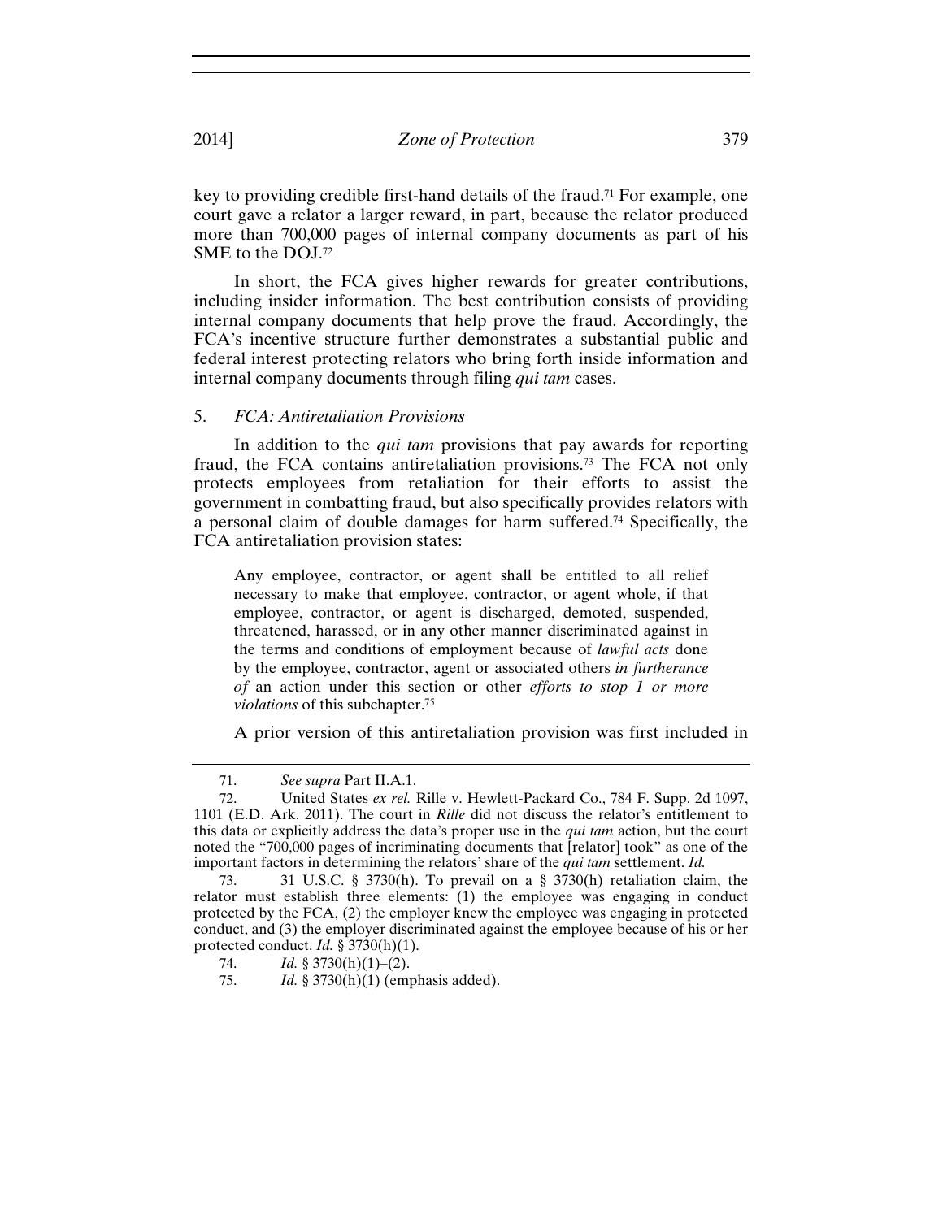key to providing credible first-hand details of the fraud.[71] For example, one court gave a relator a larger reward, in part, because the relator produced more than 700,000 pages of internal company documents as part of his SME to the DOJ.[72]

In short, the FCA gives higher rewards for greater contributions, including insider information. The best contribution consists of providing internal company documents that help prove the fraud. Accordingly, the FCA's incentive structure further demonstrates a substantial public and federal interest protecting relators who bring forth inside information and internal company documents through filing *qui tam* cases.

### 5. *FCA: Antiretaliation Provisions*

In addition to the *qui tam* provisions that pay awards for reporting fraud, the FCA contains antiretaliation provisions.[73] The FCA not only protects employees from retaliation for their efforts to assist the government in combatting fraud, but also specifically provides relators with a personal claim of double damages for harm suffered.[74] Specifically, the FCA antiretaliation provision states:

> Any employee, contractor, or agent shall be entitled to all relief necessary to make that employee, contractor, or agent whole, if that employee, contractor, or agent is discharged, demoted, suspended, threatened, harassed, or in any other manner discriminated against in the terms and conditions of employment because of *lawful acts* done by the employee, contractor, agent or associated others *in furtherance of* an action under this section or other *efforts to stop 1 or more violations* of this subchapter.[75]

A prior version of this antiretaliation provision was first included in

---

71. *See supra* Part II.A.1.

72. United States *ex rel.* Rille v. Hewlett-Packard Co., 784 F. Supp. 2d 1097, 1101 (E.D. Ark. 2011). The court in *Rille* did not discuss the relator's entitlement to this data or explicitly address the data's proper use in the *qui tam* action, but the court noted the "700,000 pages of incriminating documents that [relator] took" as one of the important factors in determining the relators' share of the *qui tam* settlement. *Id.*

73. 31 U.S.C. § 3730(h). To prevail on a § 3730(h) retaliation claim, the relator must establish three elements: (1) the employee was engaging in conduct protected by the FCA, (2) the employer knew the employee was engaging in protected conduct, and (3) the employer discriminated against the employee because of his or her protected conduct. *Id.* § 3730(h)(1).

74. *Id.* § 3730(h)(1)–(2).

75. *Id.* § 3730(h)(1) (emphasis added).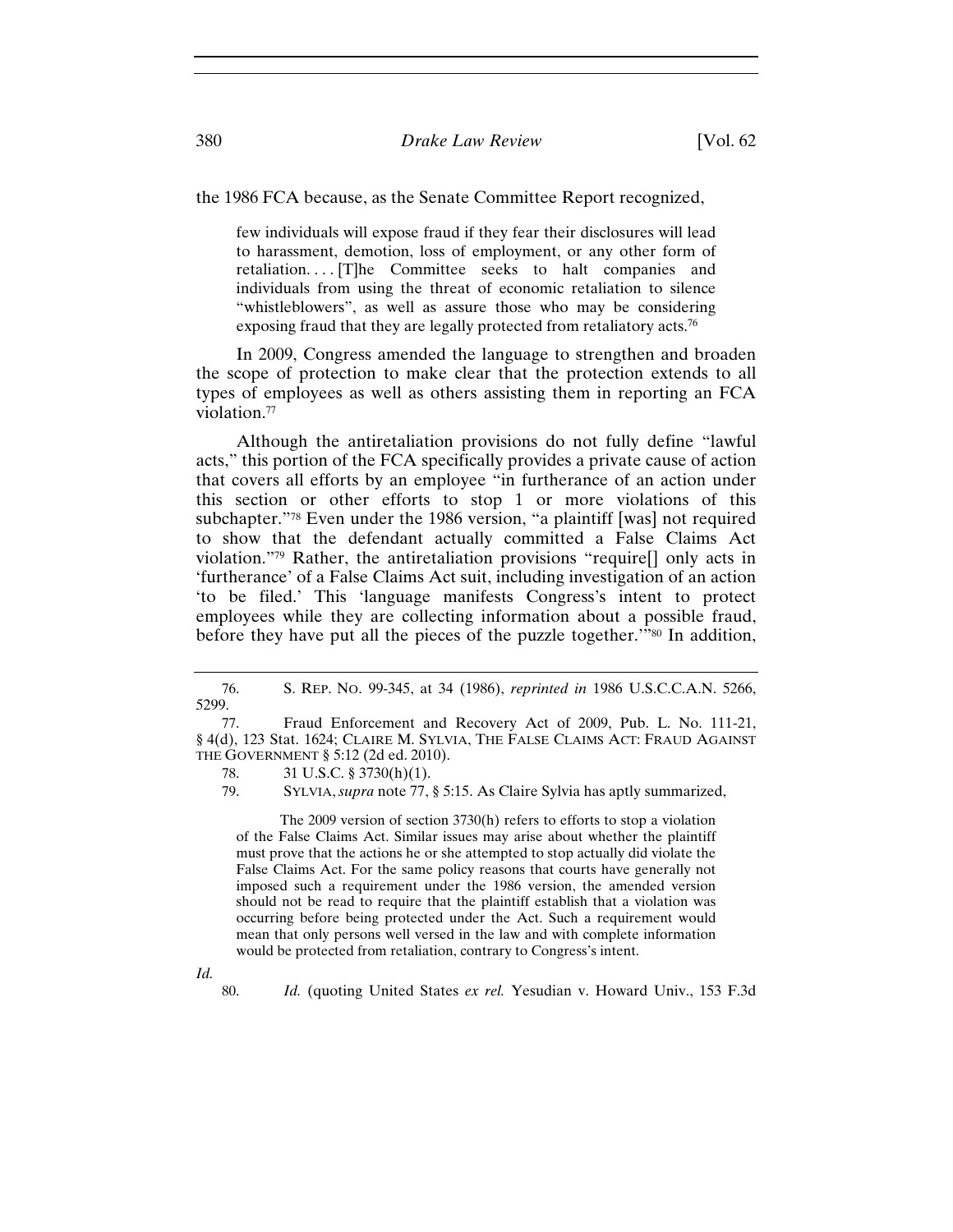the 1986 FCA because, as the Senate Committee Report recognized,

> few individuals will expose fraud if they fear their disclosures will lead to harassment, demotion, loss of employment, or any other form of retaliation. . . . [T]he Committee seeks to halt companies and individuals from using the threat of economic retaliation to silence "whistleblowers", as well as assure those who may be considering exposing fraud that they are legally protected from retaliatory acts.[76]

In 2009, Congress amended the language to strengthen and broaden the scope of protection to make clear that the protection extends to all types of employees as well as others assisting them in reporting an FCA violation.[77]

Although the antiretaliation provisions do not fully define "lawful acts," this portion of the FCA specifically provides a private cause of action that covers all efforts by an employee "in furtherance of an action under this section or other efforts to stop 1 or more violations of this subchapter."[78] Even under the 1986 version, "a plaintiff [was] not required to show that the defendant actually committed a False Claims Act violation."[79] Rather, the antiretaliation provisions "require[] only acts in 'furtherance' of a False Claims Act suit, including investigation of an action 'to be filed.' This 'language manifests Congress's intent to protect employees while they are collecting information about a possible fraud, before they have put all the pieces of the puzzle together.'"[80] In addition,

---

76. S. REP. NO. 99-345, at 34 (1986), *reprinted in* 1986 U.S.C.C.A.N. 5266, 5299.

77. Fraud Enforcement and Recovery Act of 2009, Pub. L. No. 111-21, § 4(d), 123 Stat. 1624; CLAIRE M. SYLVIA, THE FALSE CLAIMS ACT: FRAUD AGAINST THE GOVERNMENT § 5:12 (2d ed. 2010).

78. 31 U.S.C. § 3730(h)(1).

79. SYLVIA, *supra* note 77, § 5:15. As Claire Sylvia has aptly summarized,

> The 2009 version of section 3730(h) refers to efforts to stop a violation of the False Claims Act. Similar issues may arise about whether the plaintiff must prove that the actions he or she attempted to stop actually did violate the False Claims Act. For the same policy reasons that courts have generally not imposed such a requirement under the 1986 version, the amended version should not be read to require that the plaintiff establish that a violation was occurring before being protected under the Act. Such a requirement would mean that only persons well versed in the law and with complete information would be protected from retaliation, contrary to Congress's intent.

*Id.*

80. *Id.* (quoting United States *ex rel.* Yesudian v. Howard Univ., 153 F.3d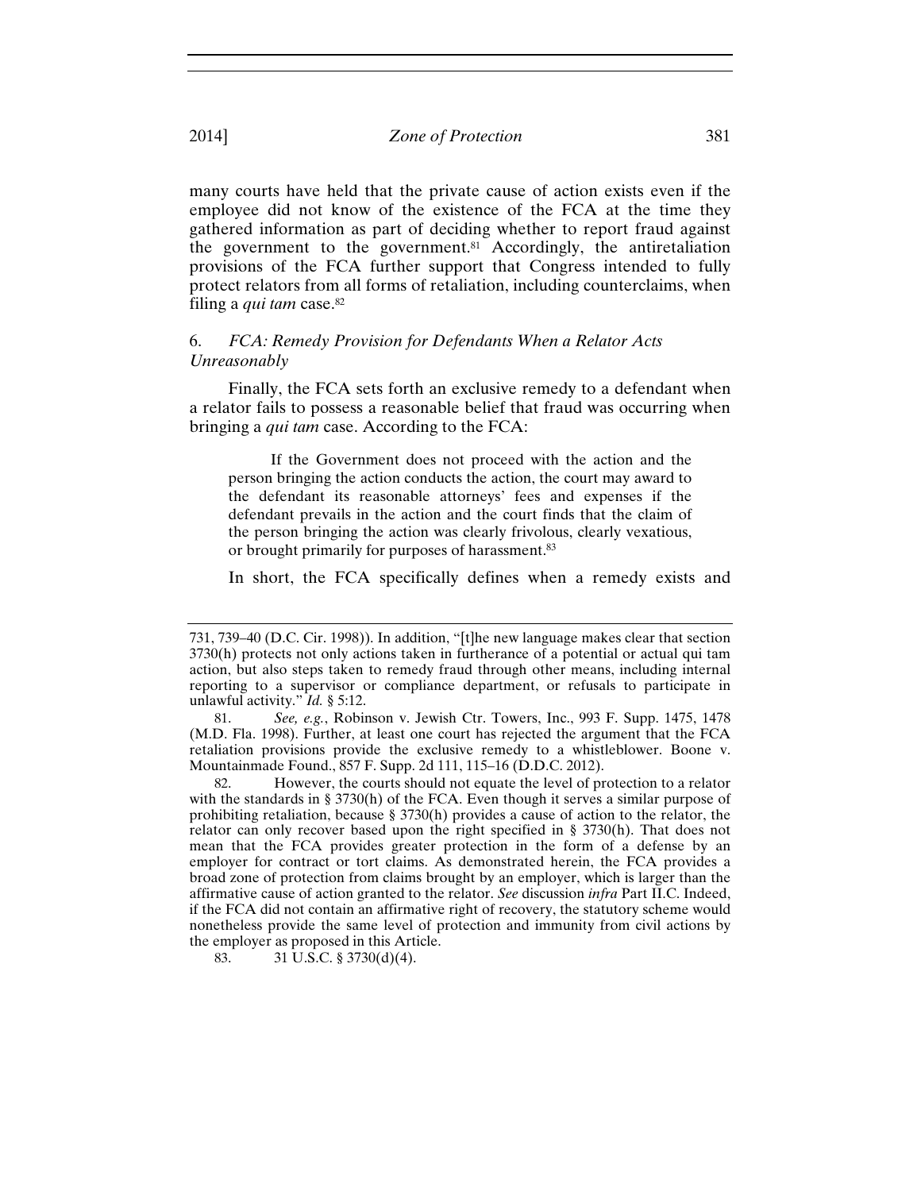many courts have held that the private cause of action exists even if the employee did not know of the existence of the FCA at the time they gathered information as part of deciding whether to report fraud against the government to the government.[81] Accordingly, the antiretaliation provisions of the FCA further support that Congress intended to fully protect relators from all forms of retaliation, including counterclaims, when filing a *qui tam* case.[82]

### 6. *FCA: Remedy Provision for Defendants When a Relator Acts Unreasonably*

Finally, the FCA sets forth an exclusive remedy to a defendant when a relator fails to possess a reasonable belief that fraud was occurring when bringing a *qui tam* case. According to the FCA:

> If the Government does not proceed with the action and the person bringing the action conducts the action, the court may award to the defendant its reasonable attorneys' fees and expenses if the defendant prevails in the action and the court finds that the claim of the person bringing the action was clearly frivolous, clearly vexatious, or brought primarily for purposes of harassment.[83]

In short, the FCA specifically defines when a remedy exists and

---

731, 739–40 (D.C. Cir. 1998)). In addition, "[t]he new language makes clear that section 3730(h) protects not only actions taken in furtherance of a potential or actual qui tam action, but also steps taken to remedy fraud through other means, including internal reporting to a supervisor or compliance department, or refusals to participate in unlawful activity." *Id.* § 5:12.

81. *See, e.g.*, Robinson v. Jewish Ctr. Towers, Inc., 993 F. Supp. 1475, 1478 (M.D. Fla. 1998). Further, at least one court has rejected the argument that the FCA retaliation provisions provide the exclusive remedy to a whistleblower. Boone v. Mountainmade Found., 857 F. Supp. 2d 111, 115–16 (D.D.C. 2012).

82. However, the courts should not equate the level of protection to a relator with the standards in § 3730(h) of the FCA. Even though it serves a similar purpose of prohibiting retaliation, because § 3730(h) provides a cause of action to the relator, the relator can only recover based upon the right specified in § 3730(h). That does not mean that the FCA provides greater protection in the form of a defense by an employer for contract or tort claims. As demonstrated herein, the FCA provides a broad zone of protection from claims brought by an employer, which is larger than the affirmative cause of action granted to the relator. *See* discussion *infra* Part II.C. Indeed, if the FCA did not contain an affirmative right of recovery, the statutory scheme would nonetheless provide the same level of protection and immunity from civil actions by the employer as proposed in this Article.

83. 31 U.S.C. § 3730(d)(4).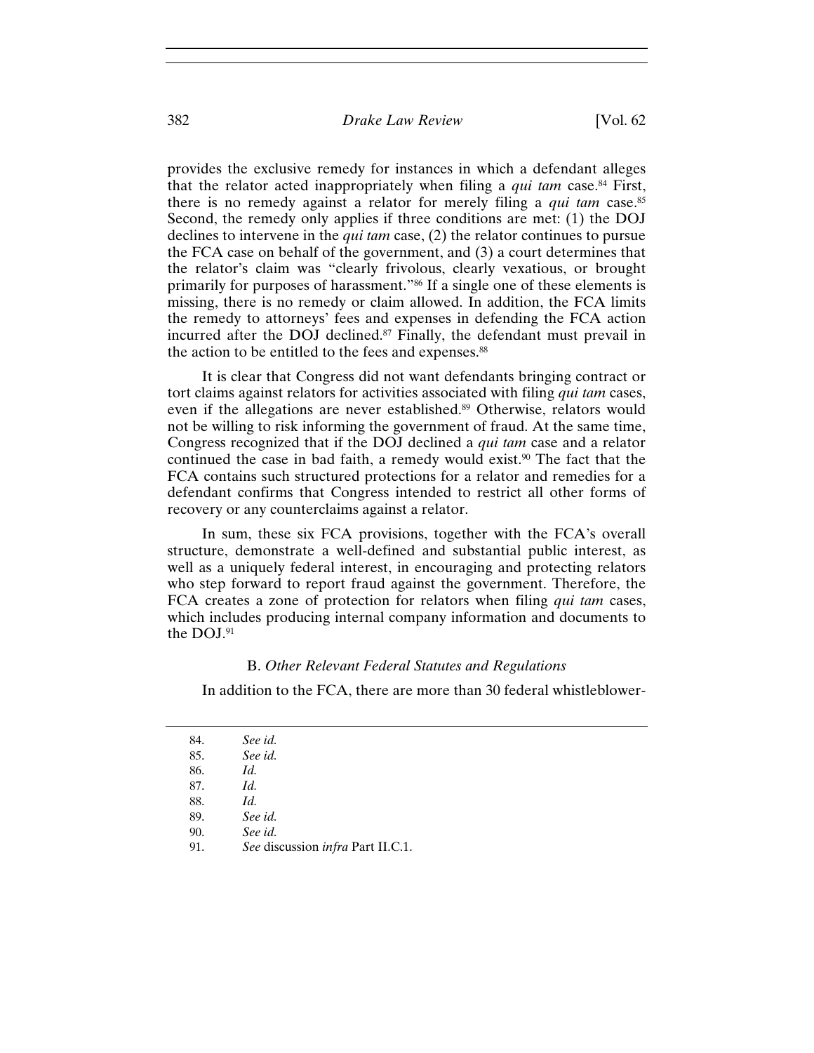provides the exclusive remedy for instances in which a defendant alleges that the relator acted inappropriately when filing a *qui tam* case.[84] First, there is no remedy against a relator for merely filing a *qui tam* case.[85] Second, the remedy only applies if three conditions are met: (1) the DOJ declines to intervene in the *qui tam* case, (2) the relator continues to pursue the FCA case on behalf of the government, and (3) a court determines that the relator's claim was "clearly frivolous, clearly vexatious, or brought primarily for purposes of harassment."[86] If a single one of these elements is missing, there is no remedy or claim allowed. In addition, the FCA limits the remedy to attorneys' fees and expenses in defending the FCA action incurred after the DOJ declined.[87] Finally, the defendant must prevail in the action to be entitled to the fees and expenses.[88]

It is clear that Congress did not want defendants bringing contract or tort claims against relators for activities associated with filing *qui tam* cases, even if the allegations are never established.[89] Otherwise, relators would not be willing to risk informing the government of fraud. At the same time, Congress recognized that if the DOJ declined a *qui tam* case and a relator continued the case in bad faith, a remedy would exist.[90] The fact that the FCA contains such structured protections for a relator and remedies for a defendant confirms that Congress intended to restrict all other forms of recovery or any counterclaims against a relator.

In sum, these six FCA provisions, together with the FCA's overall structure, demonstrate a well-defined and substantial public interest, as well as a uniquely federal interest, in encouraging and protecting relators who step forward to report fraud against the government. Therefore, the FCA creates a zone of protection for relators when filing *qui tam* cases, which includes producing internal company information and documents to the DOJ.[91]

### B. *Other Relevant Federal Statutes and Regulations*

In addition to the FCA, there are more than 30 federal whistleblower-

---

84. *See id.*
85. *See id.*
86. *Id.*
87. *Id.*
88. *Id.*
89. *See id.*
90. *See id.*
91. *See* discussion *infra* Part II.C.1.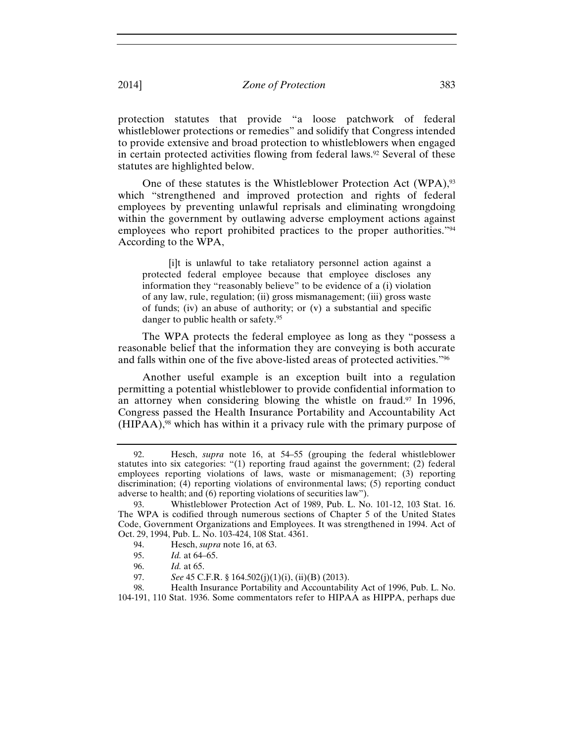protection statutes that provide "a loose patchwork of federal whistleblower protections or remedies" and solidify that Congress intended to provide extensive and broad protection to whistleblowers when engaged in certain protected activities flowing from federal laws.[92] Several of these statutes are highlighted below.

One of these statutes is the Whistleblower Protection Act (WPA),[93] which "strengthened and improved protection and rights of federal employees by preventing unlawful reprisals and eliminating wrongdoing within the government by outlawing adverse employment actions against employees who report prohibited practices to the proper authorities."[94] According to the WPA,

> [i]t is unlawful to take retaliatory personnel action against a protected federal employee because that employee discloses any information they "reasonably believe" to be evidence of a (i) violation of any law, rule, regulation; (ii) gross mismanagement; (iii) gross waste of funds; (iv) an abuse of authority; or (v) a substantial and specific danger to public health or safety.[95]

The WPA protects the federal employee as long as they "possess a reasonable belief that the information they are conveying is both accurate and falls within one of the five above-listed areas of protected activities."[96]

Another useful example is an exception built into a regulation permitting a potential whistleblower to provide confidential information to an attorney when considering blowing the whistle on fraud.[97] In 1996, Congress passed the Health Insurance Portability and Accountability Act (HIPAA),[98] which has within it a privacy rule with the primary purpose of

---

92. Hesch, *supra* note 16, at 54–55 (grouping the federal whistleblower statutes into six categories: "(1) reporting fraud against the government; (2) federal employees reporting violations of laws, waste or mismanagement; (3) reporting discrimination; (4) reporting violations of environmental laws; (5) reporting conduct adverse to health; and (6) reporting violations of securities law").

93. Whistleblower Protection Act of 1989, Pub. L. No. 101-12, 103 Stat. 16. The WPA is codified through numerous sections of Chapter 5 of the United States Code, Government Organizations and Employees. It was strengthened in 1994. Act of Oct. 29, 1994, Pub. L. No. 103-424, 108 Stat. 4361.

94. Hesch, *supra* note 16, at 63.

95. *Id.* at 64–65.

96. *Id.* at 65.

97. *See* 45 C.F.R. § 164.502(j)(1)(i), (ii)(B) (2013).

98. Health Insurance Portability and Accountability Act of 1996, Pub. L. No. 104-191, 110 Stat. 1936. Some commentators refer to HIPAA as HIPPA, perhaps due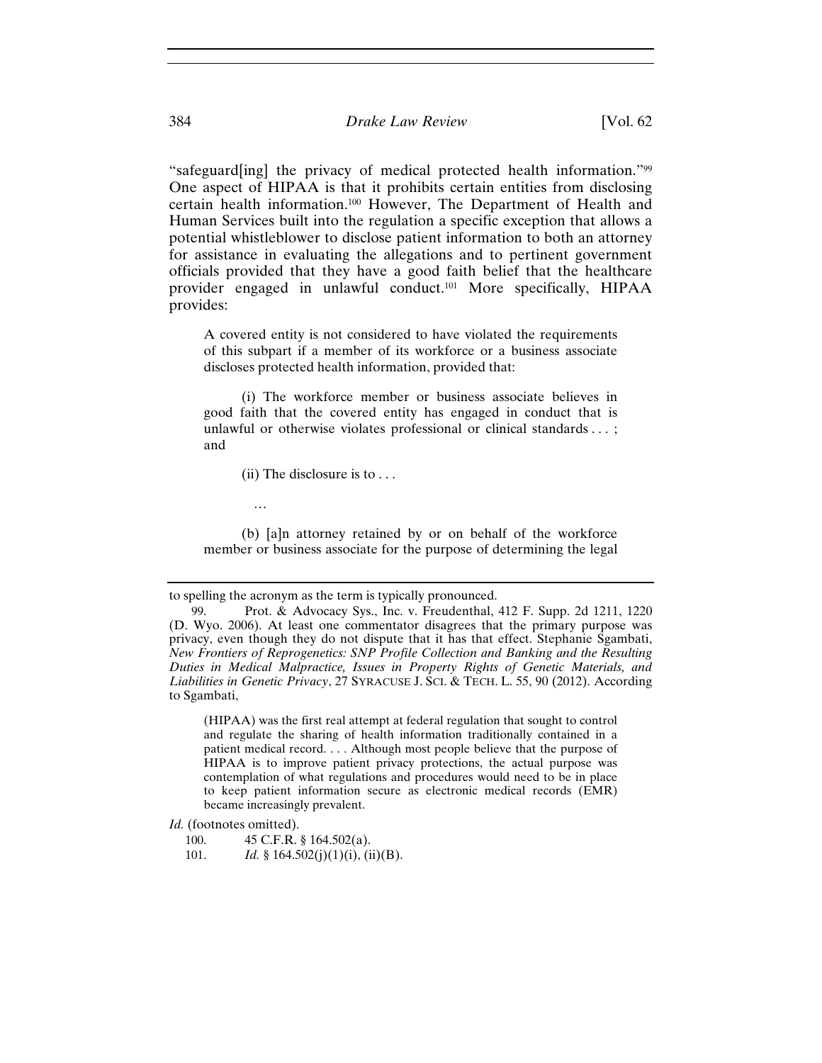"safeguard[ing] the privacy of medical protected health information."[99] One aspect of HIPAA is that it prohibits certain entities from disclosing certain health information.[100] However, The Department of Health and Human Services built into the regulation a specific exception that allows a potential whistleblower to disclose patient information to both an attorney for assistance in evaluating the allegations and to pertinent government officials provided that they have a good faith belief that the healthcare provider engaged in unlawful conduct.[101] More specifically, HIPAA provides:

> A covered entity is not considered to have violated the requirements of this subpart if a member of its workforce or a business associate discloses protected health information, provided that:
>
> (i) The workforce member or business associate believes in good faith that the covered entity has engaged in conduct that is unlawful or otherwise violates professional or clinical standards . . . ; and
>
> (ii) The disclosure is to . . .
>
> …
>
> (b) [a]n attorney retained by or on behalf of the workforce member or business associate for the purpose of determining the legal

---

to spelling the acronym as the term is typically pronounced.

99. Prot. & Advocacy Sys., Inc. v. Freudenthal, 412 F. Supp. 2d 1211, 1220 (D. Wyo. 2006). At least one commentator disagrees that the primary purpose was privacy, even though they do not dispute that it has that effect. Stephanie Sgambati, *New Frontiers of Reprogenetics: SNP Profile Collection and Banking and the Resulting Duties in Medical Malpractice, Issues in Property Rights of Genetic Materials, and Liabilities in Genetic Privacy*, 27 SYRACUSE J. SCI. & TECH. L. 55, 90 (2012). According to Sgambati,

> (HIPAA) was the first real attempt at federal regulation that sought to control and regulate the sharing of health information traditionally contained in a patient medical record. . . . Although most people believe that the purpose of HIPAA is to improve patient privacy protections, the actual purpose was contemplation of what regulations and procedures would need to be in place to keep patient information secure as electronic medical records (EMR) became increasingly prevalent.

*Id.* (footnotes omitted).

100. 45 C.F.R. § 164.502(a).

101. *Id.* § 164.502(j)(1)(i), (ii)(B).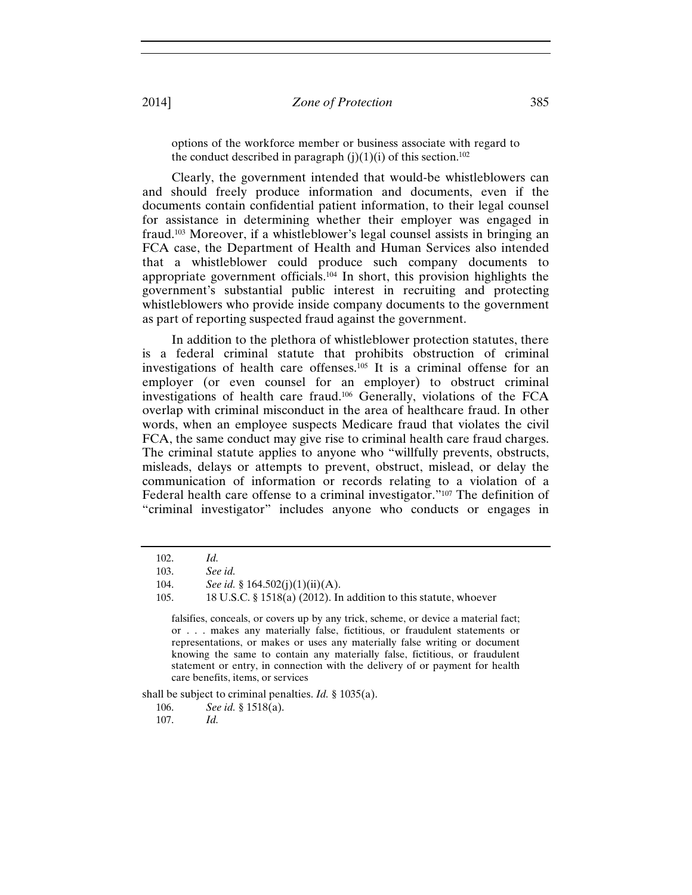> options of the workforce member or business associate with regard to the conduct described in paragraph (j)(1)(i) of this section.[102]

Clearly, the government intended that would-be whistleblowers can and should freely produce information and documents, even if the documents contain confidential patient information, to their legal counsel for assistance in determining whether their employer was engaged in fraud.[103] Moreover, if a whistleblower's legal counsel assists in bringing an FCA case, the Department of Health and Human Services also intended that a whistleblower could produce such company documents to appropriate government officials.[104] In short, this provision highlights the government's substantial public interest in recruiting and protecting whistleblowers who provide inside company documents to the government as part of reporting suspected fraud against the government.

In addition to the plethora of whistleblower protection statutes, there is a federal criminal statute that prohibits obstruction of criminal investigations of health care offenses.[105] It is a criminal offense for an employer (or even counsel for an employer) to obstruct criminal investigations of health care fraud.[106] Generally, violations of the FCA overlap with criminal misconduct in the area of healthcare fraud. In other words, when an employee suspects Medicare fraud that violates the civil FCA, the same conduct may give rise to criminal health care fraud charges. The criminal statute applies to anyone who "willfully prevents, obstructs, misleads, delays or attempts to prevent, obstruct, mislead, or delay the communication of information or records relating to a violation of a Federal health care offense to a criminal investigator."[107] The definition of "criminal investigator" includes anyone who conducts or engages in

---

102. *Id.*

103. *See id.*

104. *See id.* § 164.502(j)(1)(ii)(A).

105. 18 U.S.C. § 1518(a) (2012). In addition to this statute, whoever

> falsifies, conceals, or covers up by any trick, scheme, or device a material fact; or . . . makes any materially false, fictitious, or fraudulent statements or representations, or makes or uses any materially false writing or document knowing the same to contain any materially false, fictitious, or fraudulent statement or entry, in connection with the delivery of or payment for health care benefits, items, or services

shall be subject to criminal penalties. *Id.* § 1035(a).

106. *See id.* § 1518(a).

107. *Id.*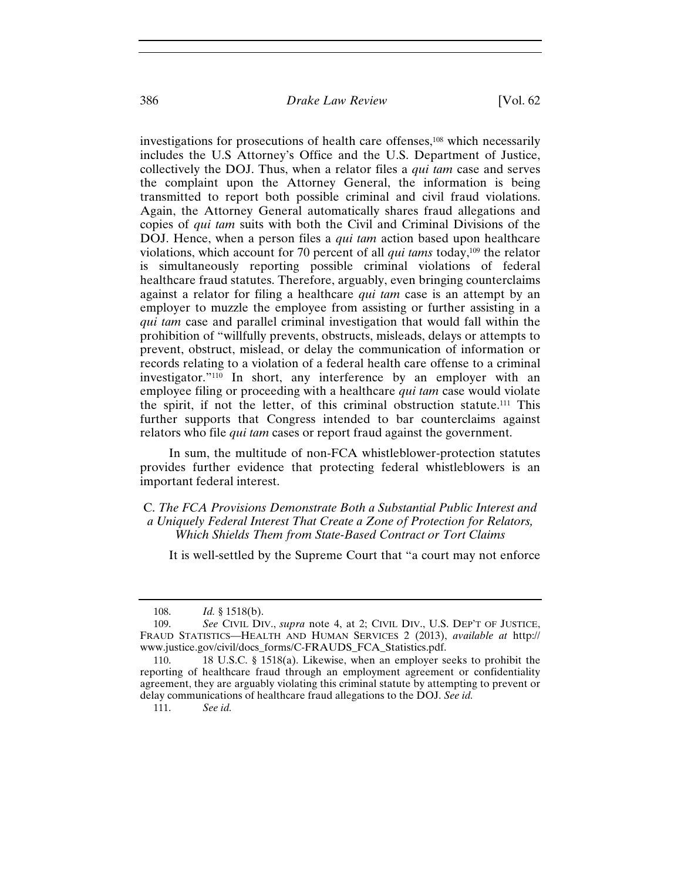investigations for prosecutions of health care offenses,[108] which necessarily includes the U.S Attorney's Office and the U.S. Department of Justice, collectively the DOJ. Thus, when a relator files a *qui tam* case and serves the complaint upon the Attorney General, the information is being transmitted to report both possible criminal and civil fraud violations. Again, the Attorney General automatically shares fraud allegations and copies of *qui tam* suits with both the Civil and Criminal Divisions of the DOJ. Hence, when a person files a *qui tam* action based upon healthcare violations, which account for 70 percent of all *qui tams* today,[109] the relator is simultaneously reporting possible criminal violations of federal healthcare fraud statutes. Therefore, arguably, even bringing counterclaims against a relator for filing a healthcare *qui tam* case is an attempt by an employer to muzzle the employee from assisting or further assisting in a *qui tam* case and parallel criminal investigation that would fall within the prohibition of "willfully prevents, obstructs, misleads, delays or attempts to prevent, obstruct, mislead, or delay the communication of information or records relating to a violation of a federal health care offense to a criminal investigator."[110] In short, any interference by an employer with an employee filing or proceeding with a healthcare *qui tam* case would violate the spirit, if not the letter, of this criminal obstruction statute.[111] This further supports that Congress intended to bar counterclaims against relators who file *qui tam* cases or report fraud against the government.

In sum, the multitude of non-FCA whistleblower-protection statutes provides further evidence that protecting federal whistleblowers is an important federal interest.

### C. *The FCA Provisions Demonstrate Both a Substantial Public Interest and a Uniquely Federal Interest That Create a Zone of Protection for Relators, Which Shields Them from State-Based Contract or Tort Claims*

It is well-settled by the Supreme Court that "a court may not enforce

---

108. *Id.* § 1518(b).

109. *See* CIVIL DIV., *supra* note 4, at 2; CIVIL DIV., U.S. DEP'T OF JUSTICE, FRAUD STATISTICS—HEALTH AND HUMAN SERVICES 2 (2013), *available at* http://www.justice.gov/civil/docs_forms/C-FRAUDS_FCA_Statistics.pdf.

110. 18 U.S.C. § 1518(a). Likewise, when an employer seeks to prohibit the reporting of healthcare fraud through an employment agreement or confidentiality agreement, they are arguably violating this criminal statute by attempting to prevent or delay communications of healthcare fraud allegations to the DOJ. *See id.*

111. *See id.*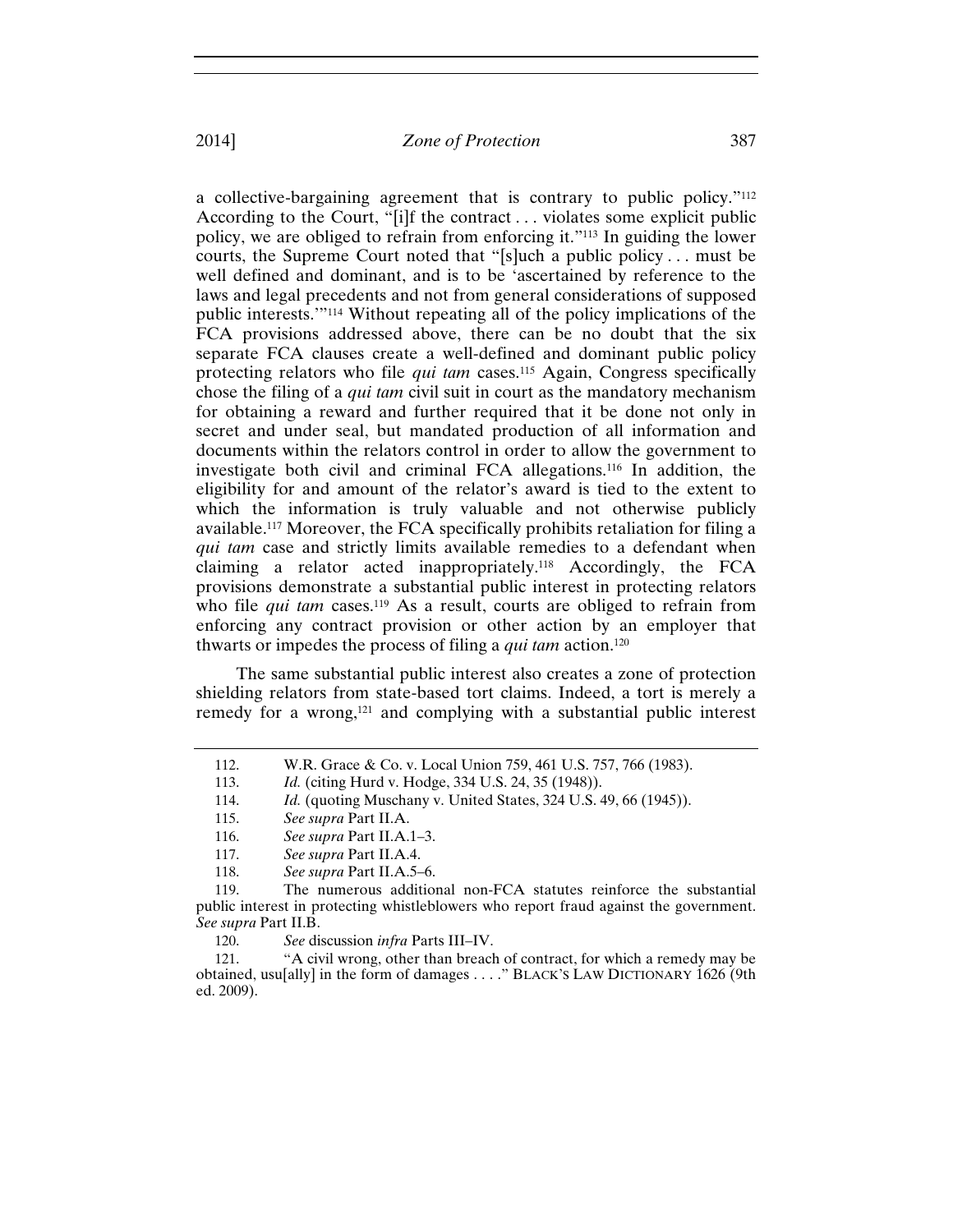a collective-bargaining agreement that is contrary to public policy."[112] According to the Court, "[i]f the contract . . . violates some explicit public policy, we are obliged to refrain from enforcing it."[113] In guiding the lower courts, the Supreme Court noted that "[s]uch a public policy . . . must be well defined and dominant, and is to be 'ascertained by reference to the laws and legal precedents and not from general considerations of supposed public interests.'"[114] Without repeating all of the policy implications of the FCA provisions addressed above, there can be no doubt that the six separate FCA clauses create a well-defined and dominant public policy protecting relators who file *qui tam* cases.[115] Again, Congress specifically chose the filing of a *qui tam* civil suit in court as the mandatory mechanism for obtaining a reward and further required that it be done not only in secret and under seal, but mandated production of all information and documents within the relators control in order to allow the government to investigate both civil and criminal FCA allegations.[116] In addition, the eligibility for and amount of the relator's award is tied to the extent to which the information is truly valuable and not otherwise publicly available.[117] Moreover, the FCA specifically prohibits retaliation for filing a *qui tam* case and strictly limits available remedies to a defendant when claiming a relator acted inappropriately.[118] Accordingly, the FCA provisions demonstrate a substantial public interest in protecting relators who file *qui tam* cases.[119] As a result, courts are obliged to refrain from enforcing any contract provision or other action by an employer that thwarts or impedes the process of filing a *qui tam* action.[120]

The same substantial public interest also creates a zone of protection shielding relators from state-based tort claims. Indeed, a tort is merely a remedy for a wrong,[121] and complying with a substantial public interest

---

112. W.R. Grace & Co. v. Local Union 759, 461 U.S. 757, 766 (1983).

113. *Id.* (citing Hurd v. Hodge, 334 U.S. 24, 35 (1948)).

114. *Id.* (quoting Muschany v. United States, 324 U.S. 49, 66 (1945)).

115. *See supra* Part II.A.

116. *See supra* Part II.A.1–3.

117. *See supra* Part II.A.4.

118. *See supra* Part II.A.5–6.

119. The numerous additional non-FCA statutes reinforce the substantial public interest in protecting whistleblowers who report fraud against the government. *See supra* Part II.B.

120. *See* discussion *infra* Parts III–IV.

121. "A civil wrong, other than breach of contract, for which a remedy may be obtained, usu[ally] in the form of damages . . . ." BLACK'S LAW DICTIONARY 1626 (9th ed. 2009).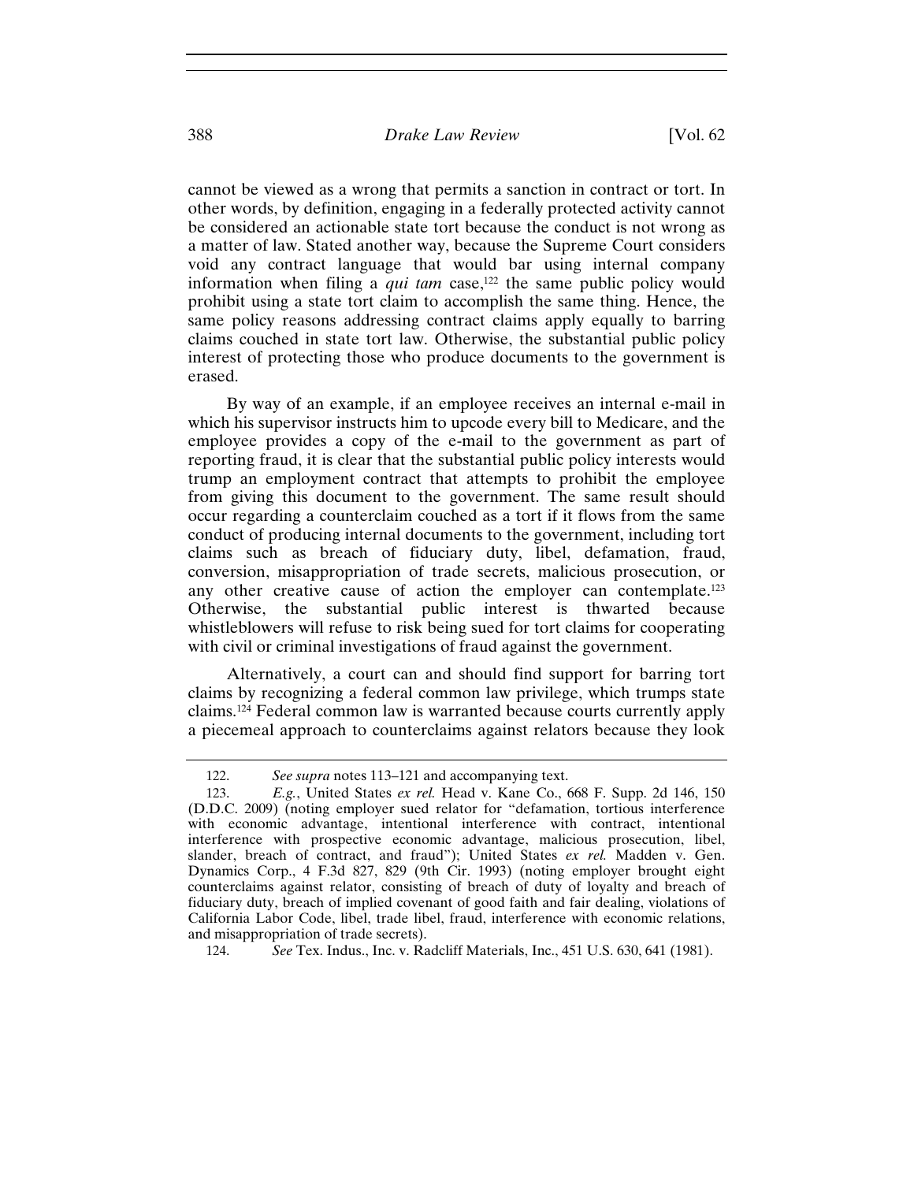cannot be viewed as a wrong that permits a sanction in contract or tort. In other words, by definition, engaging in a federally protected activity cannot be considered an actionable state tort because the conduct is not wrong as a matter of law. Stated another way, because the Supreme Court considers void any contract language that would bar using internal company information when filing a *qui tam* case,[122] the same public policy would prohibit using a state tort claim to accomplish the same thing. Hence, the same policy reasons addressing contract claims apply equally to barring claims couched in state tort law. Otherwise, the substantial public policy interest of protecting those who produce documents to the government is erased.

By way of an example, if an employee receives an internal e-mail in which his supervisor instructs him to upcode every bill to Medicare, and the employee provides a copy of the e-mail to the government as part of reporting fraud, it is clear that the substantial public policy interests would trump an employment contract that attempts to prohibit the employee from giving this document to the government. The same result should occur regarding a counterclaim couched as a tort if it flows from the same conduct of producing internal documents to the government, including tort claims such as breach of fiduciary duty, libel, defamation, fraud, conversion, misappropriation of trade secrets, malicious prosecution, or any other creative cause of action the employer can contemplate.[123] Otherwise, the substantial public interest is thwarted because whistleblowers will refuse to risk being sued for tort claims for cooperating with civil or criminal investigations of fraud against the government.

Alternatively, a court can and should find support for barring tort claims by recognizing a federal common law privilege, which trumps state claims.[124] Federal common law is warranted because courts currently apply a piecemeal approach to counterclaims against relators because they look

---

122. *See supra* notes 113–121 and accompanying text.

123. *E.g.*, United States *ex rel.* Head v. Kane Co., 668 F. Supp. 2d 146, 150 (D.D.C. 2009) (noting employer sued relator for "defamation, tortious interference with economic advantage, intentional interference with contract, intentional interference with prospective economic advantage, malicious prosecution, libel, slander, breach of contract, and fraud"); United States *ex rel.* Madden v. Gen. Dynamics Corp., 4 F.3d 827, 829 (9th Cir. 1993) (noting employer brought eight counterclaims against relator, consisting of breach of duty of loyalty and breach of fiduciary duty, breach of implied covenant of good faith and fair dealing, violations of California Labor Code, libel, trade libel, fraud, interference with economic relations, and misappropriation of trade secrets).

124. *See* Tex. Indus., Inc. v. Radcliff Materials, Inc., 451 U.S. 630, 641 (1981).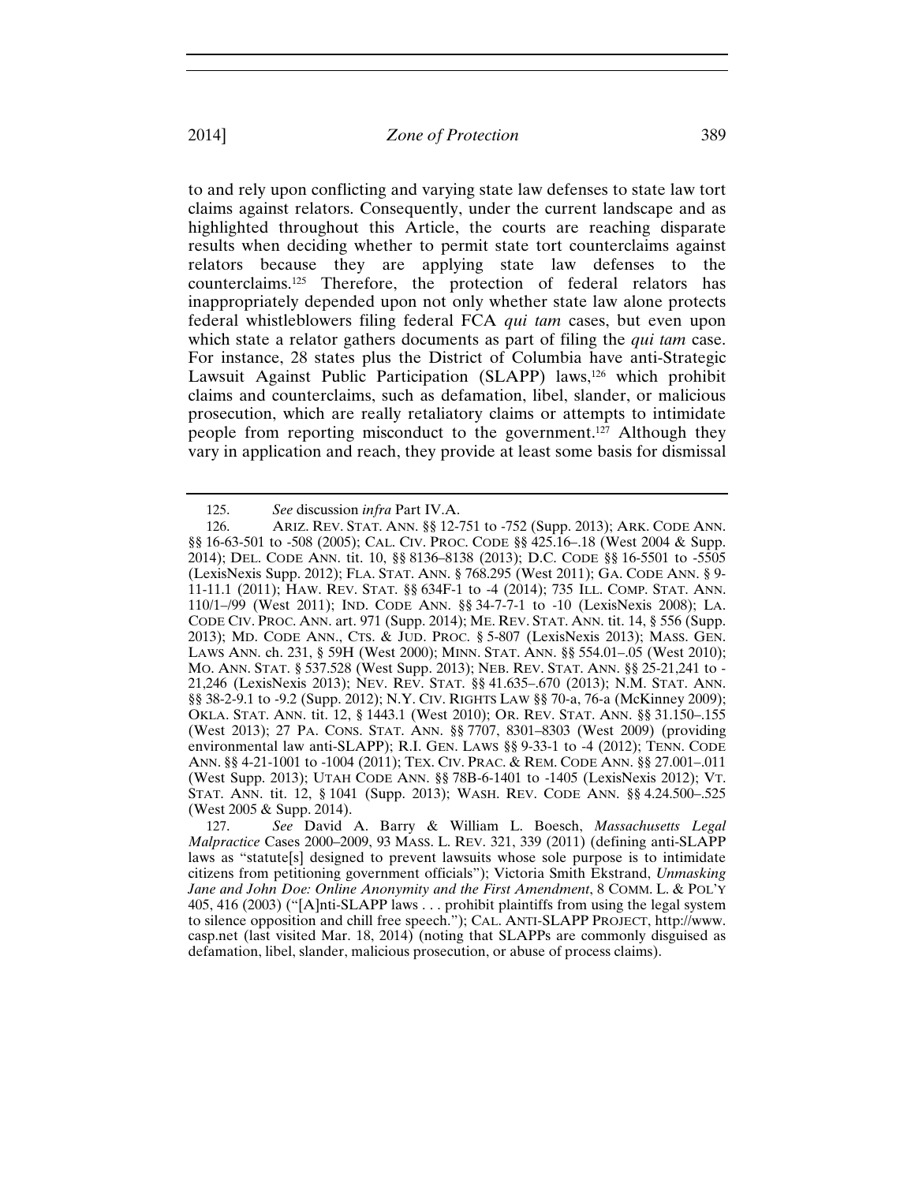to and rely upon conflicting and varying state law defenses to state law tort claims against relators. Consequently, under the current landscape and as highlighted throughout this Article, the courts are reaching disparate results when deciding whether to permit state tort counterclaims against relators because they are applying state law defenses to the counterclaims.[125] Therefore, the protection of federal relators has inappropriately depended upon not only whether state law alone protects federal whistleblowers filing federal FCA *qui tam* cases, but even upon which state a relator gathers documents as part of filing the *qui tam* case. For instance, 28 states plus the District of Columbia have anti-Strategic Lawsuit Against Public Participation (SLAPP) laws,[126] which prohibit claims and counterclaims, such as defamation, libel, slander, or malicious prosecution, which are really retaliatory claims or attempts to intimidate people from reporting misconduct to the government.[127] Although they vary in application and reach, they provide at least some basis for dismissal

---

125. *See* discussion *infra* Part IV.A.

126. ARIZ. REV. STAT. ANN. §§ 12-751 to -752 (Supp. 2013); ARK. CODE ANN. §§ 16-63-501 to -508 (2005); CAL. CIV. PROC. CODE §§ 425.16–.18 (West 2004 & Supp. 2014); DEL. CODE ANN. tit. 10, §§ 8136–8138 (2013); D.C. CODE §§ 16-5501 to -5505 (LexisNexis Supp. 2012); FLA. STAT. ANN. § 768.295 (West 2011); GA. CODE ANN. § 9-11-11.1 (2011); HAW. REV. STAT. §§ 634F-1 to -4 (2014); 735 ILL. COMP. STAT. ANN. 110/1–/99 (West 2011); IND. CODE ANN. §§ 34-7-7-1 to -10 (LexisNexis 2008); LA. CODE CIV. PROC. ANN. art. 971 (Supp. 2014); ME. REV. STAT. ANN. tit. 14, § 556 (Supp. 2013); MD. CODE ANN., CTS. & JUD. PROC. § 5-807 (LexisNexis 2013); MASS. GEN. LAWS ANN. ch. 231, § 59H (West 2000); MINN. STAT. ANN. §§ 554.01–.05 (West 2010); MO. ANN. STAT. § 537.528 (West Supp. 2013); NEB. REV. STAT. ANN. §§ 25-21,241 to -21,246 (LexisNexis 2013); NEV. REV. STAT. §§ 41.635–.670 (2013); N.M. STAT. ANN. §§ 38-2-9.1 to -9.2 (Supp. 2012); N.Y. CIV. RIGHTS LAW §§ 70-a, 76-a (McKinney 2009); OKLA. STAT. ANN. tit. 12, § 1443.1 (West 2010); OR. REV. STAT. ANN. §§ 31.150–.155 (West 2013); 27 PA. CONS. STAT. ANN. §§ 7707, 8301–8303 (West 2009) (providing environmental law anti-SLAPP); R.I. GEN. LAWS §§ 9-33-1 to -4 (2012); TENN. CODE ANN. §§ 4-21-1001 to -1004 (2011); TEX. CIV. PRAC. & REM. CODE ANN. §§ 27.001–.011 (West Supp. 2013); UTAH CODE ANN. §§ 78B-6-1401 to -1405 (LexisNexis 2012); VT. STAT. ANN. tit. 12, § 1041 (Supp. 2013); WASH. REV. CODE ANN. §§ 4.24.500–.525 (West 2005 & Supp. 2014).

127. *See* David A. Barry & William L. Boesch, *Massachusetts Legal Malpractice* Cases 2000–2009, 93 MASS. L. REV. 321, 339 (2011) (defining anti-SLAPP laws as "statute[s] designed to prevent lawsuits whose sole purpose is to intimidate citizens from petitioning government officials"); Victoria Smith Ekstrand, *Unmasking Jane and John Doe: Online Anonymity and the First Amendment*, 8 COMM. L. & POL'Y 405, 416 (2003) ("[A]nti-SLAPP laws . . . prohibit plaintiffs from using the legal system to silence opposition and chill free speech."); CAL. ANTI-SLAPP PROJECT, http://www.casp.net (last visited Mar. 18, 2014) (noting that SLAPPs are commonly disguised as defamation, libel, slander, malicious prosecution, or abuse of process claims).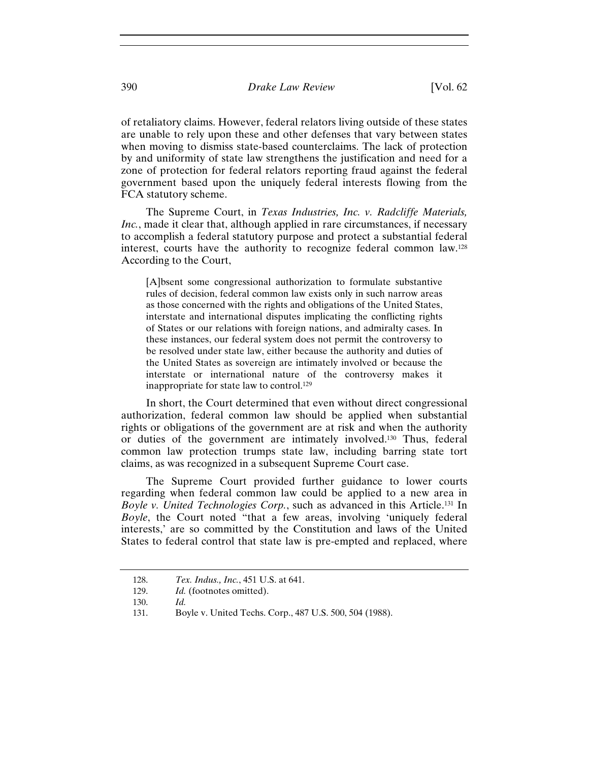of retaliatory claims. However, federal relators living outside of these states are unable to rely upon these and other defenses that vary between states when moving to dismiss state-based counterclaims. The lack of protection by and uniformity of state law strengthens the justification and need for a zone of protection for federal relators reporting fraud against the federal government based upon the uniquely federal interests flowing from the FCA statutory scheme.

The Supreme Court, in *Texas Industries, Inc. v. Radcliffe Materials, Inc.*, made it clear that, although applied in rare circumstances, if necessary to accomplish a federal statutory purpose and protect a substantial federal interest, courts have the authority to recognize federal common law.[128] According to the Court,

> [A]bsent some congressional authorization to formulate substantive rules of decision, federal common law exists only in such narrow areas as those concerned with the rights and obligations of the United States, interstate and international disputes implicating the conflicting rights of States or our relations with foreign nations, and admiralty cases. In these instances, our federal system does not permit the controversy to be resolved under state law, either because the authority and duties of the United States as sovereign are intimately involved or because the interstate or international nature of the controversy makes it inappropriate for state law to control.[129]

In short, the Court determined that even without direct congressional authorization, federal common law should be applied when substantial rights or obligations of the government are at risk and when the authority or duties of the government are intimately involved.[130] Thus, federal common law protection trumps state law, including barring state tort claims, as was recognized in a subsequent Supreme Court case.

The Supreme Court provided further guidance to lower courts regarding when federal common law could be applied to a new area in *Boyle v. United Technologies Corp.*, such as advanced in this Article.[131] In *Boyle*, the Court noted "that a few areas, involving 'uniquely federal interests,' are so committed by the Constitution and laws of the United States to federal control that state law is pre-empted and replaced, where

---

128. *Tex. Indus., Inc.*, 451 U.S. at 641.

129. *Id.* (footnotes omitted).

130. *Id.*

131. Boyle v. United Techs. Corp., 487 U.S. 500, 504 (1988).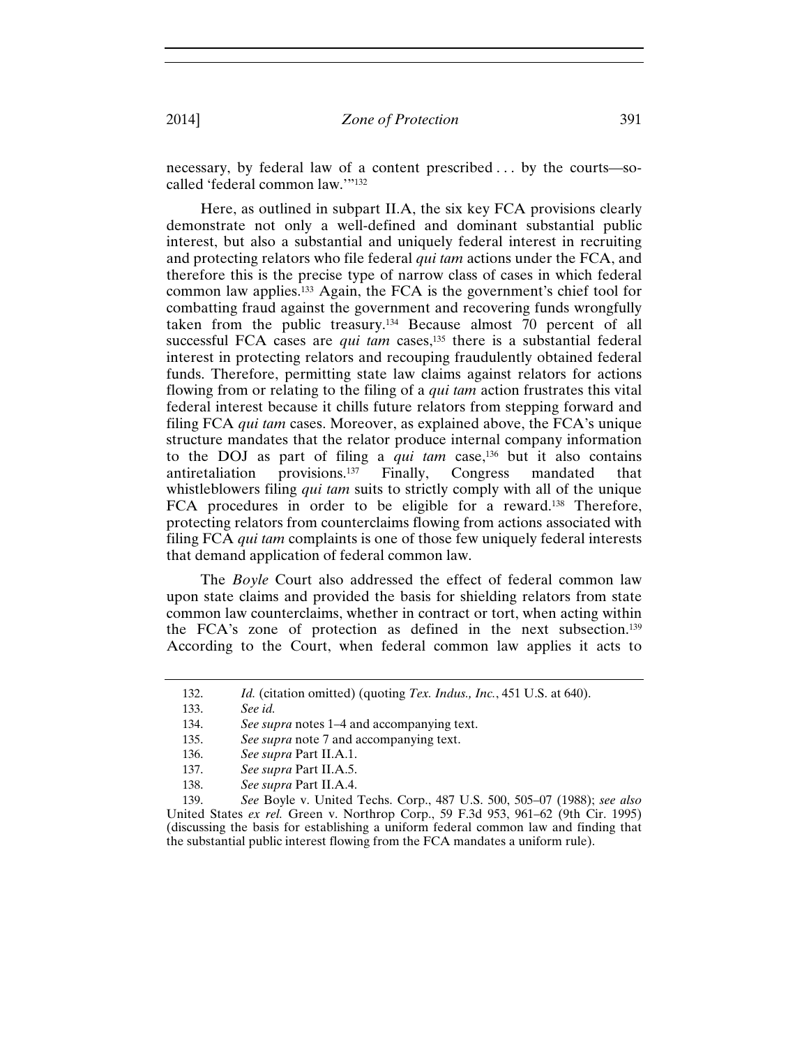necessary, by federal law of a content prescribed . . . by the courts—so-called 'federal common law.'"[132]

Here, as outlined in subpart II.A, the six key FCA provisions clearly demonstrate not only a well-defined and dominant substantial public interest, but also a substantial and uniquely federal interest in recruiting and protecting relators who file federal *qui tam* actions under the FCA, and therefore this is the precise type of narrow class of cases in which federal common law applies.[133] Again, the FCA is the government's chief tool for combatting fraud against the government and recovering funds wrongfully taken from the public treasury.[134] Because almost 70 percent of all successful FCA cases are *qui tam* cases,[135] there is a substantial federal interest in protecting relators and recouping fraudulently obtained federal funds. Therefore, permitting state law claims against relators for actions flowing from or relating to the filing of a *qui tam* action frustrates this vital federal interest because it chills future relators from stepping forward and filing FCA *qui tam* cases. Moreover, as explained above, the FCA's unique structure mandates that the relator produce internal company information to the DOJ as part of filing a *qui tam* case,[136] but it also contains antiretaliation provisions.[137] Finally, Congress mandated that whistleblowers filing *qui tam* suits to strictly comply with all of the unique FCA procedures in order to be eligible for a reward.[138] Therefore, protecting relators from counterclaims flowing from actions associated with filing FCA *qui tam* complaints is one of those few uniquely federal interests that demand application of federal common law.

The *Boyle* Court also addressed the effect of federal common law upon state claims and provided the basis for shielding relators from state common law counterclaims, whether in contract or tort, when acting within the FCA's zone of protection as defined in the next subsection.[139] According to the Court, when federal common law applies it acts to

---

132. *Id.* (citation omitted) (quoting *Tex. Indus., Inc.*, 451 U.S. at 640).

133. *See id.*

134. *See supra* notes 1–4 and accompanying text.

135. *See supra* note 7 and accompanying text.

136. *See supra* Part II.A.1.

137. *See supra* Part II.A.5.

138. *See supra* Part II.A.4.

139. *See* Boyle v. United Techs. Corp., 487 U.S. 500, 505–07 (1988); *see also* United States *ex rel.* Green v. Northrop Corp., 59 F.3d 953, 961–62 (9th Cir. 1995) (discussing the basis for establishing a uniform federal common law and finding that the substantial public interest flowing from the FCA mandates a uniform rule).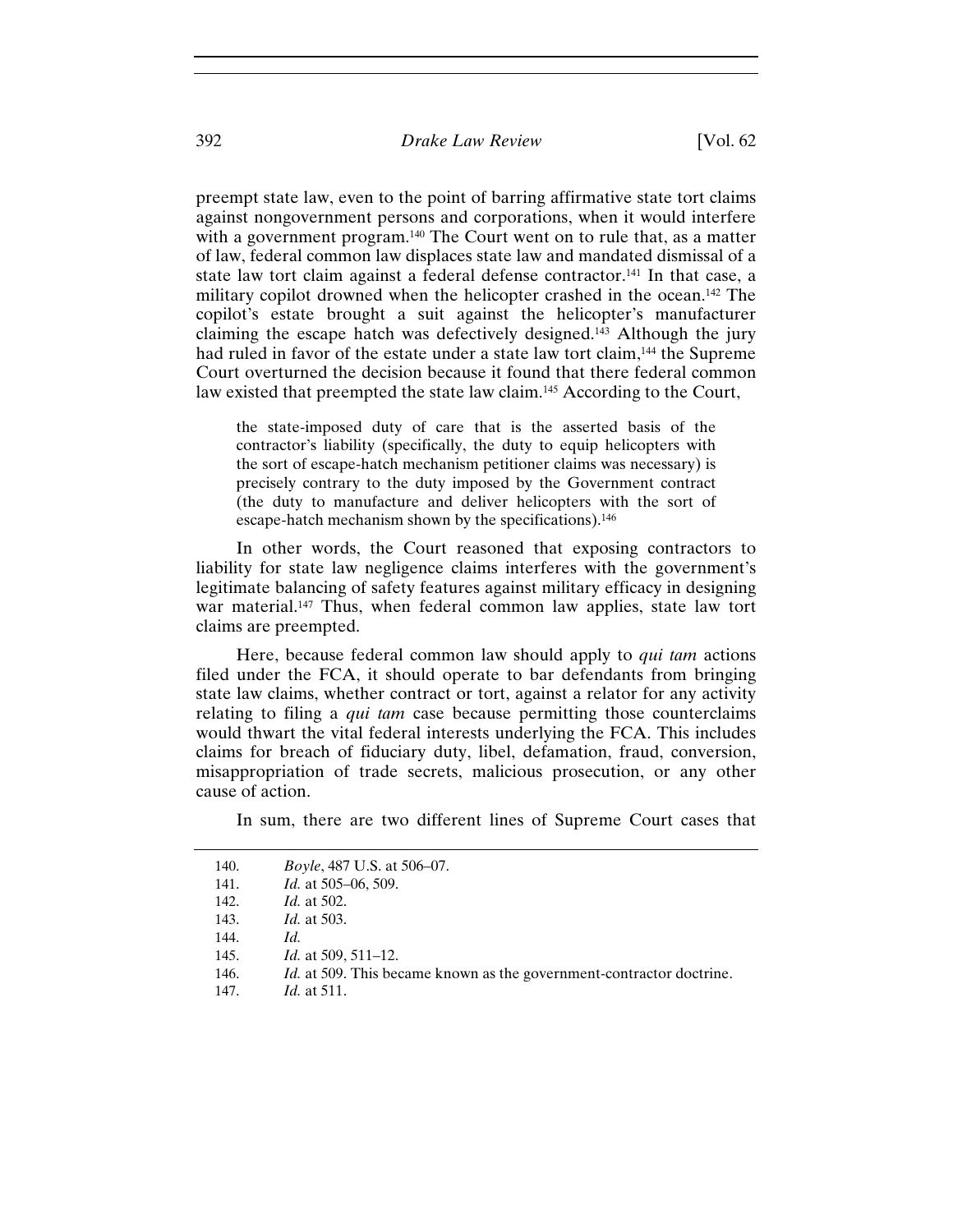preempt state law, even to the point of barring affirmative state tort claims against nongovernment persons and corporations, when it would interfere with a government program.[140] The Court went on to rule that, as a matter of law, federal common law displaces state law and mandated dismissal of a state law tort claim against a federal defense contractor.[141] In that case, a military copilot drowned when the helicopter crashed in the ocean.[142] The copilot's estate brought a suit against the helicopter's manufacturer claiming the escape hatch was defectively designed.[143] Although the jury had ruled in favor of the estate under a state law tort claim,[144] the Supreme Court overturned the decision because it found that there federal common law existed that preempted the state law claim.[145] According to the Court,

> the state-imposed duty of care that is the asserted basis of the contractor's liability (specifically, the duty to equip helicopters with the sort of escape-hatch mechanism petitioner claims was necessary) is precisely contrary to the duty imposed by the Government contract (the duty to manufacture and deliver helicopters with the sort of escape-hatch mechanism shown by the specifications).[146]

In other words, the Court reasoned that exposing contractors to liability for state law negligence claims interferes with the government's legitimate balancing of safety features against military efficacy in designing war material.[147] Thus, when federal common law applies, state law tort claims are preempted.

Here, because federal common law should apply to *qui tam* actions filed under the FCA, it should operate to bar defendants from bringing state law claims, whether contract or tort, against a relator for any activity relating to filing a *qui tam* case because permitting those counterclaims would thwart the vital federal interests underlying the FCA. This includes claims for breach of fiduciary duty, libel, defamation, fraud, conversion, misappropriation of trade secrets, malicious prosecution, or any other cause of action.

In sum, there are two different lines of Supreme Court cases that

---

140. *Boyle*, 487 U.S. at 506–07.
141. *Id.* at 505–06, 509.
142. *Id.* at 502.
143. *Id.* at 503.
144. *Id.*
145. *Id.* at 509, 511–12.
146. *Id.* at 509. This became known as the government-contractor doctrine.
147. *Id.* at 511.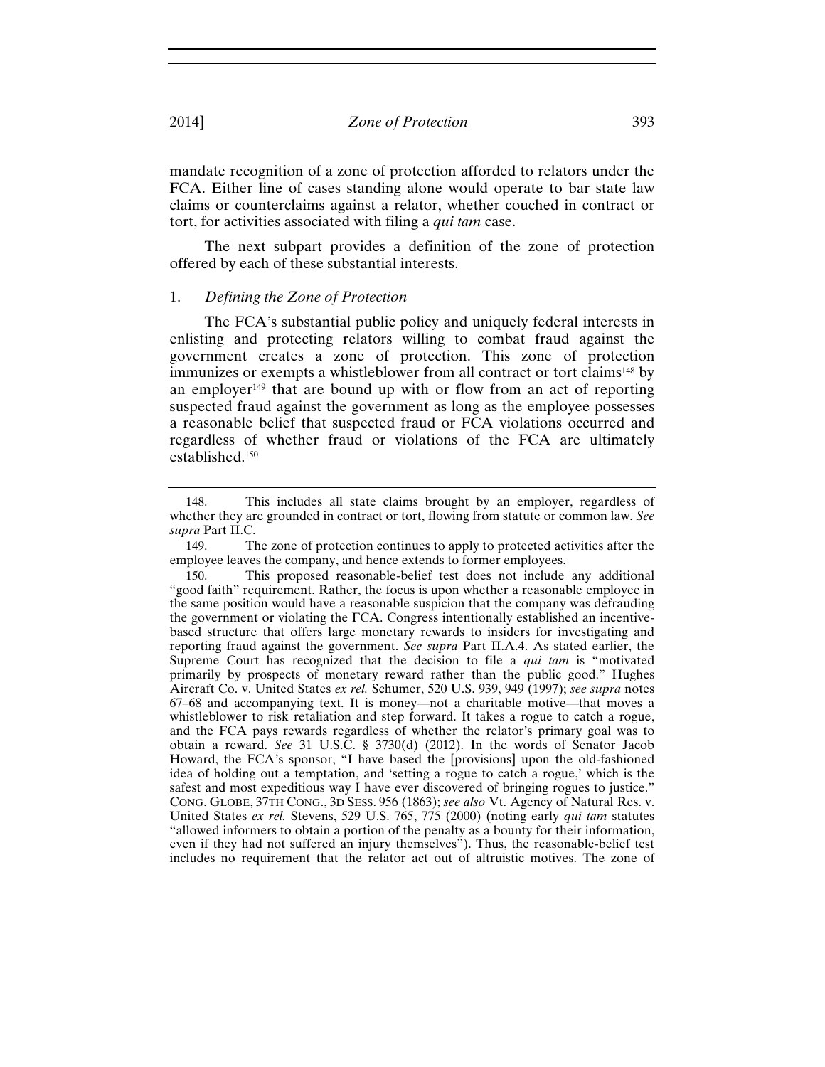mandate recognition of a zone of protection afforded to relators under the FCA. Either line of cases standing alone would operate to bar state law claims or counterclaims against a relator, whether couched in contract or tort, for activities associated with filing a *qui tam* case.

The next subpart provides a definition of the zone of protection offered by each of these substantial interests.

### 1. *Defining the Zone of Protection*

The FCA's substantial public policy and uniquely federal interests in enlisting and protecting relators willing to combat fraud against the government creates a zone of protection. This zone of protection immunizes or exempts a whistleblower from all contract or tort claims[148] by an employer[149] that are bound up with or flow from an act of reporting suspected fraud against the government as long as the employee possesses a reasonable belief that suspected fraud or FCA violations occurred and regardless of whether fraud or violations of the FCA are ultimately established.[150]

---

148. This includes all state claims brought by an employer, regardless of whether they are grounded in contract or tort, flowing from statute or common law. *See supra* Part II.C.

149. The zone of protection continues to apply to protected activities after the employee leaves the company, and hence extends to former employees.

150. This proposed reasonable-belief test does not include any additional "good faith" requirement. Rather, the focus is upon whether a reasonable employee in the same position would have a reasonable suspicion that the company was defrauding the government or violating the FCA. Congress intentionally established an incentive-based structure that offers large monetary rewards to insiders for investigating and reporting fraud against the government. *See supra* Part II.A.4. As stated earlier, the Supreme Court has recognized that the decision to file a *qui tam* is "motivated primarily by prospects of monetary reward rather than the public good." Hughes Aircraft Co. v. United States *ex rel.* Schumer, 520 U.S. 939, 949 (1997); *see supra* notes 67–68 and accompanying text. It is money—not a charitable motive—that moves a whistleblower to risk retaliation and step forward. It takes a rogue to catch a rogue, and the FCA pays rewards regardless of whether the relator's primary goal was to obtain a reward. *See* 31 U.S.C. § 3730(d) (2012). In the words of Senator Jacob Howard, the FCA's sponsor, "I have based the [provisions] upon the old-fashioned idea of holding out a temptation, and 'setting a rogue to catch a rogue,' which is the safest and most expeditious way I have ever discovered of bringing rogues to justice." CONG. GLOBE, 37TH CONG., 3D SESS. 956 (1863); *see also* Vt. Agency of Natural Res. v. United States *ex rel.* Stevens, 529 U.S. 765, 775 (2000) (noting early *qui tam* statutes "allowed informers to obtain a portion of the penalty as a bounty for their information, even if they had not suffered an injury themselves"). Thus, the reasonable-belief test includes no requirement that the relator act out of altruistic motives. The zone of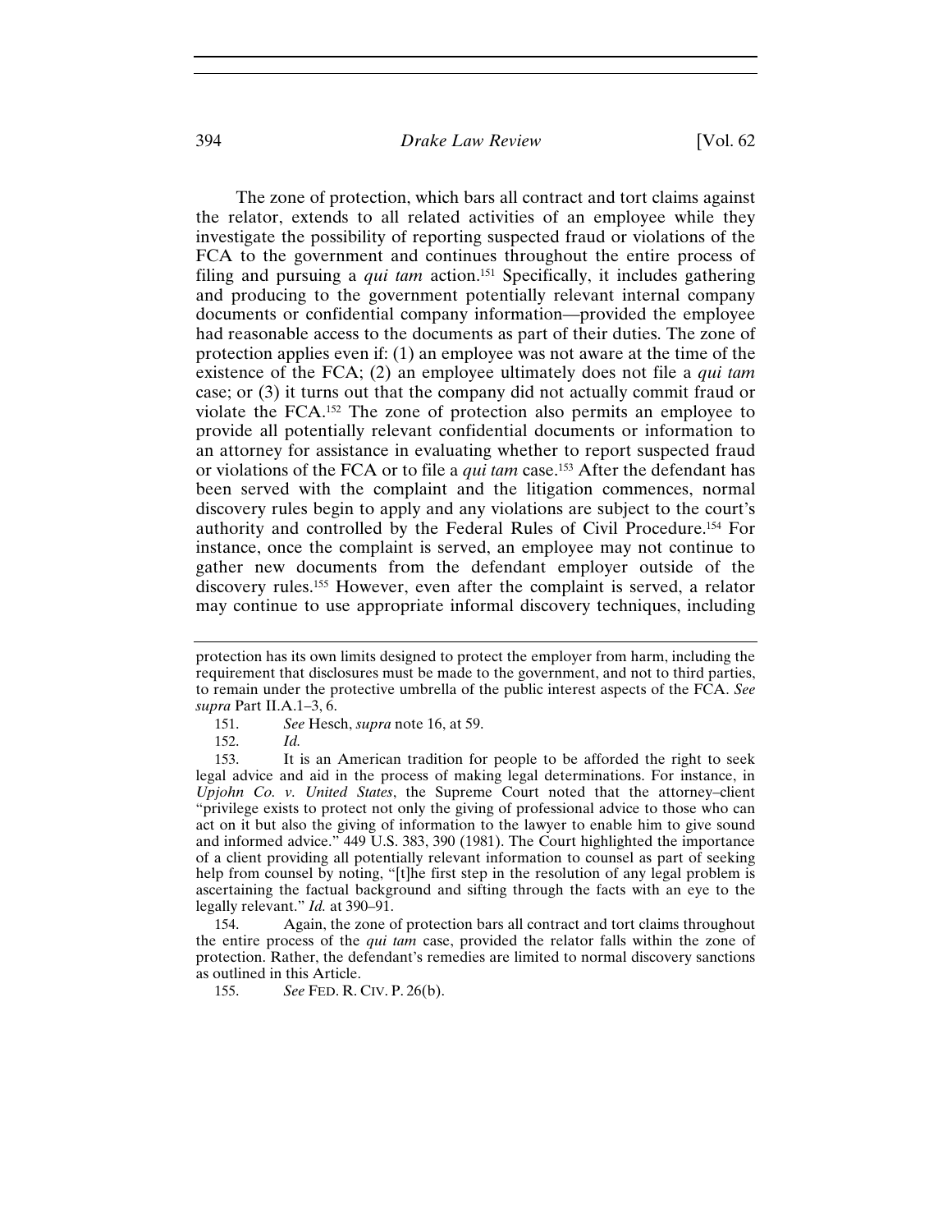The zone of protection, which bars all contract and tort claims against the relator, extends to all related activities of an employee while they investigate the possibility of reporting suspected fraud or violations of the FCA to the government and continues throughout the entire process of filing and pursuing a *qui tam* action.[151] Specifically, it includes gathering and producing to the government potentially relevant internal company documents or confidential company information—provided the employee had reasonable access to the documents as part of their duties. The zone of protection applies even if: (1) an employee was not aware at the time of the existence of the FCA; (2) an employee ultimately does not file a *qui tam* case; or (3) it turns out that the company did not actually commit fraud or violate the FCA.[152] The zone of protection also permits an employee to provide all potentially relevant confidential documents or information to an attorney for assistance in evaluating whether to report suspected fraud or violations of the FCA or to file a *qui tam* case.[153] After the defendant has been served with the complaint and the litigation commences, normal discovery rules begin to apply and any violations are subject to the court's authority and controlled by the Federal Rules of Civil Procedure.[154] For instance, once the complaint is served, an employee may not continue to gather new documents from the defendant employer outside of the discovery rules.[155] However, even after the complaint is served, a relator may continue to use appropriate informal discovery techniques, including

---

protection has its own limits designed to protect the employer from harm, including the requirement that disclosures must be made to the government, and not to third parties, to remain under the protective umbrella of the public interest aspects of the FCA. *See supra* Part II.A.1–3, 6.

151. *See* Hesch, *supra* note 16, at 59.

152. *Id.*

153. It is an American tradition for people to be afforded the right to seek legal advice and aid in the process of making legal determinations. For instance, in *Upjohn Co. v. United States*, the Supreme Court noted that the attorney–client "privilege exists to protect not only the giving of professional advice to those who can act on it but also the giving of information to the lawyer to enable him to give sound and informed advice." 449 U.S. 383, 390 (1981). The Court highlighted the importance of a client providing all potentially relevant information to counsel as part of seeking help from counsel by noting, "[t]he first step in the resolution of any legal problem is ascertaining the factual background and sifting through the facts with an eye to the legally relevant." *Id.* at 390–91.

154. Again, the zone of protection bars all contract and tort claims throughout the entire process of the *qui tam* case, provided the relator falls within the zone of protection. Rather, the defendant's remedies are limited to normal discovery sanctions as outlined in this Article.

155. *See* FED. R. CIV. P. 26(b).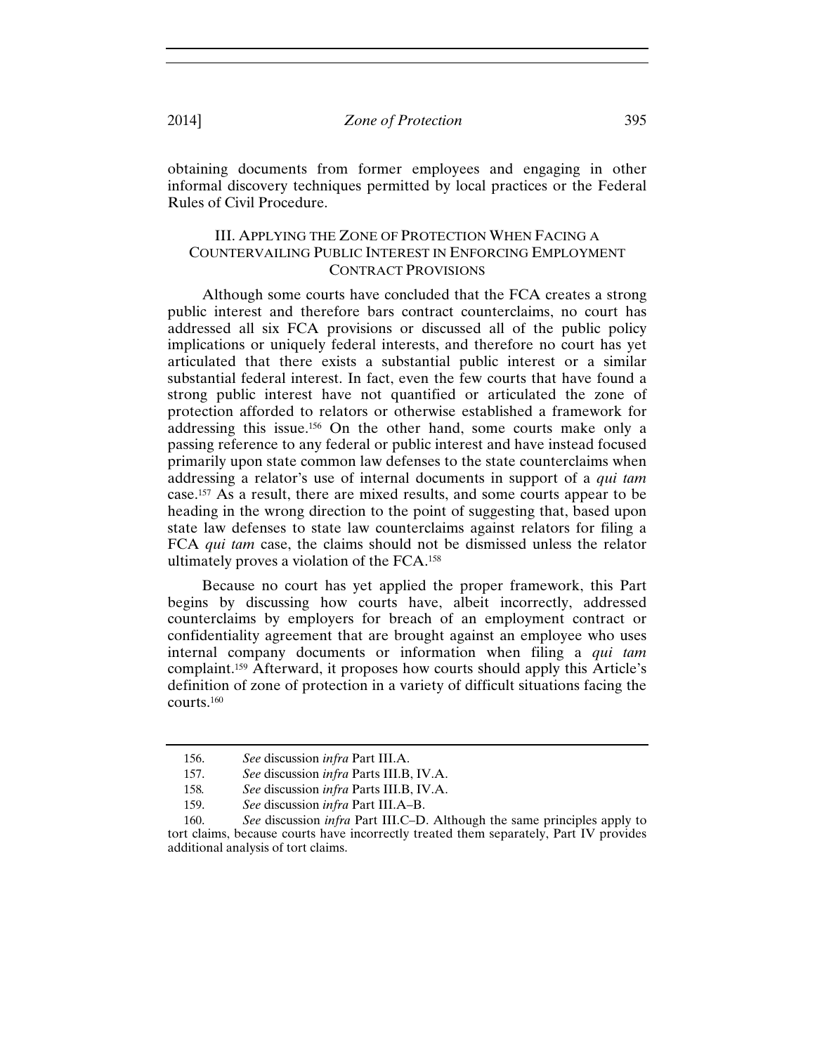obtaining documents from former employees and engaging in other informal discovery techniques permitted by local practices or the Federal Rules of Civil Procedure.

## III. Applying the Zone of Protection When Facing a Countervailing Public Interest in Enforcing Employment Contract Provisions

Although some courts have concluded that the FCA creates a strong public interest and therefore bars contract counterclaims, no court has addressed all six FCA provisions or discussed all of the public policy implications or uniquely federal interests, and therefore no court has yet articulated that there exists a substantial public interest or a similar substantial federal interest. In fact, even the few courts that have found a strong public interest have not quantified or articulated the zone of protection afforded to relators or otherwise established a framework for addressing this issue.[156] On the other hand, some courts make only a passing reference to any federal or public interest and have instead focused primarily upon state common law defenses to the state counterclaims when addressing a relator's use of internal documents in support of a *qui tam* case.[157] As a result, there are mixed results, and some courts appear to be heading in the wrong direction to the point of suggesting that, based upon state law defenses to state law counterclaims against relators for filing a FCA *qui tam* case, the claims should not be dismissed unless the relator ultimately proves a violation of the FCA.[158]

Because no court has yet applied the proper framework, this Part begins by discussing how courts have, albeit incorrectly, addressed counterclaims by employers for breach of an employment contract or confidentiality agreement that are brought against an employee who uses internal company documents or information when filing a *qui tam* complaint.[159] Afterward, it proposes how courts should apply this Article's definition of zone of protection in a variety of difficult situations facing the courts.[160]

156. *See* discussion *infra* Part III.A.

157. *See* discussion *infra* Parts III.B, IV.A.

158. *See* discussion *infra* Parts III.B, IV.A.

159. *See* discussion *infra* Part III.A–B.

160. *See* discussion *infra* Part III.C–D. Although the same principles apply to tort claims, because courts have incorrectly treated them separately, Part IV provides additional analysis of tort claims.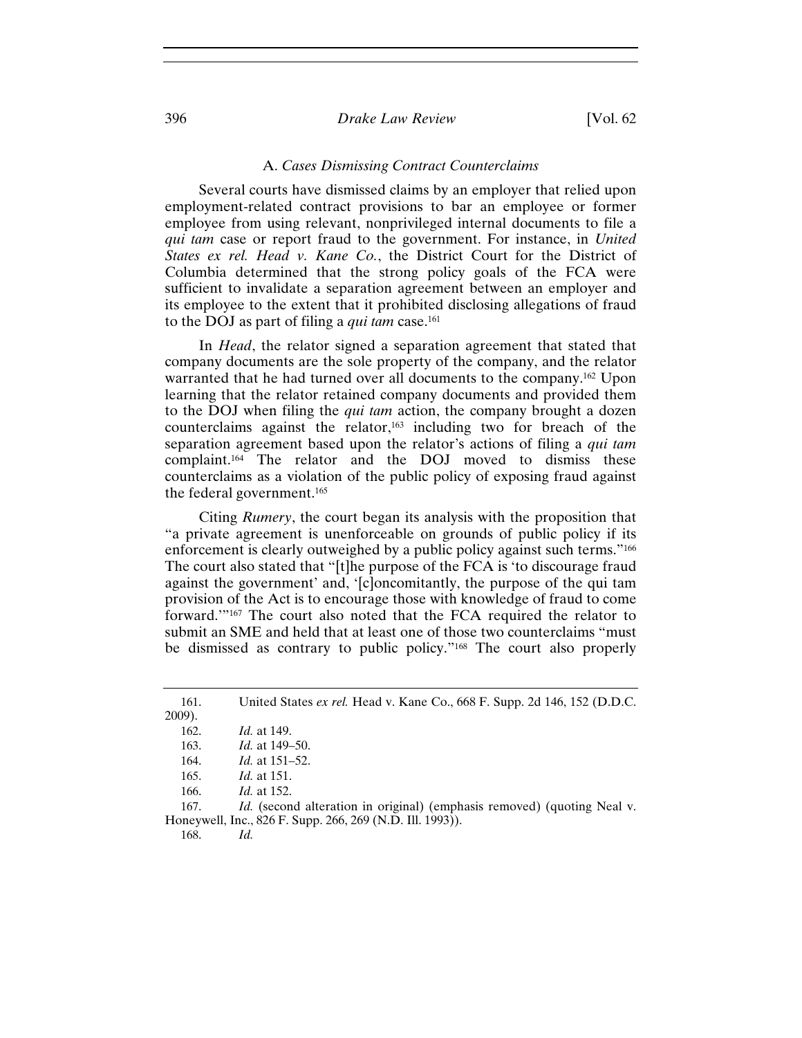### A. *Cases Dismissing Contract Counterclaims*

Several courts have dismissed claims by an employer that relied upon employment-related contract provisions to bar an employee or former employee from using relevant, nonprivileged internal documents to file a *qui tam* case or report fraud to the government. For instance, in *United States ex rel. Head v. Kane Co.*, the District Court for the District of Columbia determined that the strong policy goals of the FCA were sufficient to invalidate a separation agreement between an employer and its employee to the extent that it prohibited disclosing allegations of fraud to the DOJ as part of filing a *qui tam* case.[161]

In *Head*, the relator signed a separation agreement that stated that company documents are the sole property of the company, and the relator warranted that he had turned over all documents to the company.[162] Upon learning that the relator retained company documents and provided them to the DOJ when filing the *qui tam* action, the company brought a dozen counterclaims against the relator,[163] including two for breach of the separation agreement based upon the relator's actions of filing a *qui tam* complaint.[164] The relator and the DOJ moved to dismiss these counterclaims as a violation of the public policy of exposing fraud against the federal government.[165]

Citing *Rumery*, the court began its analysis with the proposition that "a private agreement is unenforceable on grounds of public policy if its enforcement is clearly outweighed by a public policy against such terms."[166] The court also stated that "[t]he purpose of the FCA is 'to discourage fraud against the government' and, '[c]oncomitantly, the purpose of the qui tam provision of the Act is to encourage those with knowledge of fraud to come forward.'"[167] The court also noted that the FCA required the relator to submit an SME and held that at least one of those two counterclaims "must be dismissed as contrary to public policy."[168] The court also properly

---

161. United States *ex rel.* Head v. Kane Co., 668 F. Supp. 2d 146, 152 (D.D.C. 2009).

162. *Id.* at 149.

163. *Id.* at 149–50.

164. *Id.* at 151–52.

165. *Id.* at 151.

166. *Id.* at 152.

167. *Id.* (second alteration in original) (emphasis removed) (quoting Neal v. Honeywell, Inc., 826 F. Supp. 266, 269 (N.D. Ill. 1993)).

168. *Id.*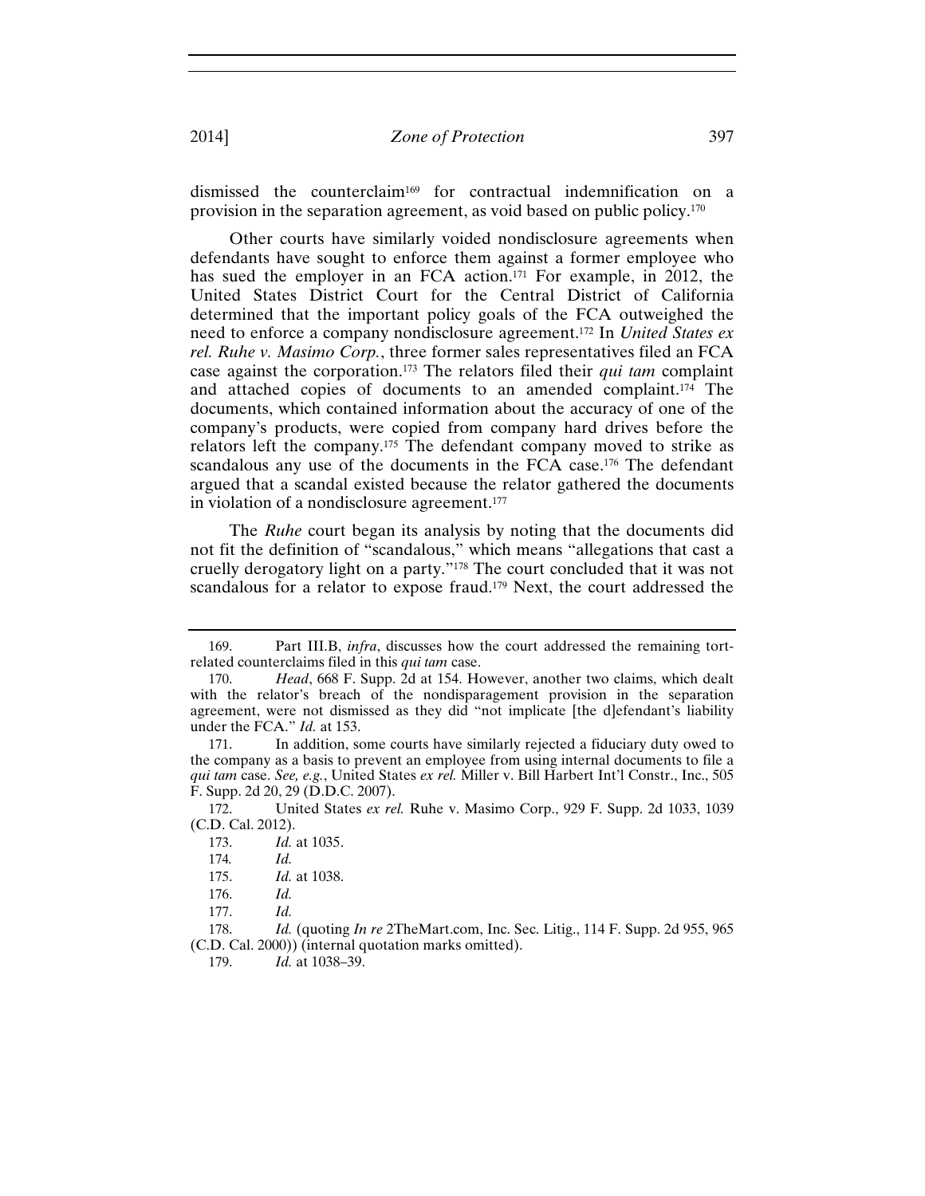dismissed the counterclaim[169] for contractual indemnification on a provision in the separation agreement, as void based on public policy.[170]

Other courts have similarly voided nondisclosure agreements when defendants have sought to enforce them against a former employee who has sued the employer in an FCA action.[171] For example, in 2012, the United States District Court for the Central District of California determined that the important policy goals of the FCA outweighed the need to enforce a company nondisclosure agreement.[172] In *United States ex rel. Ruhe v. Masimo Corp.*, three former sales representatives filed an FCA case against the corporation.[173] The relators filed their *qui tam* complaint and attached copies of documents to an amended complaint.[174] The documents, which contained information about the accuracy of one of the company's products, were copied from company hard drives before the relators left the company.[175] The defendant company moved to strike as scandalous any use of the documents in the FCA case.[176] The defendant argued that a scandal existed because the relator gathered the documents in violation of a nondisclosure agreement.[177]

The *Ruhe* court began its analysis by noting that the documents did not fit the definition of "scandalous," which means "allegations that cast a cruelly derogatory light on a party."[178] The court concluded that it was not scandalous for a relator to expose fraud.[179] Next, the court addressed the

---

169. Part III.B, *infra*, discusses how the court addressed the remaining tort-related counterclaims filed in this *qui tam* case.

170. *Head*, 668 F. Supp. 2d at 154. However, another two claims, which dealt with the relator's breach of the nondisparagement provision in the separation agreement, were not dismissed as they did "not implicate [the d]efendant's liability under the FCA." *Id.* at 153.

171. In addition, some courts have similarly rejected a fiduciary duty owed to the company as a basis to prevent an employee from using internal documents to file a *qui tam* case. *See, e.g.*, United States *ex rel.* Miller v. Bill Harbert Int'l Constr., Inc., 505 F. Supp. 2d 20, 29 (D.D.C. 2007).

172. United States *ex rel.* Ruhe v. Masimo Corp., 929 F. Supp. 2d 1033, 1039 (C.D. Cal. 2012).

173. *Id.* at 1035.

174. *Id.*

175. *Id.* at 1038.

176. *Id.*

177. *Id.*

178. *Id.* (quoting *In re* 2TheMart.com, Inc. Sec. Litig., 114 F. Supp. 2d 955, 965 (C.D. Cal. 2000)) (internal quotation marks omitted).

179. *Id.* at 1038–39.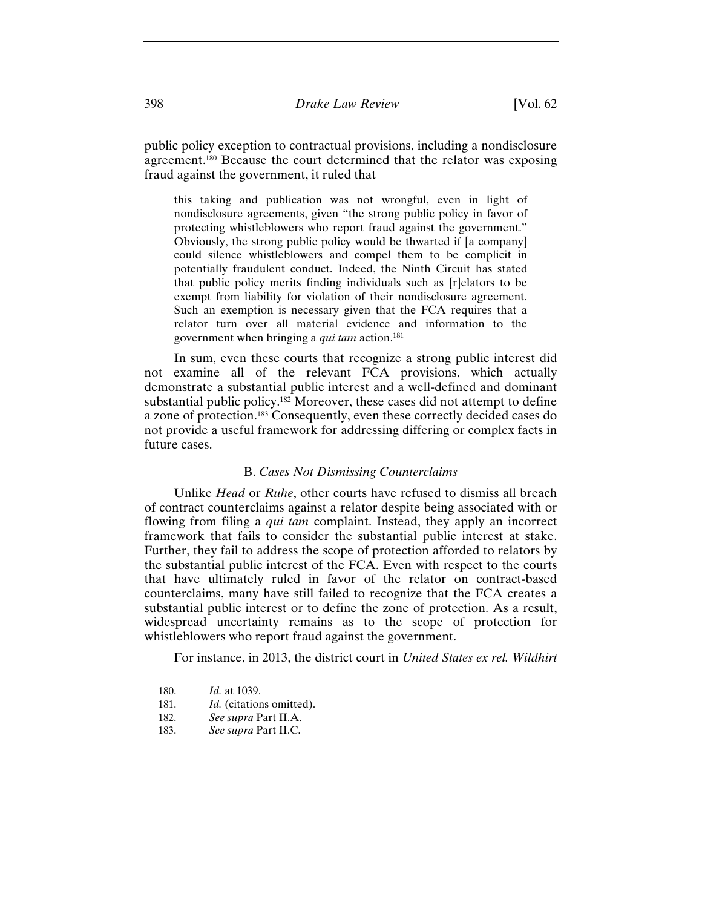public policy exception to contractual provisions, including a nondisclosure agreement.[180] Because the court determined that the relator was exposing fraud against the government, it ruled that

> this taking and publication was not wrongful, even in light of nondisclosure agreements, given "the strong public policy in favor of protecting whistleblowers who report fraud against the government." Obviously, the strong public policy would be thwarted if [a company] could silence whistleblowers and compel them to be complicit in potentially fraudulent conduct. Indeed, the Ninth Circuit has stated that public policy merits finding individuals such as [r]elators to be exempt from liability for violation of their nondisclosure agreement. Such an exemption is necessary given that the FCA requires that a relator turn over all material evidence and information to the government when bringing a *qui tam* action.[181]

In sum, even these courts that recognize a strong public interest did not examine all of the relevant FCA provisions, which actually demonstrate a substantial public interest and a well-defined and dominant substantial public policy.[182] Moreover, these cases did not attempt to define a zone of protection.[183] Consequently, even these correctly decided cases do not provide a useful framework for addressing differing or complex facts in future cases.

### B. *Cases Not Dismissing Counterclaims*

Unlike *Head* or *Ruhe*, other courts have refused to dismiss all breach of contract counterclaims against a relator despite being associated with or flowing from filing a *qui tam* complaint. Instead, they apply an incorrect framework that fails to consider the substantial public interest at stake. Further, they fail to address the scope of protection afforded to relators by the substantial public interest of the FCA. Even with respect to the courts that have ultimately ruled in favor of the relator on contract-based counterclaims, many have still failed to recognize that the FCA creates a substantial public interest or to define the zone of protection. As a result, widespread uncertainty remains as to the scope of protection for whistleblowers who report fraud against the government.

For instance, in 2013, the district court in *United States ex rel. Wildhirt*

---

180. *Id.* at 1039.

181. *Id.* (citations omitted).

182. *See supra* Part II.A.

183. *See supra* Part II.C.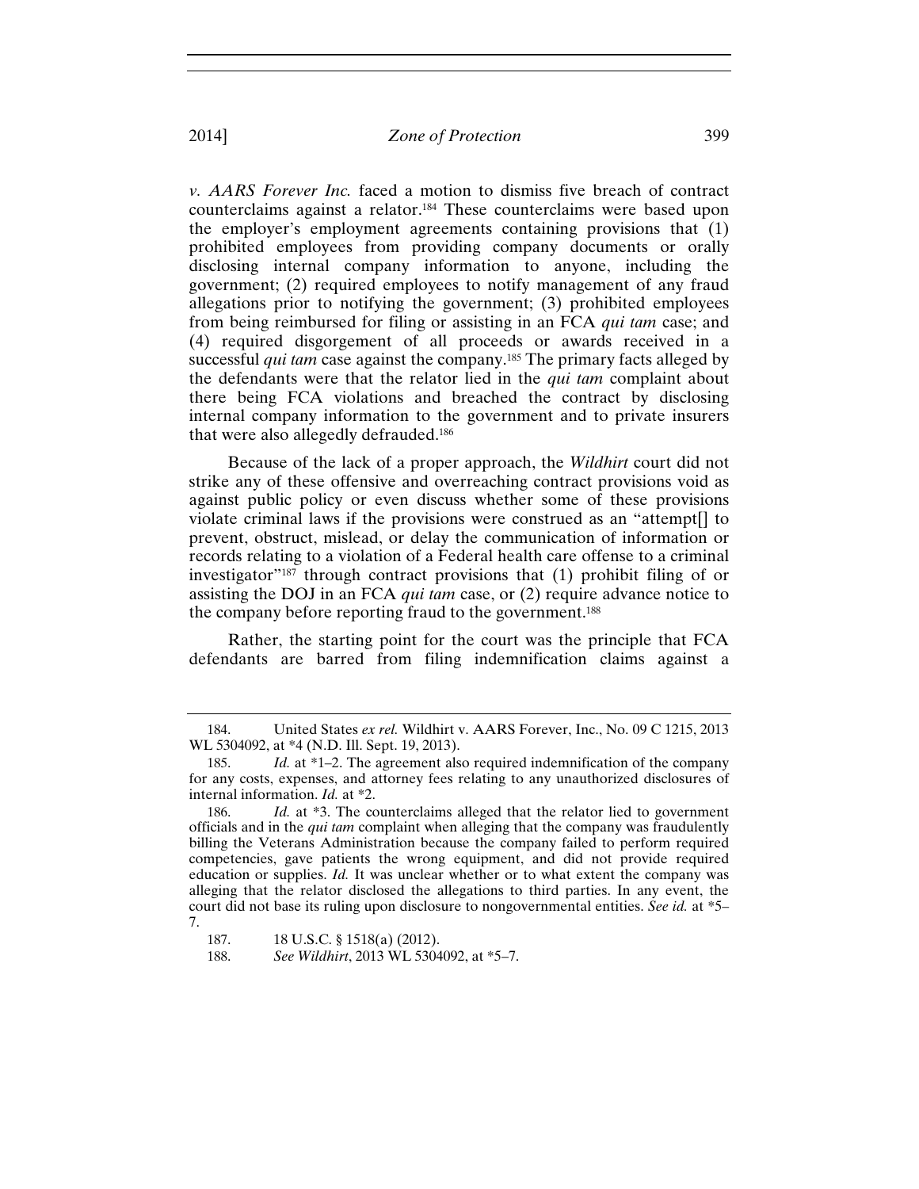*v. AARS Forever Inc.* faced a motion to dismiss five breach of contract counterclaims against a relator.[184] These counterclaims were based upon the employer's employment agreements containing provisions that (1) prohibited employees from providing company documents or orally disclosing internal company information to anyone, including the government; (2) required employees to notify management of any fraud allegations prior to notifying the government; (3) prohibited employees from being reimbursed for filing or assisting in an FCA *qui tam* case; and (4) required disgorgement of all proceeds or awards received in a successful *qui tam* case against the company.[185] The primary facts alleged by the defendants were that the relator lied in the *qui tam* complaint about there being FCA violations and breached the contract by disclosing internal company information to the government and to private insurers that were also allegedly defrauded.[186]

Because of the lack of a proper approach, the *Wildhirt* court did not strike any of these offensive and overreaching contract provisions void as against public policy or even discuss whether some of these provisions violate criminal laws if the provisions were construed as an "attempt[] to prevent, obstruct, mislead, or delay the communication of information or records relating to a violation of a Federal health care offense to a criminal investigator"[187] through contract provisions that (1) prohibit filing of or assisting the DOJ in an FCA *qui tam* case, or (2) require advance notice to the company before reporting fraud to the government.[188]

Rather, the starting point for the court was the principle that FCA defendants are barred from filing indemnification claims against a

---

184. United States *ex rel.* Wildhirt v. AARS Forever, Inc., No. 09 C 1215, 2013 WL 5304092, at *4 (N.D. Ill. Sept. 19, 2013).

185. *Id.* at *1–2. The agreement also required indemnification of the company for any costs, expenses, and attorney fees relating to any unauthorized disclosures of internal information. *Id.* at *2.

186. *Id.* at *3. The counterclaims alleged that the relator lied to government officials and in the *qui tam* complaint when alleging that the company was fraudulently billing the Veterans Administration because the company failed to perform required competencies, gave patients the wrong equipment, and did not provide required education or supplies. *Id.* It was unclear whether or to what extent the company was alleging that the relator disclosed the allegations to third parties. In any event, the court did not base its ruling upon disclosure to nongovernmental entities. *See id.* at *5–7.

187. 18 U.S.C. § 1518(a) (2012).

188. *See Wildhirt*, 2013 WL 5304092, at *5–7.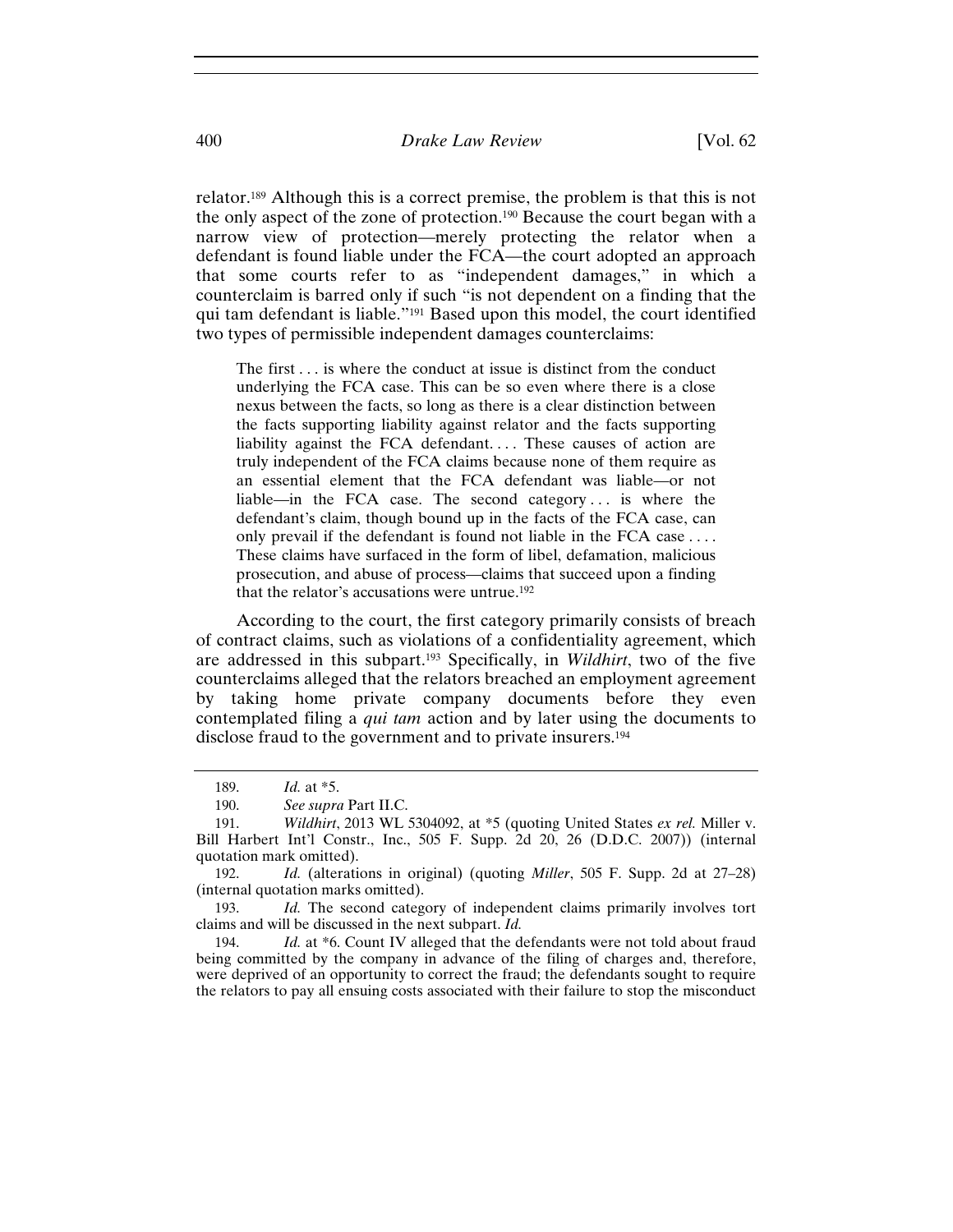relator.[189] Although this is a correct premise, the problem is that this is not the only aspect of the zone of protection.[190] Because the court began with a narrow view of protection—merely protecting the relator when a defendant is found liable under the FCA—the court adopted an approach that some courts refer to as "independent damages," in which a counterclaim is barred only if such "is not dependent on a finding that the qui tam defendant is liable."[191] Based upon this model, the court identified two types of permissible independent damages counterclaims:

> The first . . . is where the conduct at issue is distinct from the conduct underlying the FCA case. This can be so even where there is a close nexus between the facts, so long as there is a clear distinction between the facts supporting liability against relator and the facts supporting liability against the FCA defendant. . . . These causes of action are truly independent of the FCA claims because none of them require as an essential element that the FCA defendant was liable—or not liable—in the FCA case. The second category . . . is where the defendant's claim, though bound up in the facts of the FCA case, can only prevail if the defendant is found not liable in the FCA case . . . . These claims have surfaced in the form of libel, defamation, malicious prosecution, and abuse of process—claims that succeed upon a finding that the relator's accusations were untrue.[192]

According to the court, the first category primarily consists of breach of contract claims, such as violations of a confidentiality agreement, which are addressed in this subpart.[193] Specifically, in *Wildhirt*, two of the five counterclaims alleged that the relators breached an employment agreement by taking home private company documents before they even contemplated filing a *qui tam* action and by later using the documents to disclose fraud to the government and to private insurers.[194]

---

189. *Id.* at *5.

190. *See supra* Part II.C.

191. *Wildhirt*, 2013 WL 5304092, at *5 (quoting United States *ex rel.* Miller v. Bill Harbert Int'l Constr., Inc., 505 F. Supp. 2d 20, 26 (D.D.C. 2007)) (internal quotation mark omitted).

192. *Id.* (alterations in original) (quoting *Miller*, 505 F. Supp. 2d at 27–28) (internal quotation marks omitted).

193. *Id.* The second category of independent claims primarily involves tort claims and will be discussed in the next subpart. *Id.*

194. *Id.* at *6. Count IV alleged that the defendants were not told about fraud being committed by the company in advance of the filing of charges and, therefore, were deprived of an opportunity to correct the fraud; the defendants sought to require the relators to pay all ensuing costs associated with their failure to stop the misconduct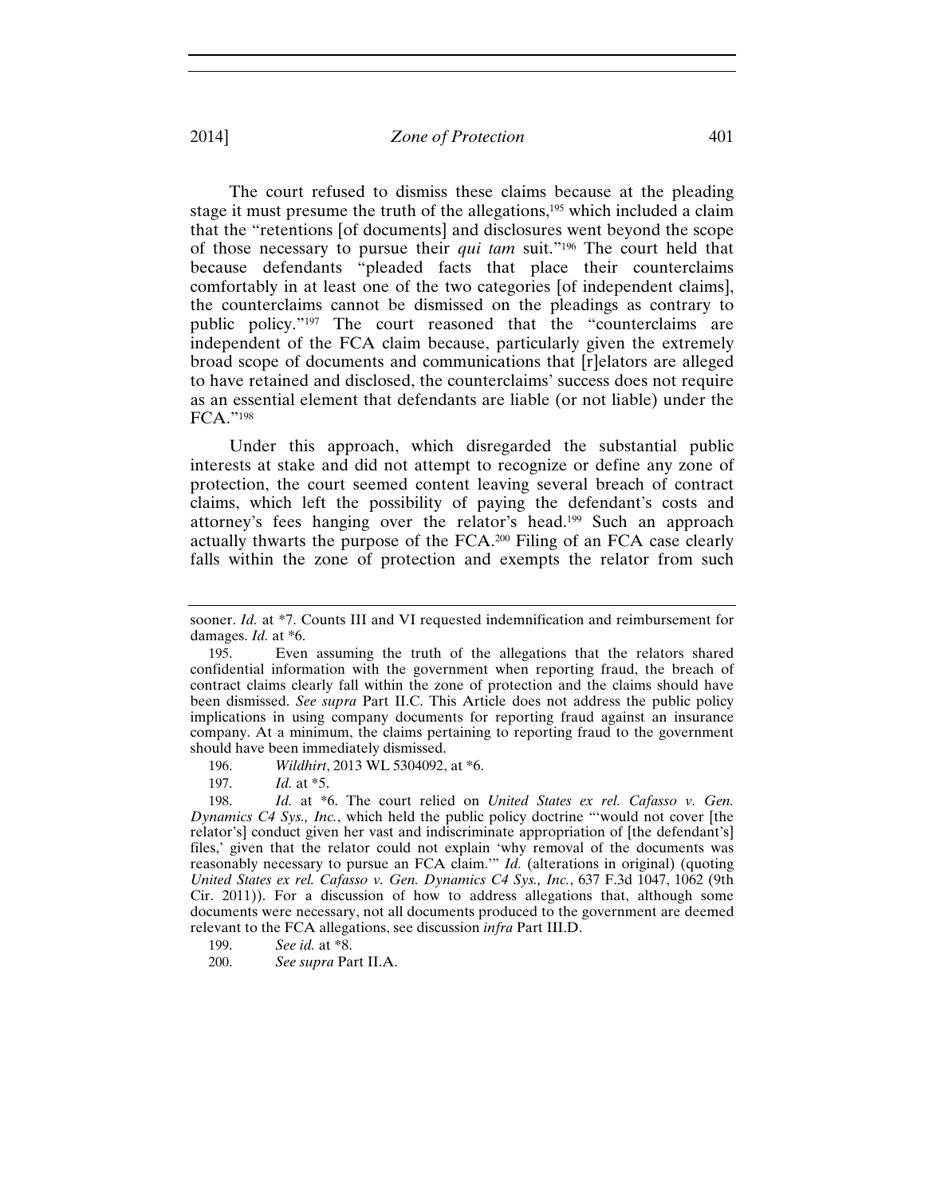The court refused to dismiss these claims because at the pleading stage it must presume the truth of the allegations,[195] which included a claim that the "retentions [of documents] and disclosures went beyond the scope of those necessary to pursue their *qui tam* suit."[196] The court held that because defendants "pleaded facts that place their counterclaims comfortably in at least one of the two categories [of independent claims], the counterclaims cannot be dismissed on the pleadings as contrary to public policy."[197] The court reasoned that the "counterclaims are independent of the FCA claim because, particularly given the extremely broad scope of documents and communications that [r]elators are alleged to have retained and disclosed, the counterclaims' success does not require as an essential element that defendants are liable (or not liable) under the FCA."[198]

Under this approach, which disregarded the substantial public interests at stake and did not attempt to recognize or define any zone of protection, the court seemed content leaving several breach of contract claims, which left the possibility of paying the defendant's costs and attorney's fees hanging over the relator's head.[199] Such an approach actually thwarts the purpose of the FCA.[200] Filing of an FCA case clearly falls within the zone of protection and exempts the relator from such

---

sooner. *Id.* at *7. Counts III and VI requested indemnification and reimbursement for damages. *Id.* at *6.

195. Even assuming the truth of the allegations that the relators shared confidential information with the government when reporting fraud, the breach of contract claims clearly fall within the zone of protection and the claims should have been dismissed. *See supra* Part II.C. This Article does not address the public policy implications in using company documents for reporting fraud against an insurance company. At a minimum, the claims pertaining to reporting fraud to the government should have been immediately dismissed.

196. *Wildhirt*, 2013 WL 5304092, at *6.

197. *Id.* at *5.

198. *Id.* at *6. The court relied on *United States ex rel. Cafasso v. Gen. Dynamics C4 Sys., Inc.*, which held the public policy doctrine "'would not cover [the relator's] conduct given her vast and indiscriminate appropriation of [the defendant's] files,' given that the relator could not explain 'why removal of the documents was reasonably necessary to pursue an FCA claim.'" *Id.* (alterations in original) (quoting *United States ex rel. Cafasso v. Gen. Dynamics C4 Sys., Inc.*, 637 F.3d 1047, 1062 (9th Cir. 2011)). For a discussion of how to address allegations that, although some documents were necessary, not all documents produced to the government are deemed relevant to the FCA allegations, see discussion *infra* Part III.D.

199. *See id.* at *8.

200. *See supra* Part II.A.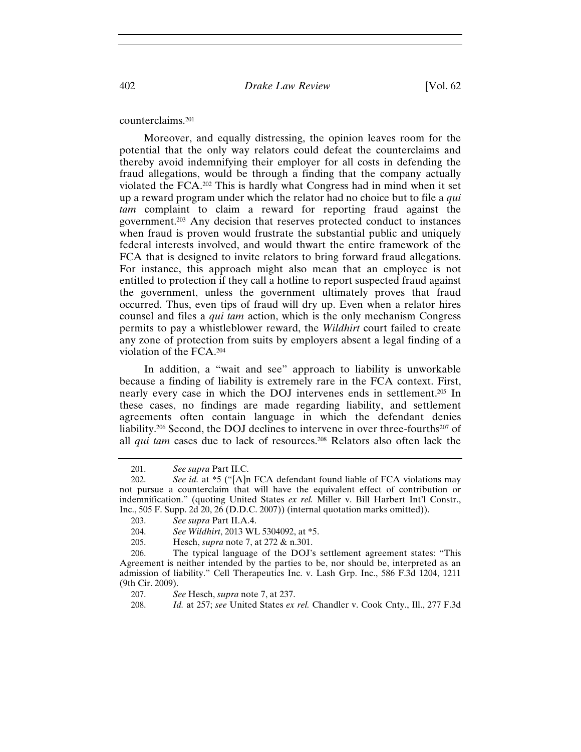counterclaims.[201]

Moreover, and equally distressing, the opinion leaves room for the potential that the only way relators could defeat the counterclaims and thereby avoid indemnifying their employer for all costs in defending the fraud allegations, would be through a finding that the company actually violated the FCA.[202] This is hardly what Congress had in mind when it set up a reward program under which the relator had no choice but to file a *qui tam* complaint to claim a reward for reporting fraud against the government.[203] Any decision that reserves protected conduct to instances when fraud is proven would frustrate the substantial public and uniquely federal interests involved, and would thwart the entire framework of the FCA that is designed to invite relators to bring forward fraud allegations. For instance, this approach might also mean that an employee is not entitled to protection if they call a hotline to report suspected fraud against the government, unless the government ultimately proves that fraud occurred. Thus, even tips of fraud will dry up. Even when a relator hires counsel and files a *qui tam* action, which is the only mechanism Congress permits to pay a whistleblower reward, the *Wildhirt* court failed to create any zone of protection from suits by employers absent a legal finding of a violation of the FCA.[204]

In addition, a "wait and see" approach to liability is unworkable because a finding of liability is extremely rare in the FCA context. First, nearly every case in which the DOJ intervenes ends in settlement.[205] In these cases, no findings are made regarding liability, and settlement agreements often contain language in which the defendant denies liability.[206] Second, the DOJ declines to intervene in over three-fourths[207] of all *qui tam* cases due to lack of resources.[208] Relators also often lack the

---

201. *See supra* Part II.C.

202. *See id.* at *5 ("[A]n FCA defendant found liable of FCA violations may not pursue a counterclaim that will have the equivalent effect of contribution or indemnification." (quoting United States *ex rel.* Miller v. Bill Harbert Int'l Constr., Inc., 505 F. Supp. 2d 20, 26 (D.D.C. 2007)) (internal quotation marks omitted)).

203. *See supra* Part II.A.4.

204. *See Wildhirt*, 2013 WL 5304092, at *5.

205. Hesch, *supra* note 7, at 272 & n.301.

206. The typical language of the DOJ's settlement agreement states: "This Agreement is neither intended by the parties to be, nor should be, interpreted as an admission of liability." Cell Therapeutics Inc. v. Lash Grp. Inc., 586 F.3d 1204, 1211 (9th Cir. 2009).

207. *See* Hesch, *supra* note 7, at 237.

208. *Id.* at 257; *see* United States *ex rel.* Chandler v. Cook Cnty., Ill., 277 F.3d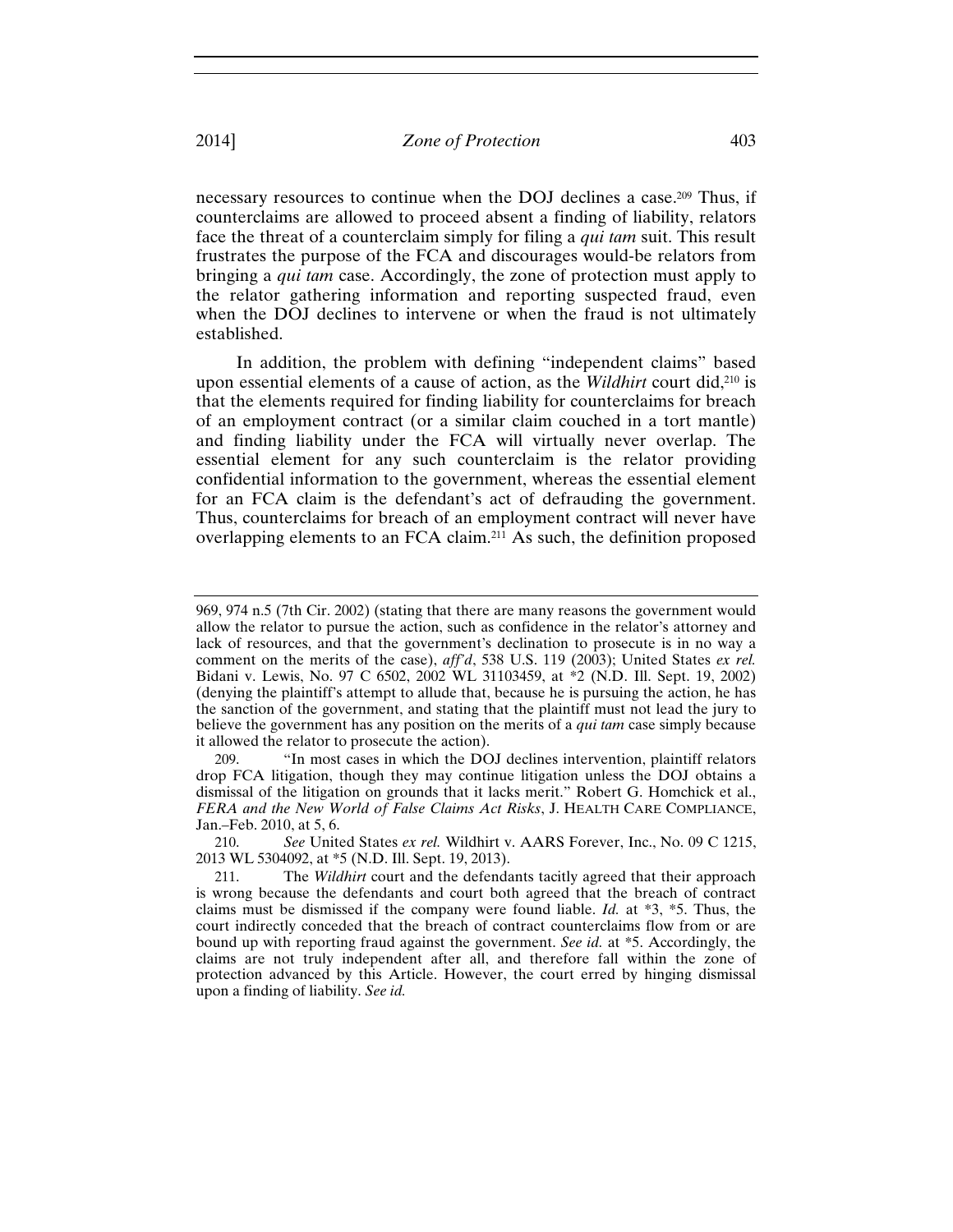necessary resources to continue when the DOJ declines a case.[209] Thus, if counterclaims are allowed to proceed absent a finding of liability, relators face the threat of a counterclaim simply for filing a *qui tam* suit. This result frustrates the purpose of the FCA and discourages would-be relators from bringing a *qui tam* case. Accordingly, the zone of protection must apply to the relator gathering information and reporting suspected fraud, even when the DOJ declines to intervene or when the fraud is not ultimately established.

In addition, the problem with defining "independent claims" based upon essential elements of a cause of action, as the *Wildhirt* court did,[210] is that the elements required for finding liability for counterclaims for breach of an employment contract (or a similar claim couched in a tort mantle) and finding liability under the FCA will virtually never overlap. The essential element for any such counterclaim is the relator providing confidential information to the government, whereas the essential element for an FCA claim is the defendant's act of defrauding the government. Thus, counterclaims for breach of an employment contract will never have overlapping elements to an FCA claim.[211] As such, the definition proposed

---

969, 974 n.5 (7th Cir. 2002) (stating that there are many reasons the government would allow the relator to pursue the action, such as confidence in the relator's attorney and lack of resources, and that the government's declination to prosecute is in no way a comment on the merits of the case), *aff'd*, 538 U.S. 119 (2003); United States *ex rel.* Bidani v. Lewis, No. 97 C 6502, 2002 WL 31103459, at *2 (N.D. Ill. Sept. 19, 2002) (denying the plaintiff's attempt to allude that, because he is pursuing the action, he has the sanction of the government, and stating that the plaintiff must not lead the jury to believe the government has any position on the merits of a *qui tam* case simply because it allowed the relator to prosecute the action).

209. "In most cases in which the DOJ declines intervention, plaintiff relators drop FCA litigation, though they may continue litigation unless the DOJ obtains a dismissal of the litigation on grounds that it lacks merit." Robert G. Homchick et al., *FERA and the New World of False Claims Act Risks*, J. HEALTH CARE COMPLIANCE, Jan.–Feb. 2010, at 5, 6.

210. *See* United States *ex rel.* Wildhirt v. AARS Forever, Inc., No. 09 C 1215, 2013 WL 5304092, at *5 (N.D. Ill. Sept. 19, 2013).

211. The *Wildhirt* court and the defendants tacitly agreed that their approach is wrong because the defendants and court both agreed that the breach of contract claims must be dismissed if the company were found liable. *Id.* at *3, *5. Thus, the court indirectly conceded that the breach of contract counterclaims flow from or are bound up with reporting fraud against the government. *See id.* at *5. Accordingly, the claims are not truly independent after all, and therefore fall within the zone of protection advanced by this Article. However, the court erred by hinging dismissal upon a finding of liability. *See id.*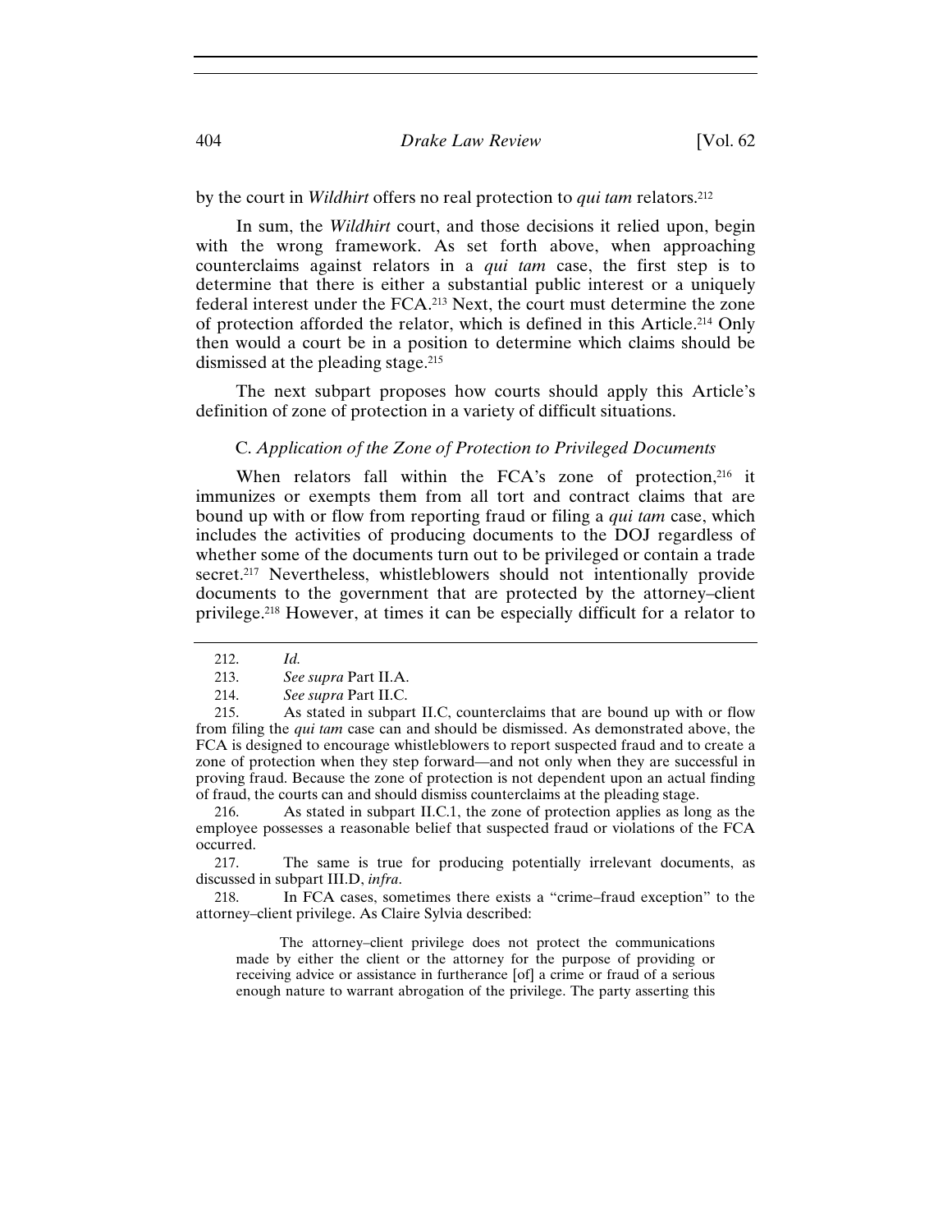by the court in *Wildhirt* offers no real protection to *qui tam* relators.[212]

In sum, the *Wildhirt* court, and those decisions it relied upon, begin with the wrong framework. As set forth above, when approaching counterclaims against relators in a *qui tam* case, the first step is to determine that there is either a substantial public interest or a uniquely federal interest under the FCA.[213] Next, the court must determine the zone of protection afforded the relator, which is defined in this Article.[214] Only then would a court be in a position to determine which claims should be dismissed at the pleading stage.[215]

The next subpart proposes how courts should apply this Article's definition of zone of protection in a variety of difficult situations.

### C. *Application of the Zone of Protection to Privileged Documents*

When relators fall within the FCA's zone of protection,[216] it immunizes or exempts them from all tort and contract claims that are bound up with or flow from reporting fraud or filing a *qui tam* case, which includes the activities of producing documents to the DOJ regardless of whether some of the documents turn out to be privileged or contain a trade secret.[217] Nevertheless, whistleblowers should not intentionally provide documents to the government that are protected by the attorney–client privilege.[218] However, at times it can be especially difficult for a relator to

---

212. *Id.*

213. *See supra* Part II.A.

214. *See supra* Part II.C.

215. As stated in subpart II.C, counterclaims that are bound up with or flow from filing the *qui tam* case can and should be dismissed. As demonstrated above, the FCA is designed to encourage whistleblowers to report suspected fraud and to create a zone of protection when they step forward—and not only when they are successful in proving fraud. Because the zone of protection is not dependent upon an actual finding of fraud, the courts can and should dismiss counterclaims at the pleading stage.

216. As stated in subpart II.C.1, the zone of protection applies as long as the employee possesses a reasonable belief that suspected fraud or violations of the FCA occurred.

217. The same is true for producing potentially irrelevant documents, as discussed in subpart III.D, *infra*.

218. In FCA cases, sometimes there exists a "crime–fraud exception" to the attorney–client privilege. As Claire Sylvia described:

> The attorney–client privilege does not protect the communications made by either the client or the attorney for the purpose of providing or receiving advice or assistance in furtherance [of] a crime or fraud of a serious enough nature to warrant abrogation of the privilege. The party asserting this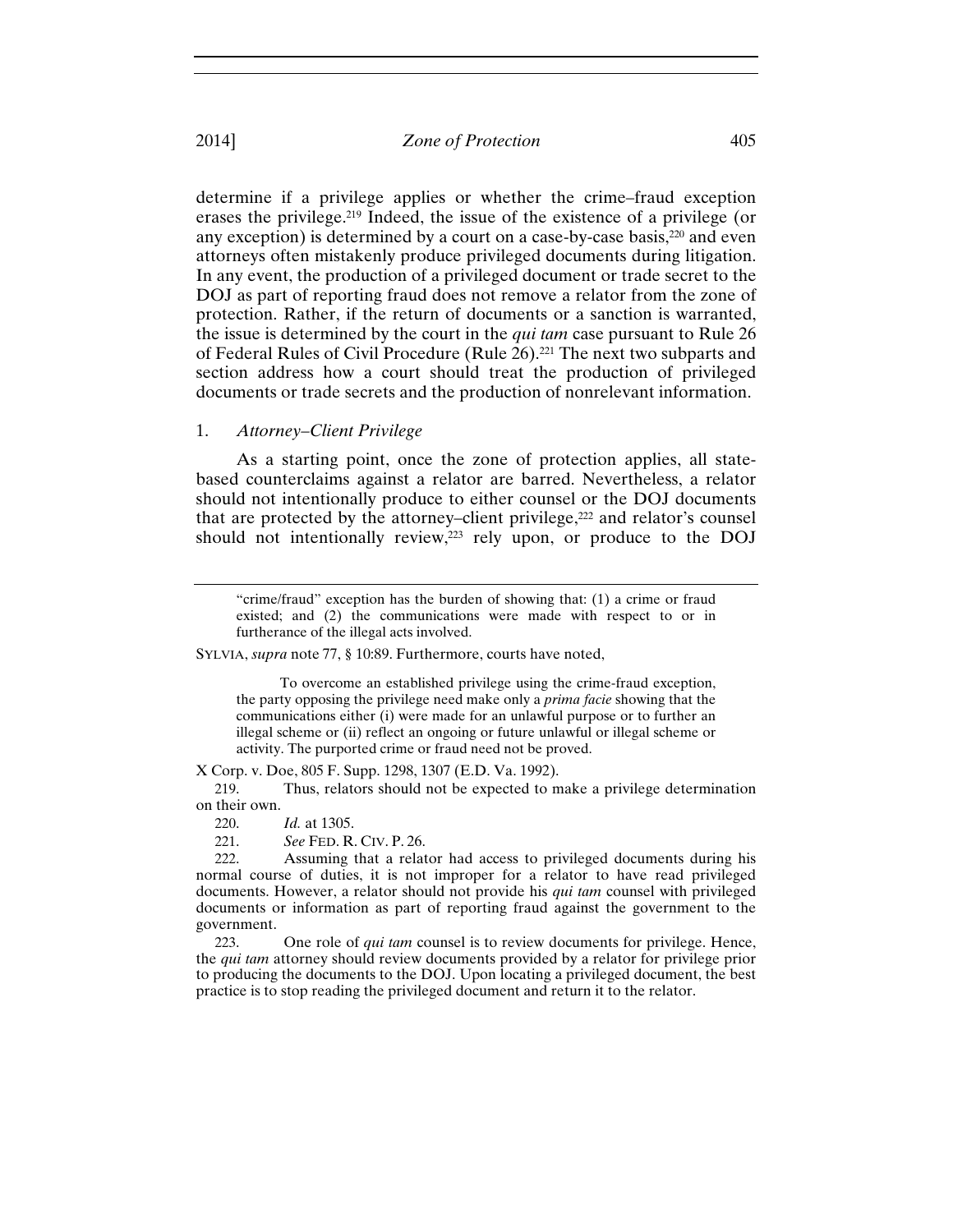determine if a privilege applies or whether the crime–fraud exception erases the privilege.[219] Indeed, the issue of the existence of a privilege (or any exception) is determined by a court on a case-by-case basis,[220] and even attorneys often mistakenly produce privileged documents during litigation. In any event, the production of a privileged document or trade secret to the DOJ as part of reporting fraud does not remove a relator from the zone of protection. Rather, if the return of documents or a sanction is warranted, the issue is determined by the court in the *qui tam* case pursuant to Rule 26 of Federal Rules of Civil Procedure (Rule 26).[221] The next two subparts and section address how a court should treat the production of privileged documents or trade secrets and the production of nonrelevant information.

### 1. *Attorney–Client Privilege*

As a starting point, once the zone of protection applies, all state-based counterclaims against a relator are barred. Nevertheless, a relator should not intentionally produce to either counsel or the DOJ documents that are protected by the attorney–client privilege,[222] and relator's counsel should not intentionally review,[223] rely upon, or produce to the DOJ

---

> "crime/fraud" exception has the burden of showing that: (1) a crime or fraud existed; and (2) the communications were made with respect to or in furtherance of the illegal acts involved.

SYLVIA, *supra* note 77, § 10:89. Furthermore, courts have noted,

> To overcome an established privilege using the crime-fraud exception, the party opposing the privilege need make only a *prima facie* showing that the communications either (i) were made for an unlawful purpose or to further an illegal scheme or (ii) reflect an ongoing or future unlawful or illegal scheme or activity. The purported crime or fraud need not be proved.

X Corp. v. Doe, 805 F. Supp. 1298, 1307 (E.D. Va. 1992).

219. Thus, relators should not be expected to make a privilege determination on their own.

220. *Id.* at 1305.

221. *See* FED. R. CIV. P. 26.

222. Assuming that a relator had access to privileged documents during his normal course of duties, it is not improper for a relator to have read privileged documents. However, a relator should not provide his *qui tam* counsel with privileged documents or information as part of reporting fraud against the government to the government.

223. One role of *qui tam* counsel is to review documents for privilege. Hence, the *qui tam* attorney should review documents provided by a relator for privilege prior to producing the documents to the DOJ. Upon locating a privileged document, the best practice is to stop reading the privileged document and return it to the relator.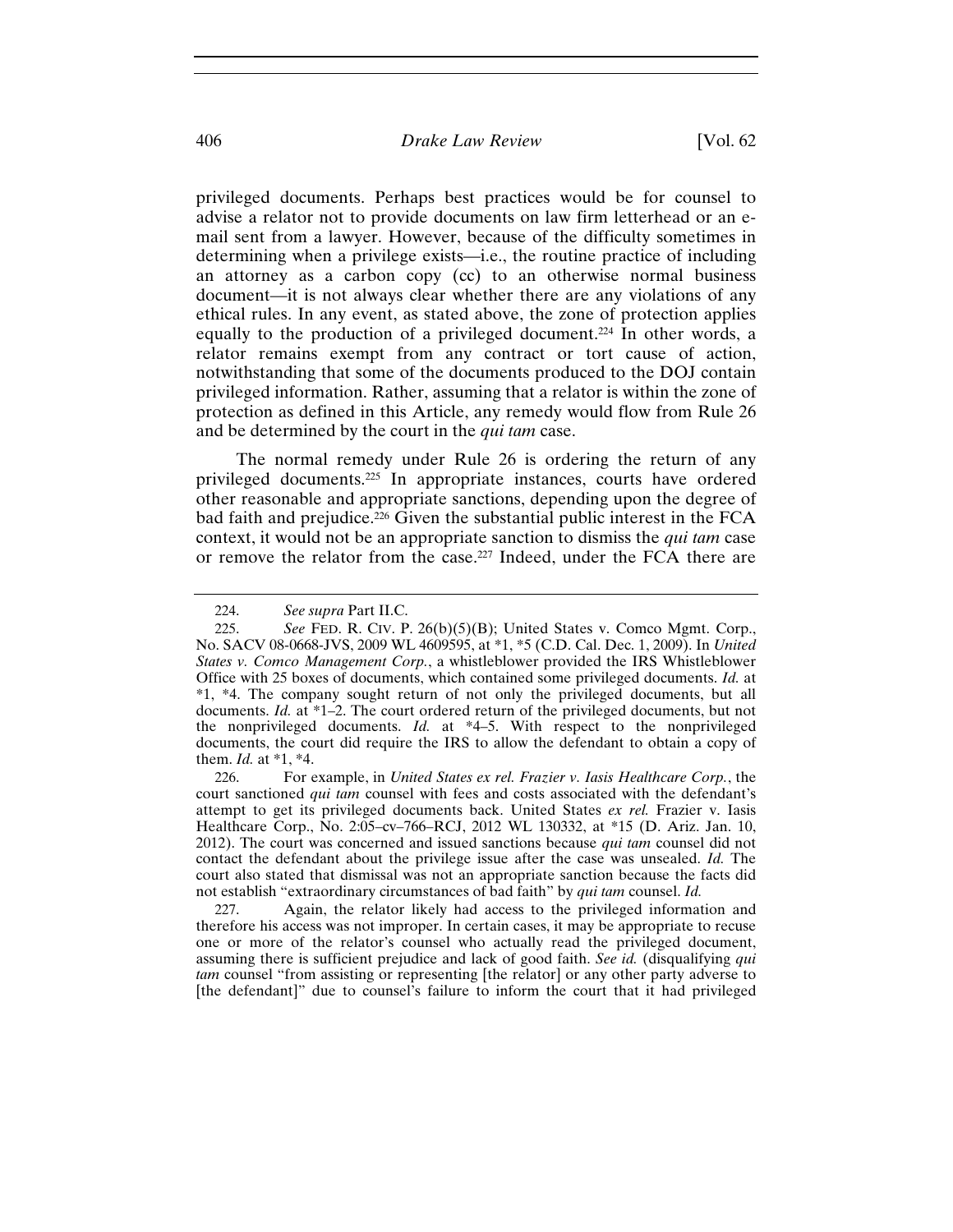privileged documents. Perhaps best practices would be for counsel to advise a relator not to provide documents on law firm letterhead or an e-mail sent from a lawyer. However, because of the difficulty sometimes in determining when a privilege exists—i.e., the routine practice of including an attorney as a carbon copy (cc) to an otherwise normal business document—it is not always clear whether there are any violations of any ethical rules. In any event, as stated above, the zone of protection applies equally to the production of a privileged document.[224] In other words, a relator remains exempt from any contract or tort cause of action, notwithstanding that some of the documents produced to the DOJ contain privileged information. Rather, assuming that a relator is within the zone of protection as defined in this Article, any remedy would flow from Rule 26 and be determined by the court in the *qui tam* case.

The normal remedy under Rule 26 is ordering the return of any privileged documents.[225] In appropriate instances, courts have ordered other reasonable and appropriate sanctions, depending upon the degree of bad faith and prejudice.[226] Given the substantial public interest in the FCA context, it would not be an appropriate sanction to dismiss the *qui tam* case or remove the relator from the case.[227] Indeed, under the FCA there are

---

224. *See supra* Part II.C.

225. *See* FED. R. CIV. P. 26(b)(5)(B); United States v. Comco Mgmt. Corp., No. SACV 08-0668-JVS, 2009 WL 4609595, at *1, *5 (C.D. Cal. Dec. 1, 2009). In *United States v. Comco Management Corp.*, a whistleblower provided the IRS Whistleblower Office with 25 boxes of documents, which contained some privileged documents. *Id.* at *1, *4. The company sought return of not only the privileged documents, but all documents. *Id.* at *1–2. The court ordered return of the privileged documents, but not the nonprivileged documents. *Id.* at *4–5. With respect to the nonprivileged documents, the court did require the IRS to allow the defendant to obtain a copy of them. *Id.* at *1, *4.

226. For example, in *United States ex rel. Frazier v. Iasis Healthcare Corp.*, the court sanctioned *qui tam* counsel with fees and costs associated with the defendant's attempt to get its privileged documents back. United States *ex rel.* Frazier v. Iasis Healthcare Corp., No. 2:05–cv–766–RCJ, 2012 WL 130332, at *15 (D. Ariz. Jan. 10, 2012). The court was concerned and issued sanctions because *qui tam* counsel did not contact the defendant about the privilege issue after the case was unsealed. *Id.* The court also stated that dismissal was not an appropriate sanction because the facts did not establish "extraordinary circumstances of bad faith" by *qui tam* counsel. *Id.*

227. Again, the relator likely had access to the privileged information and therefore his access was not improper. In certain cases, it may be appropriate to recuse one or more of the relator's counsel who actually read the privileged document, assuming there is sufficient prejudice and lack of good faith. *See id.* (disqualifying *qui tam* counsel "from assisting or representing [the relator] or any other party adverse to [the defendant]" due to counsel's failure to inform the court that it had privileged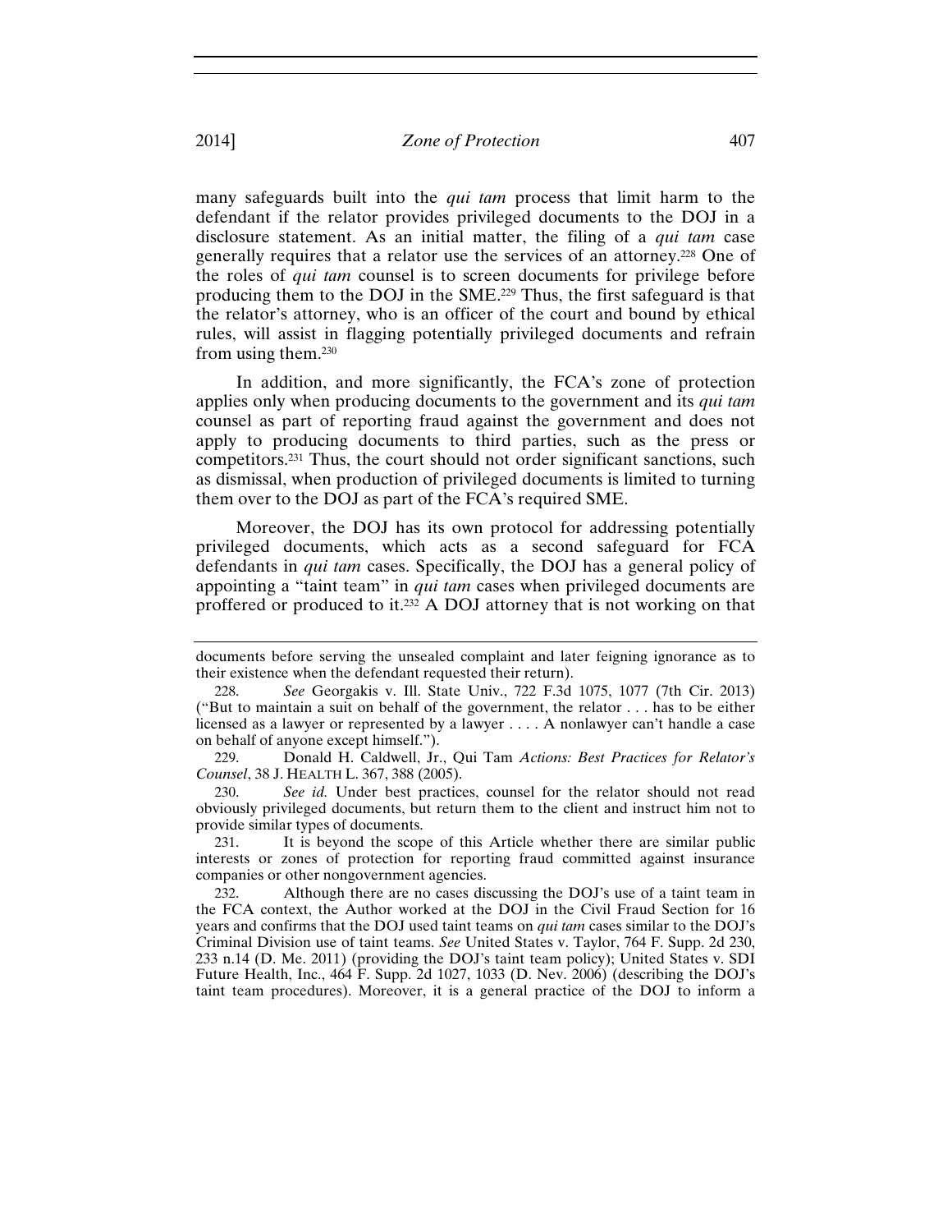many safeguards built into the *qui tam* process that limit harm to the defendant if the relator provides privileged documents to the DOJ in a disclosure statement. As an initial matter, the filing of a *qui tam* case generally requires that a relator use the services of an attorney.[228] One of the roles of *qui tam* counsel is to screen documents for privilege before producing them to the DOJ in the SME.[229] Thus, the first safeguard is that the relator's attorney, who is an officer of the court and bound by ethical rules, will assist in flagging potentially privileged documents and refrain from using them.[230]

In addition, and more significantly, the FCA's zone of protection applies only when producing documents to the government and its *qui tam* counsel as part of reporting fraud against the government and does not apply to producing documents to third parties, such as the press or competitors.[231] Thus, the court should not order significant sanctions, such as dismissal, when production of privileged documents is limited to turning them over to the DOJ as part of the FCA's required SME.

Moreover, the DOJ has its own protocol for addressing potentially privileged documents, which acts as a second safeguard for FCA defendants in *qui tam* cases. Specifically, the DOJ has a general policy of appointing a "taint team" in *qui tam* cases when privileged documents are proffered or produced to it.[232] A DOJ attorney that is not working on that

---

documents before serving the unsealed complaint and later feigning ignorance as to their existence when the defendant requested their return).

228. *See* Georgakis v. Ill. State Univ., 722 F.3d 1075, 1077 (7th Cir. 2013) ("But to maintain a suit on behalf of the government, the relator . . . has to be either licensed as a lawyer or represented by a lawyer . . . . A nonlawyer can't handle a case on behalf of anyone except himself.").

229. Donald H. Caldwell, Jr., Qui Tam *Actions: Best Practices for Relator's Counsel*, 38 J. HEALTH L. 367, 388 (2005).

230. *See id.* Under best practices, counsel for the relator should not read obviously privileged documents, but return them to the client and instruct him not to provide similar types of documents.

231. It is beyond the scope of this Article whether there are similar public interests or zones of protection for reporting fraud committed against insurance companies or other nongovernment agencies.

232. Although there are no cases discussing the DOJ's use of a taint team in the FCA context, the Author worked at the DOJ in the Civil Fraud Section for 16 years and confirms that the DOJ used taint teams on *qui tam* cases similar to the DOJ's Criminal Division use of taint teams. *See* United States v. Taylor, 764 F. Supp. 2d 230, 233 n.14 (D. Me. 2011) (providing the DOJ's taint team policy); United States v. SDI Future Health, Inc., 464 F. Supp. 2d 1027, 1033 (D. Nev. 2006) (describing the DOJ's taint team procedures). Moreover, it is a general practice of the DOJ to inform a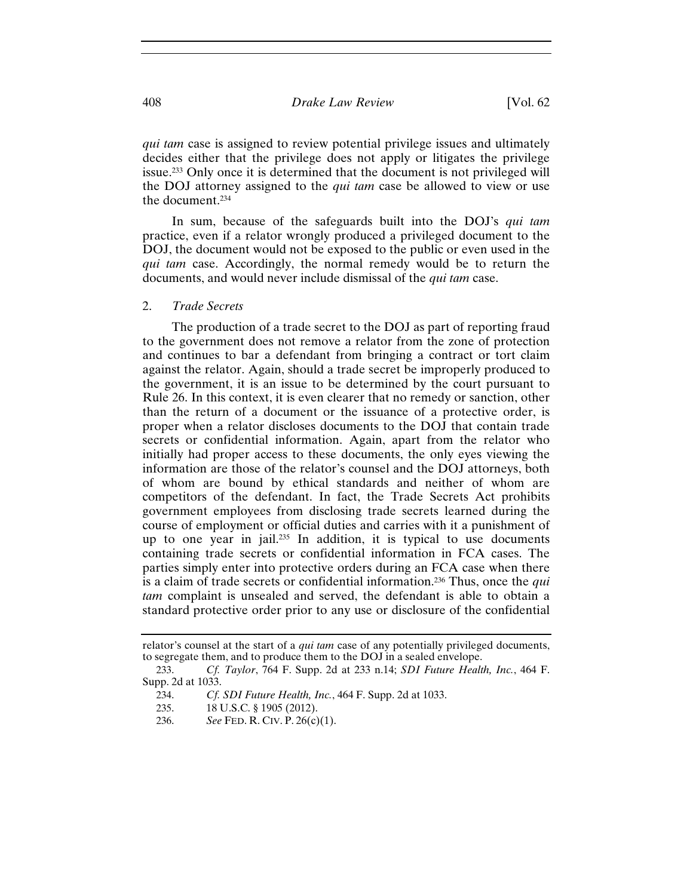*qui tam* case is assigned to review potential privilege issues and ultimately decides either that the privilege does not apply or litigates the privilege issue.[233] Only once it is determined that the document is not privileged will the DOJ attorney assigned to the *qui tam* case be allowed to view or use the document.[234]

In sum, because of the safeguards built into the DOJ's *qui tam* practice, even if a relator wrongly produced a privileged document to the DOJ, the document would not be exposed to the public or even used in the *qui tam* case. Accordingly, the normal remedy would be to return the documents, and would never include dismissal of the *qui tam* case.

### 2. *Trade Secrets*

The production of a trade secret to the DOJ as part of reporting fraud to the government does not remove a relator from the zone of protection and continues to bar a defendant from bringing a contract or tort claim against the relator. Again, should a trade secret be improperly produced to the government, it is an issue to be determined by the court pursuant to Rule 26. In this context, it is even clearer that no remedy or sanction, other than the return of a document or the issuance of a protective order, is proper when a relator discloses documents to the DOJ that contain trade secrets or confidential information. Again, apart from the relator who initially had proper access to these documents, the only eyes viewing the information are those of the relator's counsel and the DOJ attorneys, both of whom are bound by ethical standards and neither of whom are competitors of the defendant. In fact, the Trade Secrets Act prohibits government employees from disclosing trade secrets learned during the course of employment or official duties and carries with it a punishment of up to one year in jail.[235] In addition, it is typical to use documents containing trade secrets or confidential information in FCA cases. The parties simply enter into protective orders during an FCA case when there is a claim of trade secrets or confidential information.[236] Thus, once the *qui tam* complaint is unsealed and served, the defendant is able to obtain a standard protective order prior to any use or disclosure of the confidential

---

relator's counsel at the start of a *qui tam* case of any potentially privileged documents, to segregate them, and to produce them to the DOJ in a sealed envelope.

233. *Cf. Taylor*, 764 F. Supp. 2d at 233 n.14; *SDI Future Health, Inc.*, 464 F. Supp. 2d at 1033.

234. *Cf. SDI Future Health, Inc.*, 464 F. Supp. 2d at 1033.

235. 18 U.S.C. § 1905 (2012).

236. *See* FED. R. CIV. P. 26(c)(1).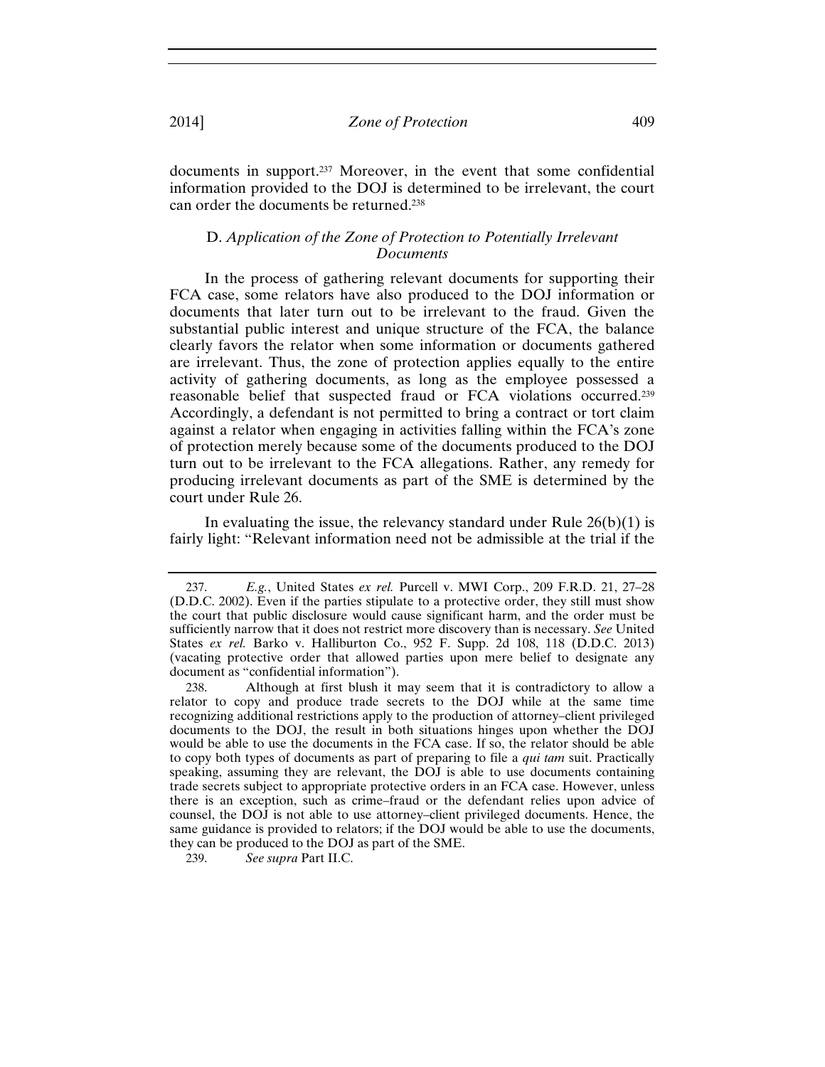documents in support.[237] Moreover, in the event that some confidential information provided to the DOJ is determined to be irrelevant, the court can order the documents be returned.[238]

### D. *Application of the Zone of Protection to Potentially Irrelevant Documents*

In the process of gathering relevant documents for supporting their FCA case, some relators have also produced to the DOJ information or documents that later turn out to be irrelevant to the fraud. Given the substantial public interest and unique structure of the FCA, the balance clearly favors the relator when some information or documents gathered are irrelevant. Thus, the zone of protection applies equally to the entire activity of gathering documents, as long as the employee possessed a reasonable belief that suspected fraud or FCA violations occurred.[239] Accordingly, a defendant is not permitted to bring a contract or tort claim against a relator when engaging in activities falling within the FCA's zone of protection merely because some of the documents produced to the DOJ turn out to be irrelevant to the FCA allegations. Rather, any remedy for producing irrelevant documents as part of the SME is determined by the court under Rule 26.

In evaluating the issue, the relevancy standard under Rule 26(b)(1) is fairly light: "Relevant information need not be admissible at the trial if the

---

237. *E.g.*, United States *ex rel.* Purcell v. MWI Corp., 209 F.R.D. 21, 27–28 (D.D.C. 2002). Even if the parties stipulate to a protective order, they still must show the court that public disclosure would cause significant harm, and the order must be sufficiently narrow that it does not restrict more discovery than is necessary. *See* United States *ex rel.* Barko v. Halliburton Co., 952 F. Supp. 2d 108, 118 (D.D.C. 2013) (vacating protective order that allowed parties upon mere belief to designate any document as "confidential information").

238. Although at first blush it may seem that it is contradictory to allow a relator to copy and produce trade secrets to the DOJ while at the same time recognizing additional restrictions apply to the production of attorney–client privileged documents to the DOJ, the result in both situations hinges upon whether the DOJ would be able to use the documents in the FCA case. If so, the relator should be able to copy both types of documents as part of preparing to file a *qui tam* suit. Practically speaking, assuming they are relevant, the DOJ is able to use documents containing trade secrets subject to appropriate protective orders in an FCA case. However, unless there is an exception, such as crime–fraud or the defendant relies upon advice of counsel, the DOJ is not able to use attorney–client privileged documents. Hence, the same guidance is provided to relators; if the DOJ would be able to use the documents, they can be produced to the DOJ as part of the SME.

239. *See supra* Part II.C.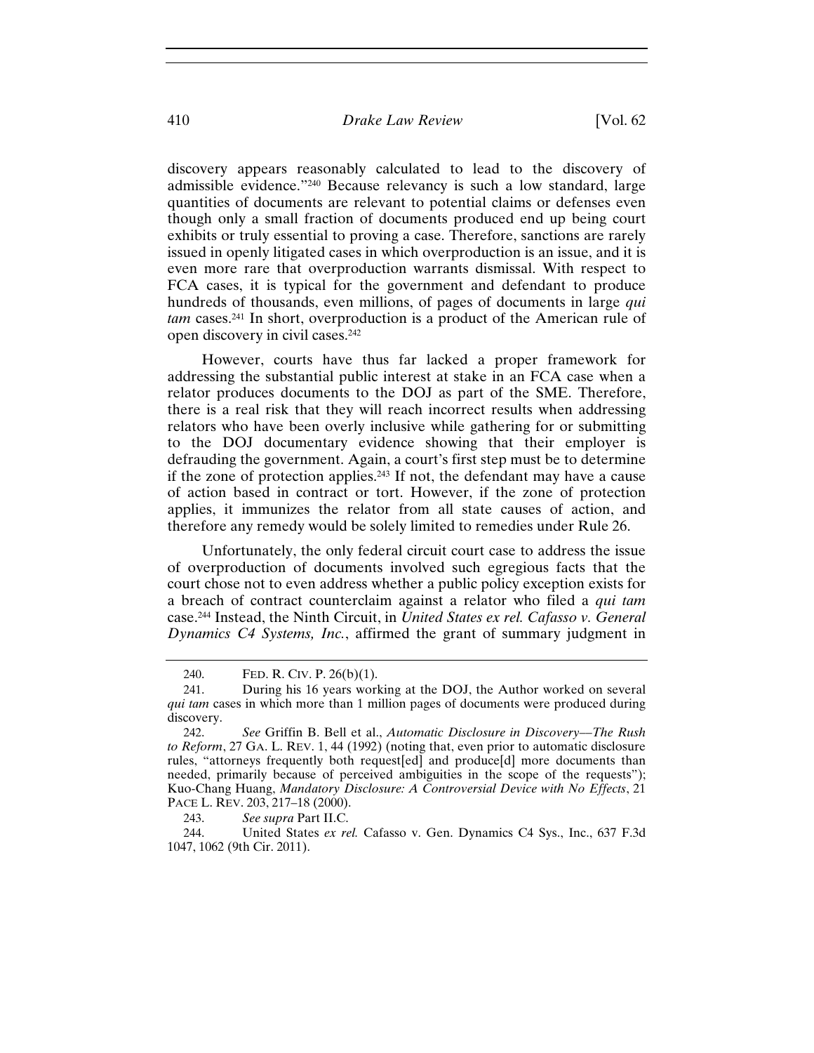discovery appears reasonably calculated to lead to the discovery of admissible evidence."[240] Because relevancy is such a low standard, large quantities of documents are relevant to potential claims or defenses even though only a small fraction of documents produced end up being court exhibits or truly essential to proving a case. Therefore, sanctions are rarely issued in openly litigated cases in which overproduction is an issue, and it is even more rare that overproduction warrants dismissal. With respect to FCA cases, it is typical for the government and defendant to produce hundreds of thousands, even millions, of pages of documents in large *qui tam* cases.[241] In short, overproduction is a product of the American rule of open discovery in civil cases.[242]

However, courts have thus far lacked a proper framework for addressing the substantial public interest at stake in an FCA case when a relator produces documents to the DOJ as part of the SME. Therefore, there is a real risk that they will reach incorrect results when addressing relators who have been overly inclusive while gathering for or submitting to the DOJ documentary evidence showing that their employer is defrauding the government. Again, a court's first step must be to determine if the zone of protection applies.[243] If not, the defendant may have a cause of action based in contract or tort. However, if the zone of protection applies, it immunizes the relator from all state causes of action, and therefore any remedy would be solely limited to remedies under Rule 26.

Unfortunately, the only federal circuit court case to address the issue of overproduction of documents involved such egregious facts that the court chose not to even address whether a public policy exception exists for a breach of contract counterclaim against a relator who filed a *qui tam* case.[244] Instead, the Ninth Circuit, in *United States ex rel. Cafasso v. General Dynamics C4 Systems, Inc.*, affirmed the grant of summary judgment in

---

240. FED. R. CIV. P. 26(b)(1).

241. During his 16 years working at the DOJ, the Author worked on several *qui tam* cases in which more than 1 million pages of documents were produced during discovery.

242. *See* Griffin B. Bell et al., *Automatic Disclosure in Discovery—The Rush to Reform*, 27 GA. L. REV. 1, 44 (1992) (noting that, even prior to automatic disclosure rules, "attorneys frequently both request[ed] and produce[d] more documents than needed, primarily because of perceived ambiguities in the scope of the requests"); Kuo-Chang Huang, *Mandatory Disclosure: A Controversial Device with No Effects*, 21 PACE L. REV. 203, 217–18 (2000).

243. *See supra* Part II.C.

244. United States *ex rel.* Cafasso v. Gen. Dynamics C4 Sys., Inc., 637 F.3d 1047, 1062 (9th Cir. 2011).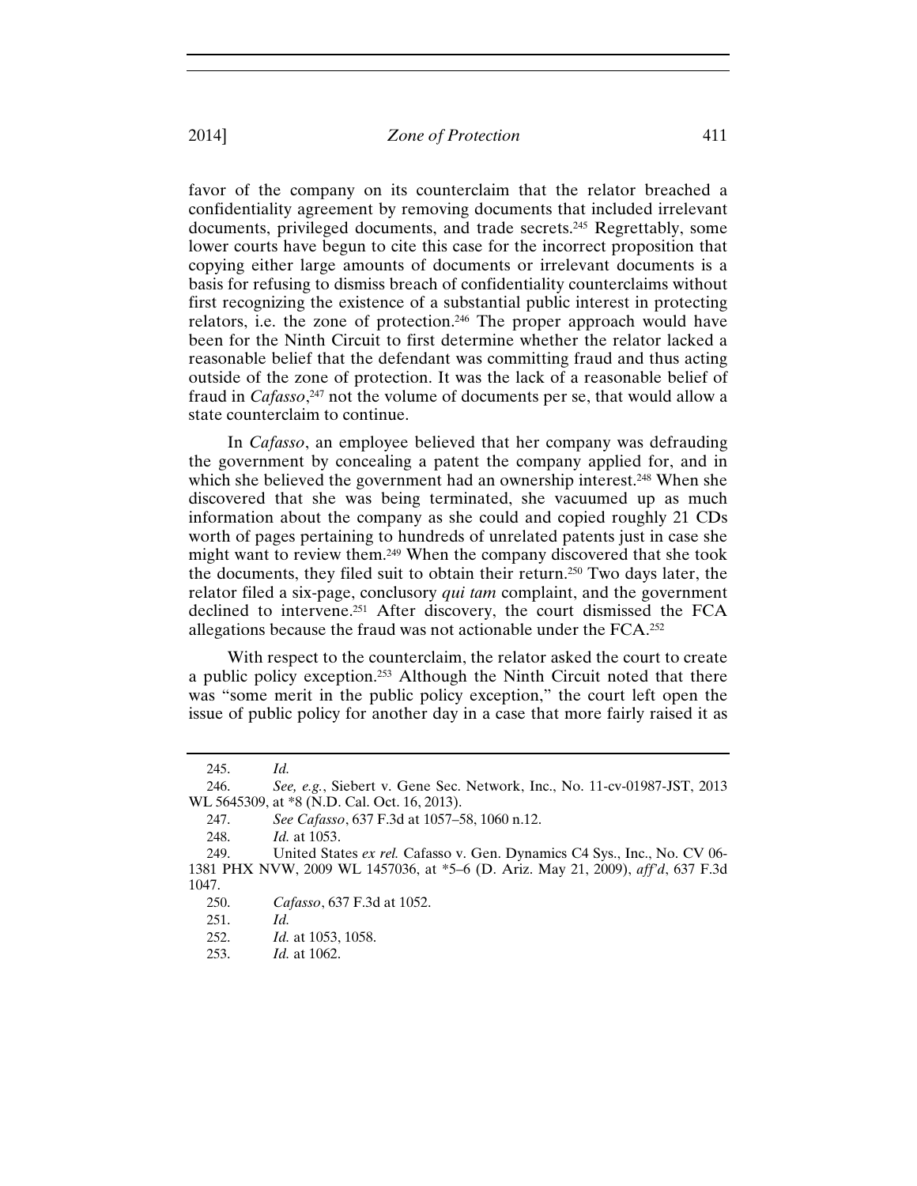favor of the company on its counterclaim that the relator breached a confidentiality agreement by removing documents that included irrelevant documents, privileged documents, and trade secrets.[245] Regrettably, some lower courts have begun to cite this case for the incorrect proposition that copying either large amounts of documents or irrelevant documents is a basis for refusing to dismiss breach of confidentiality counterclaims without first recognizing the existence of a substantial public interest in protecting relators, i.e. the zone of protection.[246] The proper approach would have been for the Ninth Circuit to first determine whether the relator lacked a reasonable belief that the defendant was committing fraud and thus acting outside of the zone of protection. It was the lack of a reasonable belief of fraud in *Cafasso*,[247] not the volume of documents per se, that would allow a state counterclaim to continue.

In *Cafasso*, an employee believed that her company was defrauding the government by concealing a patent the company applied for, and in which she believed the government had an ownership interest.[248] When she discovered that she was being terminated, she vacuumed up as much information about the company as she could and copied roughly 21 CDs worth of pages pertaining to hundreds of unrelated patents just in case she might want to review them.[249] When the company discovered that she took the documents, they filed suit to obtain their return.[250] Two days later, the relator filed a six-page, conclusory *qui tam* complaint, and the government declined to intervene.[251] After discovery, the court dismissed the FCA allegations because the fraud was not actionable under the FCA.[252]

With respect to the counterclaim, the relator asked the court to create a public policy exception.[253] Although the Ninth Circuit noted that there was "some merit in the public policy exception," the court left open the issue of public policy for another day in a case that more fairly raised it as

---

245. *Id.*

246. *See, e.g.*, Siebert v. Gene Sec. Network, Inc., No. 11-cv-01987-JST, 2013 WL 5645309, at *8 (N.D. Cal. Oct. 16, 2013).

247. *See Cafasso*, 637 F.3d at 1057–58, 1060 n.12.

248. *Id.* at 1053.

249. United States *ex rel.* Cafasso v. Gen. Dynamics C4 Sys., Inc., No. CV 06-1381 PHX NVW, 2009 WL 1457036, at *5–6 (D. Ariz. May 21, 2009), *aff'd*, 637 F.3d 1047.

250. *Cafasso*, 637 F.3d at 1052.

251. *Id.*

252. *Id.* at 1053, 1058.

253. *Id.* at 1062.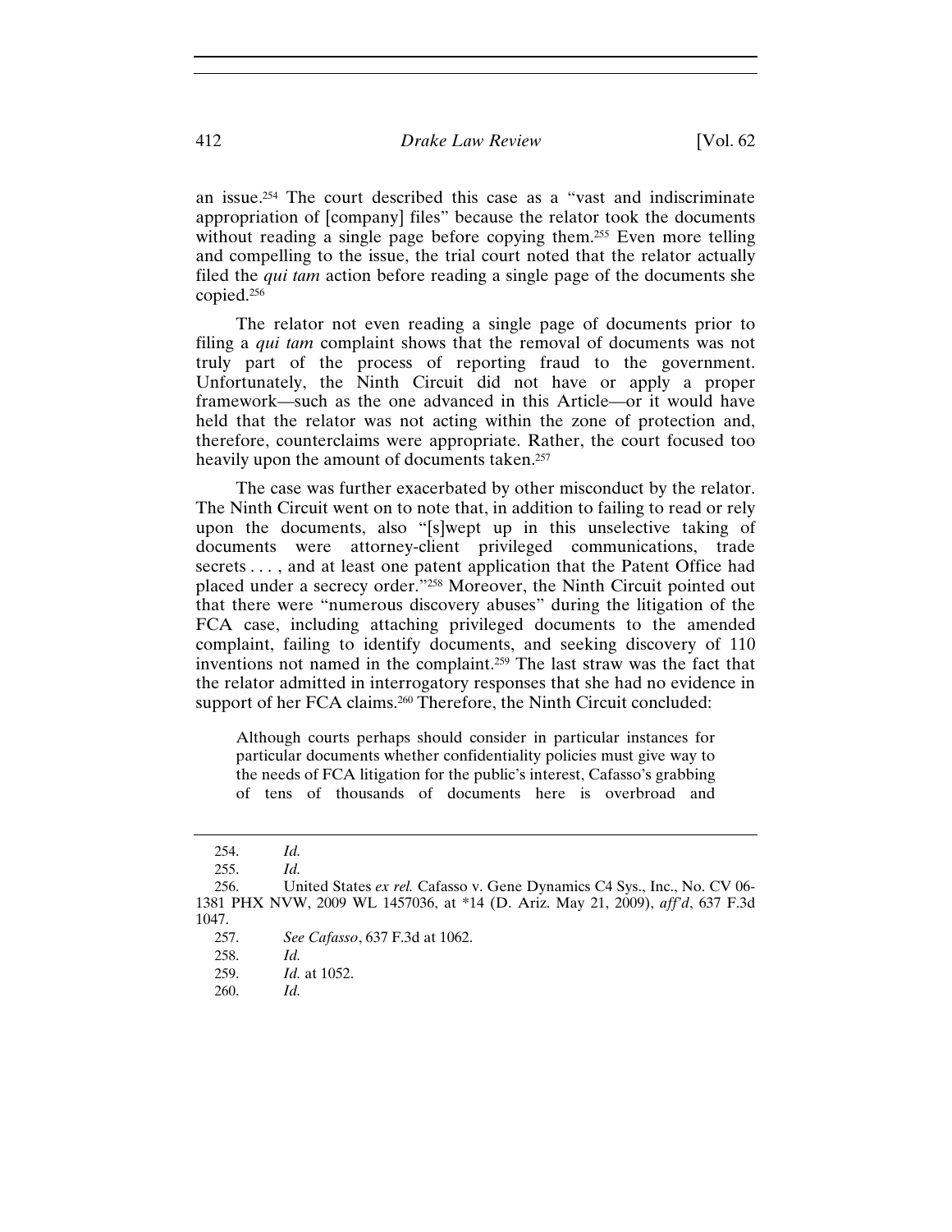an issue.[254] The court described this case as a "vast and indiscriminate appropriation of [company] files" because the relator took the documents without reading a single page before copying them.[255] Even more telling and compelling to the issue, the trial court noted that the relator actually filed the *qui tam* action before reading a single page of the documents she copied.[256]

The relator not even reading a single page of documents prior to filing a *qui tam* complaint shows that the removal of documents was not truly part of the process of reporting fraud to the government. Unfortunately, the Ninth Circuit did not have or apply a proper framework—such as the one advanced in this Article—or it would have held that the relator was not acting within the zone of protection and, therefore, counterclaims were appropriate. Rather, the court focused too heavily upon the amount of documents taken.[257]

The case was further exacerbated by other misconduct by the relator. The Ninth Circuit went on to note that, in addition to failing to read or rely upon the documents, also "[s]wept up in this unselective taking of documents were attorney-client privileged communications, trade secrets . . . , and at least one patent application that the Patent Office had placed under a secrecy order."[258] Moreover, the Ninth Circuit pointed out that there were "numerous discovery abuses" during the litigation of the FCA case, including attaching privileged documents to the amended complaint, failing to identify documents, and seeking discovery of 110 inventions not named in the complaint.[259] The last straw was the fact that the relator admitted in interrogatory responses that she had no evidence in support of her FCA claims.[260] Therefore, the Ninth Circuit concluded:

> Although courts perhaps should consider in particular instances for particular documents whether confidentiality policies must give way to the needs of FCA litigation for the public's interest, Cafasso's grabbing of tens of thousands of documents here is overbroad and

---

254. *Id.*

255. *Id.*

256. United States *ex rel.* Cafasso v. Gene Dynamics C4 Sys., Inc., No. CV 06-1381 PHX NVW, 2009 WL 1457036, at *14 (D. Ariz. May 21, 2009), *aff'd*, 637 F.3d 1047.

257. *See Cafasso*, 637 F.3d at 1062.

258. *Id.*

259. *Id.* at 1052.

260. *Id.*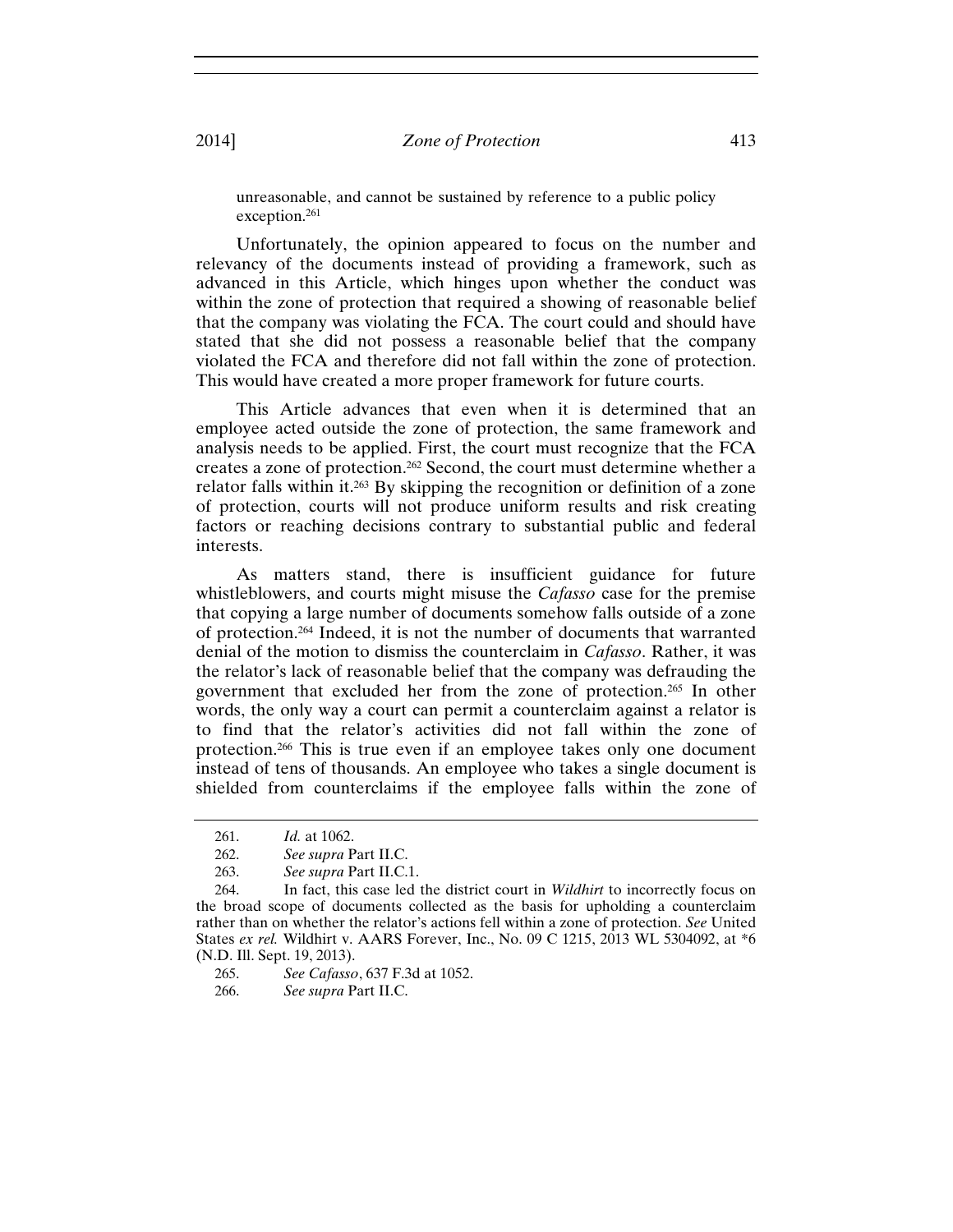unreasonable, and cannot be sustained by reference to a public policy exception.[261]

Unfortunately, the opinion appeared to focus on the number and relevancy of the documents instead of providing a framework, such as advanced in this Article, which hinges upon whether the conduct was within the zone of protection that required a showing of reasonable belief that the company was violating the FCA. The court could and should have stated that she did not possess a reasonable belief that the company violated the FCA and therefore did not fall within the zone of protection. This would have created a more proper framework for future courts.

This Article advances that even when it is determined that an employee acted outside the zone of protection, the same framework and analysis needs to be applied. First, the court must recognize that the FCA creates a zone of protection.[262] Second, the court must determine whether a relator falls within it.[263] By skipping the recognition or definition of a zone of protection, courts will not produce uniform results and risk creating factors or reaching decisions contrary to substantial public and federal interests.

As matters stand, there is insufficient guidance for future whistleblowers, and courts might misuse the *Cafasso* case for the premise that copying a large number of documents somehow falls outside of a zone of protection.[264] Indeed, it is not the number of documents that warranted denial of the motion to dismiss the counterclaim in *Cafasso*. Rather, it was the relator's lack of reasonable belief that the company was defrauding the government that excluded her from the zone of protection.[265] In other words, the only way a court can permit a counterclaim against a relator is to find that the relator's activities did not fall within the zone of protection.[266] This is true even if an employee takes only one document instead of tens of thousands. An employee who takes a single document is shielded from counterclaims if the employee falls within the zone of

---

261. *Id.* at 1062.

262. *See supra* Part II.C.

263. *See supra* Part II.C.1.

264. In fact, this case led the district court in *Wildhirt* to incorrectly focus on the broad scope of documents collected as the basis for upholding a counterclaim rather than on whether the relator's actions fell within a zone of protection. *See* United States *ex rel.* Wildhirt v. AARS Forever, Inc., No. 09 C 1215, 2013 WL 5304092, at *6 (N.D. Ill. Sept. 19, 2013).

265. *See Cafasso*, 637 F.3d at 1052.

266. *See supra* Part II.C.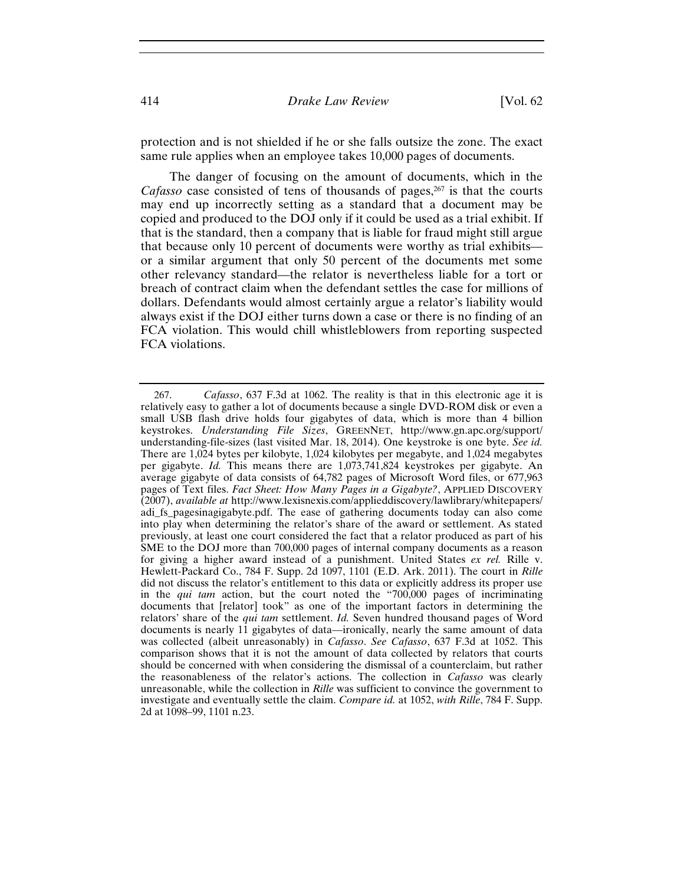protection and is not shielded if he or she falls outsize the zone. The exact same rule applies when an employee takes 10,000 pages of documents.

The danger of focusing on the amount of documents, which in the *Cafasso* case consisted of tens of thousands of pages,[267] is that the courts may end up incorrectly setting as a standard that a document may be copied and produced to the DOJ only if it could be used as a trial exhibit. If that is the standard, then a company that is liable for fraud might still argue that because only 10 percent of documents were worthy as trial exhibits—or a similar argument that only 50 percent of the documents met some other relevancy standard—the relator is nevertheless liable for a tort or breach of contract claim when the defendant settles the case for millions of dollars. Defendants would almost certainly argue a relator's liability would always exist if the DOJ either turns down a case or there is no finding of an FCA violation. This would chill whistleblowers from reporting suspected FCA violations.

---

267. *Cafasso*, 637 F.3d at 1062. The reality is that in this electronic age it is relatively easy to gather a lot of documents because a single DVD-ROM disk or even a small USB flash drive holds four gigabytes of data, which is more than 4 billion keystrokes. *Understanding File Sizes*, GREENNET, http://www.gn.apc.org/support/understanding-file-sizes (last visited Mar. 18, 2014). One keystroke is one byte. *See id.* There are 1,024 bytes per kilobyte, 1,024 kilobytes per megabyte, and 1,024 megabytes per gigabyte. *Id.* This means there are 1,073,741,824 keystrokes per gigabyte. An average gigabyte of data consists of 64,782 pages of Microsoft Word files, or 677,963 pages of Text files. *Fact Sheet: How Many Pages in a Gigabyte?*, APPLIED DISCOVERY (2007), *available at* http://www.lexisnexis.com/applieddiscovery/lawlibrary/whitepapers/adi_fs_pagesinagigabyte.pdf. The ease of gathering documents today can also come into play when determining the relator's share of the award or settlement. As stated previously, at least one court considered the fact that a relator produced as part of his SME to the DOJ more than 700,000 pages of internal company documents as a reason for giving a higher award instead of a punishment. United States *ex rel.* Rille v. Hewlett-Packard Co., 784 F. Supp. 2d 1097, 1101 (E.D. Ark. 2011). The court in *Rille* did not discuss the relator's entitlement to this data or explicitly address its proper use in the *qui tam* action, but the court noted the "700,000 pages of incriminating documents that [relator] took" as one of the important factors in determining the relators' share of the *qui tam* settlement. *Id.* Seven hundred thousand pages of Word documents is nearly 11 gigabytes of data—ironically, nearly the same amount of data was collected (albeit unreasonably) in *Cafasso*. *See Cafasso*, 637 F.3d at 1052. This comparison shows that it is not the amount of data collected by relators that courts should be concerned with when considering the dismissal of a counterclaim, but rather the reasonableness of the relator's actions. The collection in *Cafasso* was clearly unreasonable, while the collection in *Rille* was sufficient to convince the government to investigate and eventually settle the claim. *Compare id.* at 1052, *with Rille*, 784 F. Supp. 2d at 1098–99, 1101 n.23.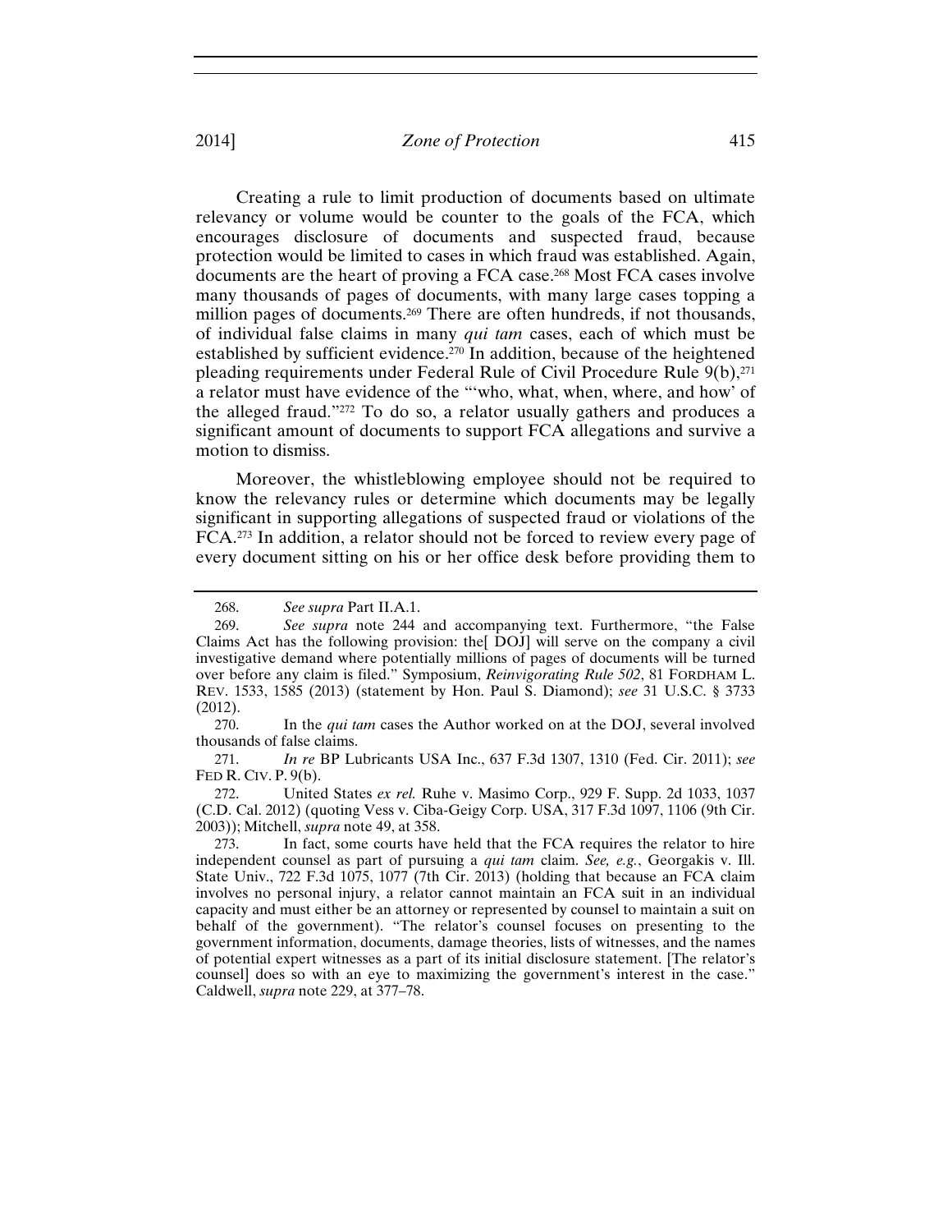Creating a rule to limit production of documents based on ultimate relevancy or volume would be counter to the goals of the FCA, which encourages disclosure of documents and suspected fraud, because protection would be limited to cases in which fraud was established. Again, documents are the heart of proving a FCA case.[268] Most FCA cases involve many thousands of pages of documents, with many large cases topping a million pages of documents.[269] There are often hundreds, if not thousands, of individual false claims in many *qui tam* cases, each of which must be established by sufficient evidence.[270] In addition, because of the heightened pleading requirements under Federal Rule of Civil Procedure Rule 9(b),[271] a relator must have evidence of the "'who, what, when, where, and how' of the alleged fraud."[272] To do so, a relator usually gathers and produces a significant amount of documents to support FCA allegations and survive a motion to dismiss.

Moreover, the whistleblowing employee should not be required to know the relevancy rules or determine which documents may be legally significant in supporting allegations of suspected fraud or violations of the FCA.[273] In addition, a relator should not be forced to review every page of every document sitting on his or her office desk before providing them to

---

268. *See supra* Part II.A.1.

269. *See supra* note 244 and accompanying text. Furthermore, "the False Claims Act has the following provision: the[ DOJ] will serve on the company a civil investigative demand where potentially millions of pages of documents will be turned over before any claim is filed." Symposium, *Reinvigorating Rule 502*, 81 FORDHAM L. REV. 1533, 1585 (2013) (statement by Hon. Paul S. Diamond); *see* 31 U.S.C. § 3733 (2012).

270. In the *qui tam* cases the Author worked on at the DOJ, several involved thousands of false claims.

271. *In re* BP Lubricants USA Inc., 637 F.3d 1307, 1310 (Fed. Cir. 2011); *see* FED R. CIV. P. 9(b).

272. United States *ex rel.* Ruhe v. Masimo Corp., 929 F. Supp. 2d 1033, 1037 (C.D. Cal. 2012) (quoting Vess v. Ciba-Geigy Corp. USA, 317 F.3d 1097, 1106 (9th Cir. 2003)); Mitchell, *supra* note 49, at 358.

273. In fact, some courts have held that the FCA requires the relator to hire independent counsel as part of pursuing a *qui tam* claim. *See, e.g.*, Georgakis v. Ill. State Univ., 722 F.3d 1075, 1077 (7th Cir. 2013) (holding that because an FCA claim involves no personal injury, a relator cannot maintain an FCA suit in an individual capacity and must either be an attorney or represented by counsel to maintain a suit on behalf of the government). "The relator's counsel focuses on presenting to the government information, documents, damage theories, lists of witnesses, and the names of potential expert witnesses as a part of its initial disclosure statement. [The relator's counsel] does so with an eye to maximizing the government's interest in the case." Caldwell, *supra* note 229, at 377–78.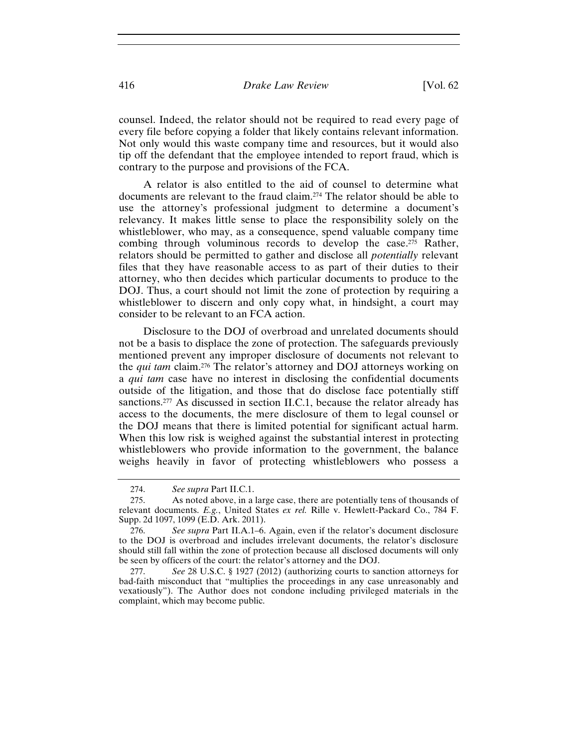counsel. Indeed, the relator should not be required to read every page of every file before copying a folder that likely contains relevant information. Not only would this waste company time and resources, but it would also tip off the defendant that the employee intended to report fraud, which is contrary to the purpose and provisions of the FCA.

A relator is also entitled to the aid of counsel to determine what documents are relevant to the fraud claim.[274] The relator should be able to use the attorney's professional judgment to determine a document's relevancy. It makes little sense to place the responsibility solely on the whistleblower, who may, as a consequence, spend valuable company time combing through voluminous records to develop the case.[275] Rather, relators should be permitted to gather and disclose all *potentially* relevant files that they have reasonable access to as part of their duties to their attorney, who then decides which particular documents to produce to the DOJ. Thus, a court should not limit the zone of protection by requiring a whistleblower to discern and only copy what, in hindsight, a court may consider to be relevant to an FCA action.

Disclosure to the DOJ of overbroad and unrelated documents should not be a basis to displace the zone of protection. The safeguards previously mentioned prevent any improper disclosure of documents not relevant to the *qui tam* claim.[276] The relator's attorney and DOJ attorneys working on a *qui tam* case have no interest in disclosing the confidential documents outside of the litigation, and those that do disclose face potentially stiff sanctions.[277] As discussed in section II.C.1, because the relator already has access to the documents, the mere disclosure of them to legal counsel or the DOJ means that there is limited potential for significant actual harm. When this low risk is weighed against the substantial interest in protecting whistleblowers who provide information to the government, the balance weighs heavily in favor of protecting whistleblowers who possess a

---

274. *See supra* Part II.C.1.

275. As noted above, in a large case, there are potentially tens of thousands of relevant documents. *E.g.*, United States *ex rel.* Rille v. Hewlett-Packard Co., 784 F. Supp. 2d 1097, 1099 (E.D. Ark. 2011).

276. *See supra* Part II.A.1–6. Again, even if the relator's document disclosure to the DOJ is overbroad and includes irrelevant documents, the relator's disclosure should still fall within the zone of protection because all disclosed documents will only be seen by officers of the court: the relator's attorney and the DOJ.

277. *See* 28 U.S.C. § 1927 (2012) (authorizing courts to sanction attorneys for bad-faith misconduct that "multiplies the proceedings in any case unreasonably and vexatiously"). The Author does not condone including privileged materials in the complaint, which may become public.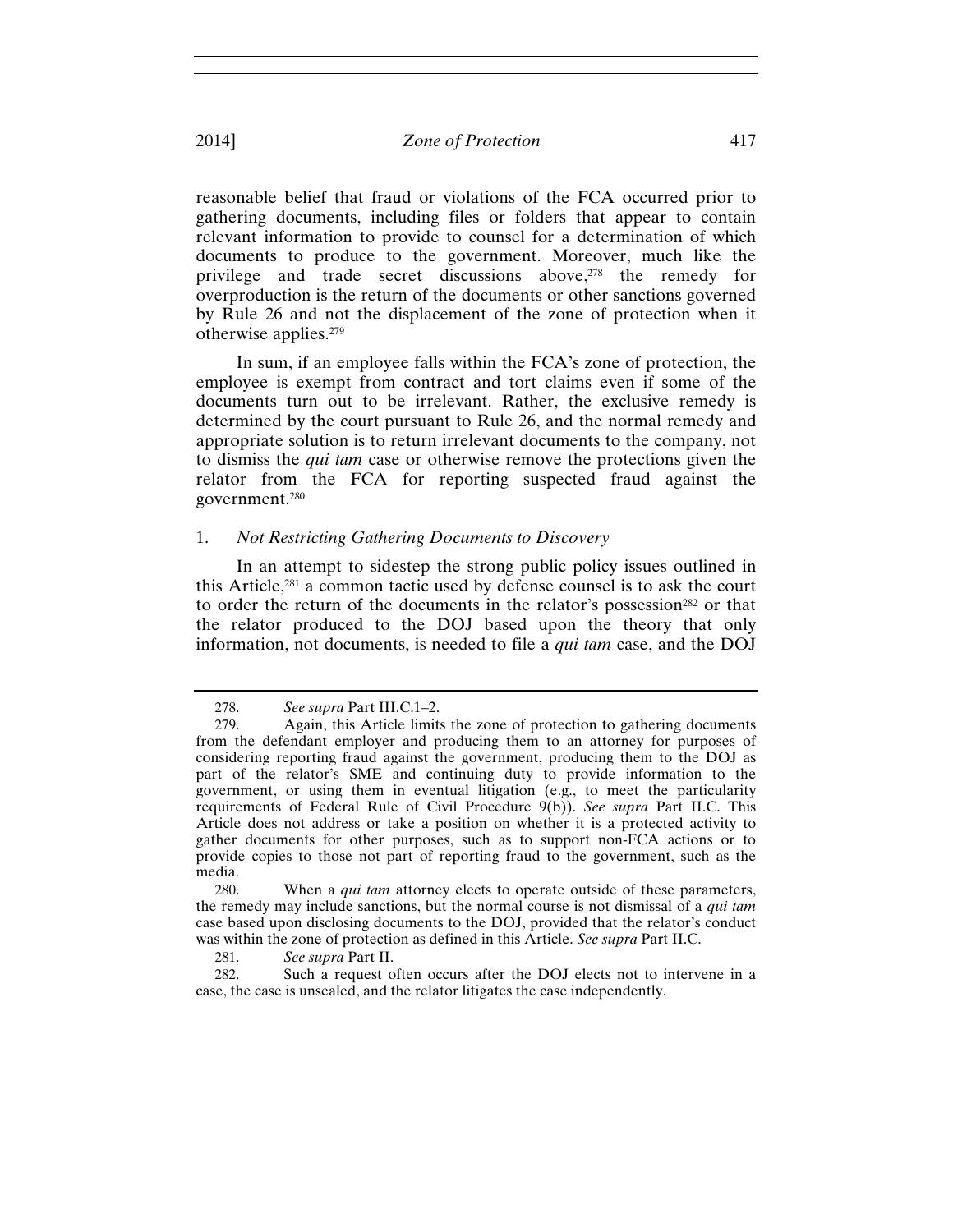reasonable belief that fraud or violations of the FCA occurred prior to gathering documents, including files or folders that appear to contain relevant information to provide to counsel for a determination of which documents to produce to the government. Moreover, much like the privilege and trade secret discussions above,[278] the remedy for overproduction is the return of the documents or other sanctions governed by Rule 26 and not the displacement of the zone of protection when it otherwise applies.[279]

In sum, if an employee falls within the FCA's zone of protection, the employee is exempt from contract and tort claims even if some of the documents turn out to be irrelevant. Rather, the exclusive remedy is determined by the court pursuant to Rule 26, and the normal remedy and appropriate solution is to return irrelevant documents to the company, not to dismiss the *qui tam* case or otherwise remove the protections given the relator from the FCA for reporting suspected fraud against the government.[280]

### 1. *Not Restricting Gathering Documents to Discovery*

In an attempt to sidestep the strong public policy issues outlined in this Article,[281] a common tactic used by defense counsel is to ask the court to order the return of the documents in the relator's possession[282] or that the relator produced to the DOJ based upon the theory that only information, not documents, is needed to file a *qui tam* case, and the DOJ

---

278. *See supra* Part III.C.1–2.

279. Again, this Article limits the zone of protection to gathering documents from the defendant employer and producing them to an attorney for purposes of considering reporting fraud against the government, producing them to the DOJ as part of the relator's SME and continuing duty to provide information to the government, or using them in eventual litigation (e.g., to meet the particularity requirements of Federal Rule of Civil Procedure 9(b)). *See supra* Part II.C. This Article does not address or take a position on whether it is a protected activity to gather documents for other purposes, such as to support non-FCA actions or to provide copies to those not part of reporting fraud to the government, such as the media.

280. When a *qui tam* attorney elects to operate outside of these parameters, the remedy may include sanctions, but the normal course is not dismissal of a *qui tam* case based upon disclosing documents to the DOJ, provided that the relator's conduct was within the zone of protection as defined in this Article. *See supra* Part II.C.

281. *See supra* Part II.

282. Such a request often occurs after the DOJ elects not to intervene in a case, the case is unsealed, and the relator litigates the case independently.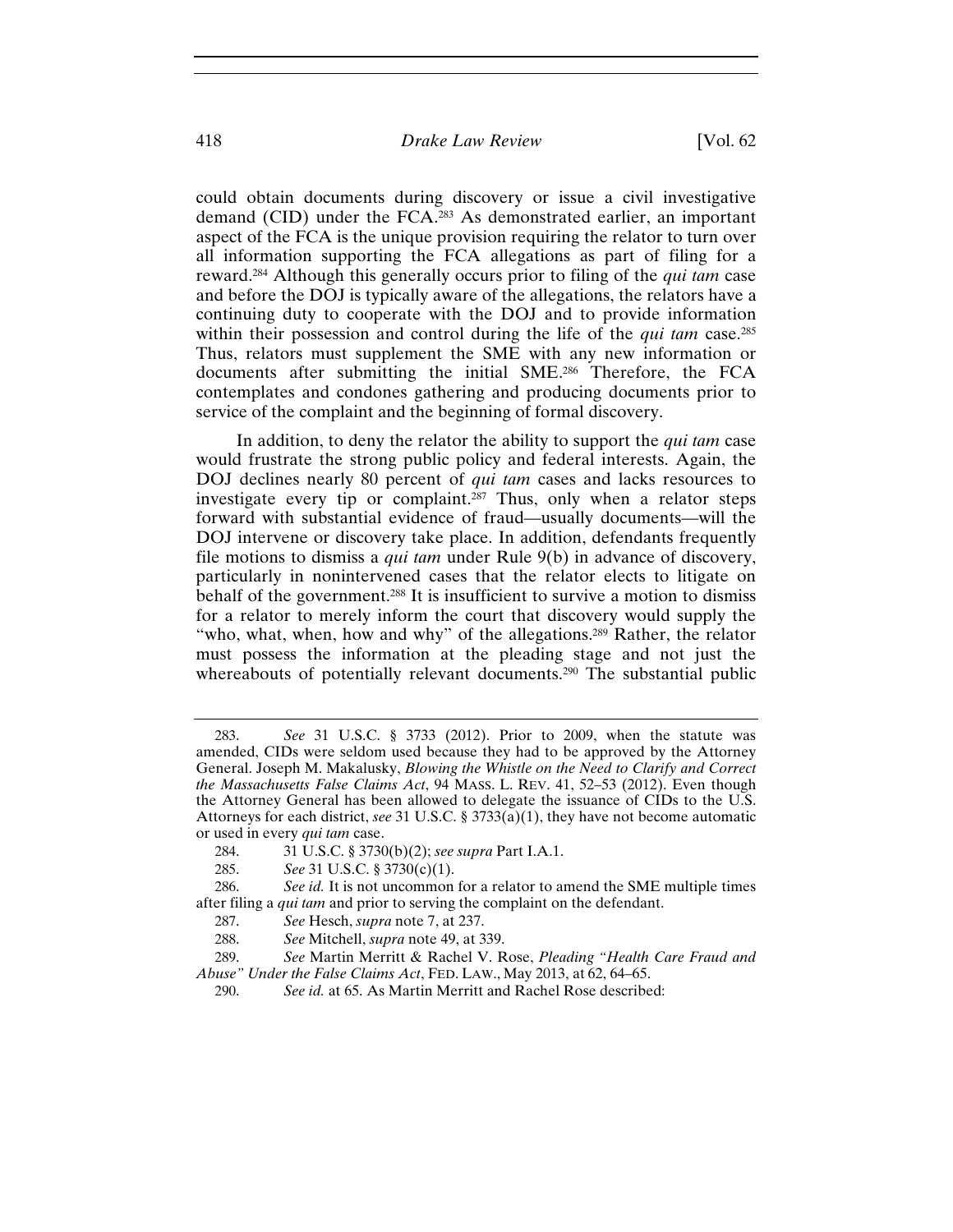could obtain documents during discovery or issue a civil investigative demand (CID) under the FCA.[283] As demonstrated earlier, an important aspect of the FCA is the unique provision requiring the relator to turn over all information supporting the FCA allegations as part of filing for a reward.[284] Although this generally occurs prior to filing of the *qui tam* case and before the DOJ is typically aware of the allegations, the relators have a continuing duty to cooperate with the DOJ and to provide information within their possession and control during the life of the *qui tam* case.[285] Thus, relators must supplement the SME with any new information or documents after submitting the initial SME.[286] Therefore, the FCA contemplates and condones gathering and producing documents prior to service of the complaint and the beginning of formal discovery.

In addition, to deny the relator the ability to support the *qui tam* case would frustrate the strong public policy and federal interests. Again, the DOJ declines nearly 80 percent of *qui tam* cases and lacks resources to investigate every tip or complaint.[287] Thus, only when a relator steps forward with substantial evidence of fraud—usually documents—will the DOJ intervene or discovery take place. In addition, defendants frequently file motions to dismiss a *qui tam* under Rule 9(b) in advance of discovery, particularly in nonintervened cases that the relator elects to litigate on behalf of the government.[288] It is insufficient to survive a motion to dismiss for a relator to merely inform the court that discovery would supply the "who, what, when, how and why" of the allegations.[289] Rather, the relator must possess the information at the pleading stage and not just the whereabouts of potentially relevant documents.[290] The substantial public

---

283. *See* 31 U.S.C. § 3733 (2012). Prior to 2009, when the statute was amended, CIDs were seldom used because they had to be approved by the Attorney General. Joseph M. Makalusky, *Blowing the Whistle on the Need to Clarify and Correct the Massachusetts False Claims Act*, 94 MASS. L. REV. 41, 52–53 (2012). Even though the Attorney General has been allowed to delegate the issuance of CIDs to the U.S. Attorneys for each district, *see* 31 U.S.C. § 3733(a)(1), they have not become automatic or used in every *qui tam* case.

284. 31 U.S.C. § 3730(b)(2); *see supra* Part I.A.1.

285. *See* 31 U.S.C. § 3730(c)(1).

286. *See id.* It is not uncommon for a relator to amend the SME multiple times after filing a *qui tam* and prior to serving the complaint on the defendant.

287. *See* Hesch, *supra* note 7, at 237.

288. *See* Mitchell, *supra* note 49, at 339.

289. *See* Martin Merritt & Rachel V. Rose, *Pleading "Health Care Fraud and Abuse" Under the False Claims Act*, FED. LAW., May 2013, at 62, 64–65.

290. *See id.* at 65. As Martin Merritt and Rachel Rose described: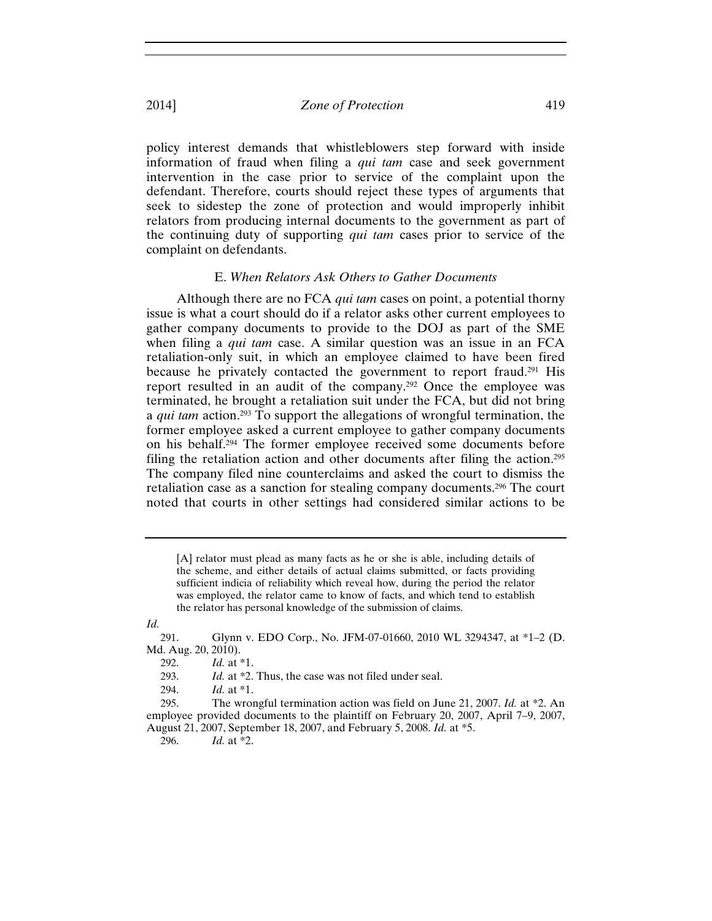policy interest demands that whistleblowers step forward with inside information of fraud when filing a *qui tam* case and seek government intervention in the case prior to service of the complaint upon the defendant. Therefore, courts should reject these types of arguments that seek to sidestep the zone of protection and would improperly inhibit relators from producing internal documents to the government as part of the continuing duty of supporting *qui tam* cases prior to service of the complaint on defendants.

### E. *When Relators Ask Others to Gather Documents*

Although there are no FCA *qui tam* cases on point, a potential thorny issue is what a court should do if a relator asks other current employees to gather company documents to provide to the DOJ as part of the SME when filing a *qui tam* case. A similar question was an issue in an FCA retaliation-only suit, in which an employee claimed to have been fired because he privately contacted the government to report fraud.[291] His report resulted in an audit of the company.[292] Once the employee was terminated, he brought a retaliation suit under the FCA, but did not bring a *qui tam* action.[293] To support the allegations of wrongful termination, the former employee asked a current employee to gather company documents on his behalf.[294] The former employee received some documents before filing the retaliation action and other documents after filing the action.[295] The company filed nine counterclaims and asked the court to dismiss the retaliation case as a sanction for stealing company documents.[296] The court noted that courts in other settings had considered similar actions to be

---

> [A] relator must plead as many facts as he or she is able, including details of the scheme, and either details of actual claims submitted, or facts providing sufficient indicia of reliability which reveal how, during the period the relator was employed, the relator came to know of facts, and which tend to establish the relator has personal knowledge of the submission of claims.

*Id.*

291. Glynn v. EDO Corp., No. JFM-07-01660, 2010 WL 3294347, at *1–2 (D. Md. Aug. 20, 2010).

292. *Id.* at *1.

293. *Id.* at *2. Thus, the case was not filed under seal.

294. *Id.* at *1.

295. The wrongful termination action was field on June 21, 2007. *Id.* at *2. An employee provided documents to the plaintiff on February 20, 2007, April 7–9, 2007, August 21, 2007, September 18, 2007, and February 5, 2008. *Id.* at *5.

296. *Id.* at *2.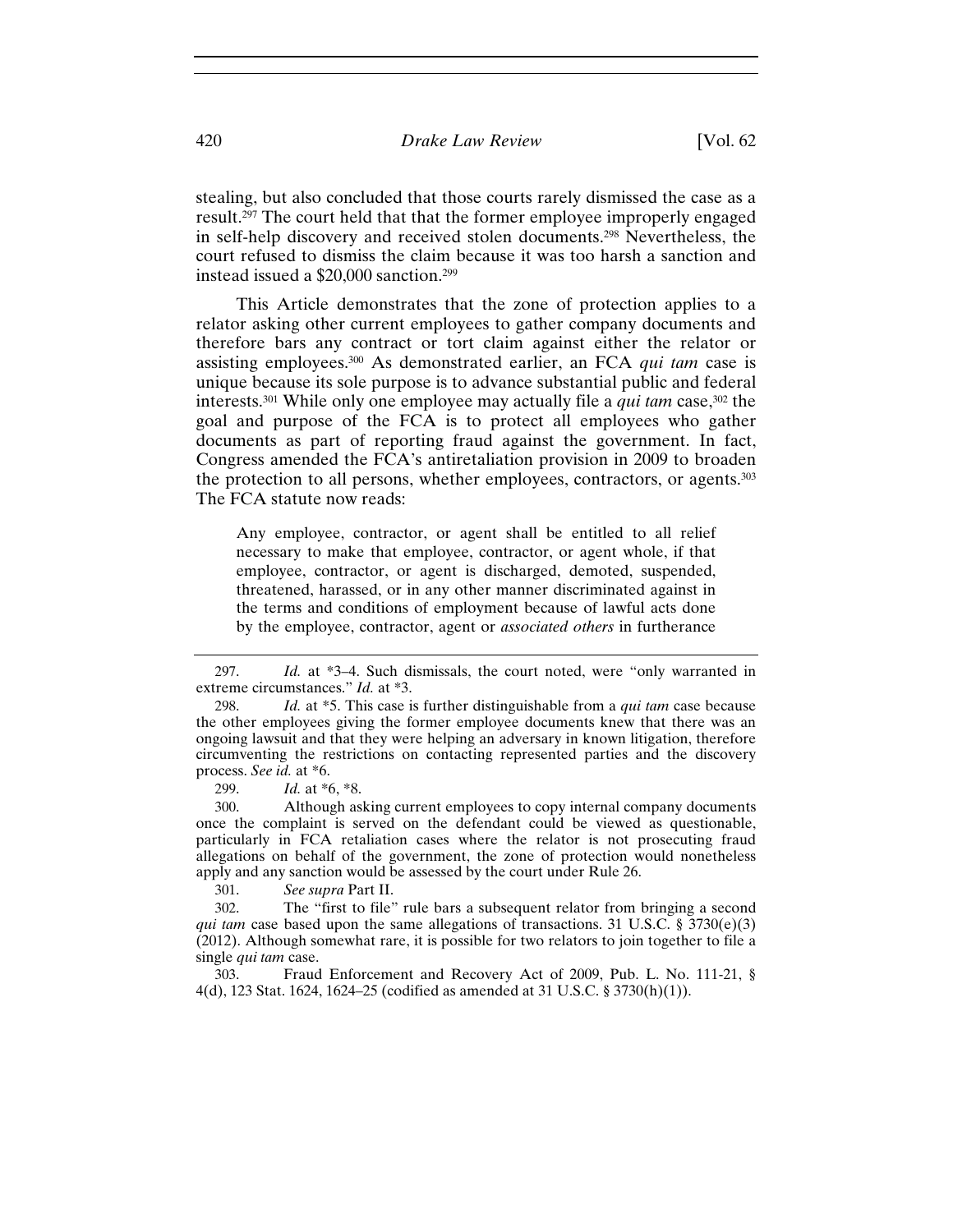stealing, but also concluded that those courts rarely dismissed the case as a result.[297] The court held that that the former employee improperly engaged in self-help discovery and received stolen documents.[298] Nevertheless, the court refused to dismiss the claim because it was too harsh a sanction and instead issued a $20,000 sanction.[299]

This Article demonstrates that the zone of protection applies to a relator asking other current employees to gather company documents and therefore bars any contract or tort claim against either the relator or assisting employees.[300] As demonstrated earlier, an FCA *qui tam* case is unique because its sole purpose is to advance substantial public and federal interests.[301] While only one employee may actually file a *qui tam* case,[302] the goal and purpose of the FCA is to protect all employees who gather documents as part of reporting fraud against the government. In fact, Congress amended the FCA's antiretaliation provision in 2009 to broaden the protection to all persons, whether employees, contractors, or agents.[303] The FCA statute now reads:

> Any employee, contractor, or agent shall be entitled to all relief necessary to make that employee, contractor, or agent whole, if that employee, contractor, or agent is discharged, demoted, suspended, threatened, harassed, or in any other manner discriminated against in the terms and conditions of employment because of lawful acts done by the employee, contractor, agent or *associated others* in furtherance

---

297. *Id.* at *3–4. Such dismissals, the court noted, were "only warranted in extreme circumstances." *Id.* at *3.

298. *Id.* at *5. This case is further distinguishable from a *qui tam* case because the other employees giving the former employee documents knew that there was an ongoing lawsuit and that they were helping an adversary in known litigation, therefore circumventing the restrictions on contacting represented parties and the discovery process. *See id.* at *6.

299. *Id.* at *6, *8.

300. Although asking current employees to copy internal company documents once the complaint is served on the defendant could be viewed as questionable, particularly in FCA retaliation cases where the relator is not prosecuting fraud allegations on behalf of the government, the zone of protection would nonetheless apply and any sanction would be assessed by the court under Rule 26.

301. *See supra* Part II.

302. The "first to file" rule bars a subsequent relator from bringing a second *qui tam* case based upon the same allegations of transactions. 31 U.S.C. § 3730(e)(3) (2012). Although somewhat rare, it is possible for two relators to join together to file a single *qui tam* case.

303. Fraud Enforcement and Recovery Act of 2009, Pub. L. No. 111-21, § 4(d), 123 Stat. 1624, 1624–25 (codified as amended at 31 U.S.C. § 3730(h)(1)).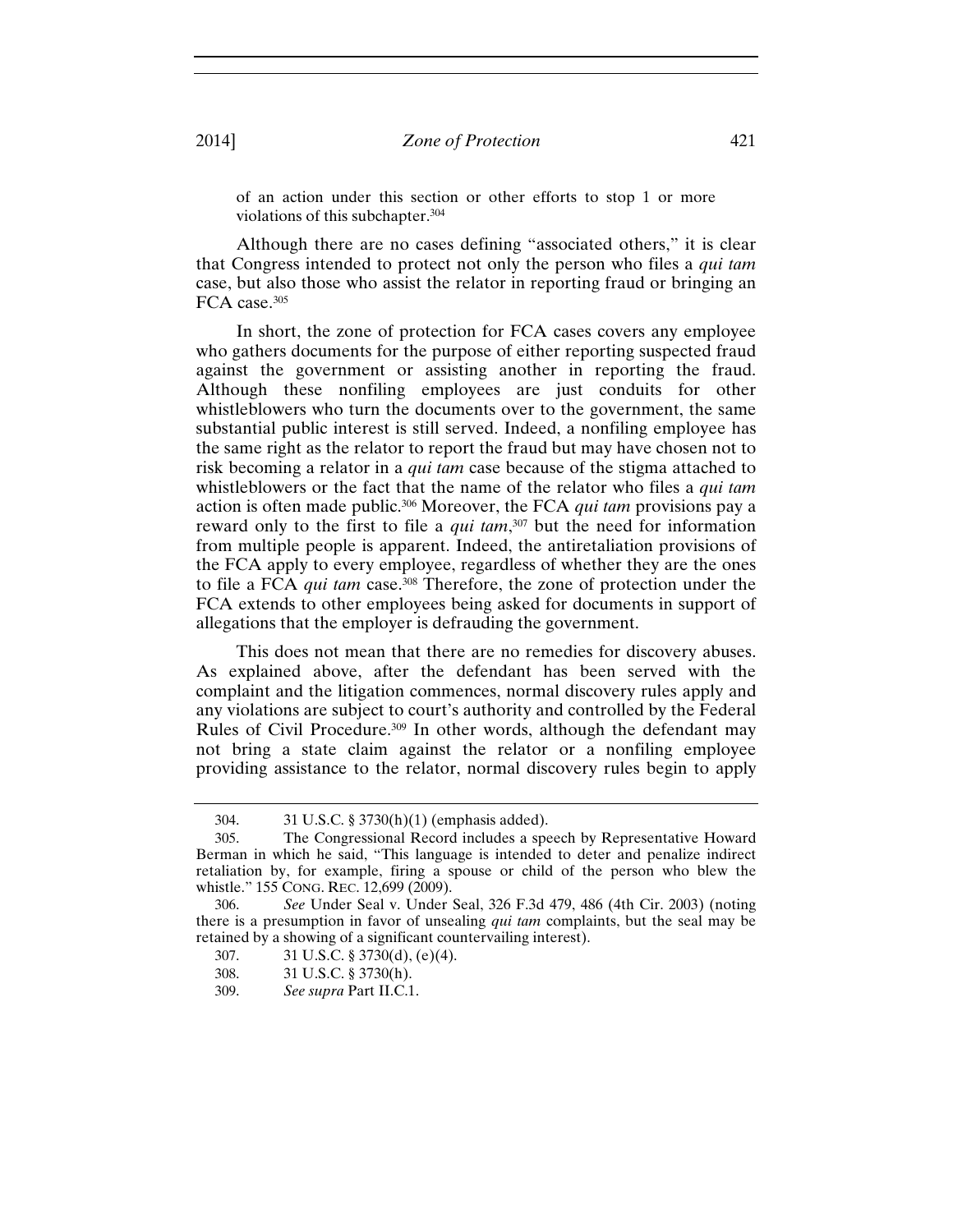of an action under this section or other efforts to stop 1 or more violations of this subchapter.[304]

Although there are no cases defining "associated others," it is clear that Congress intended to protect not only the person who files a *qui tam* case, but also those who assist the relator in reporting fraud or bringing an FCA case.[305]

In short, the zone of protection for FCA cases covers any employee who gathers documents for the purpose of either reporting suspected fraud against the government or assisting another in reporting the fraud. Although these nonfiling employees are just conduits for other whistleblowers who turn the documents over to the government, the same substantial public interest is still served. Indeed, a nonfiling employee has the same right as the relator to report the fraud but may have chosen not to risk becoming a relator in a *qui tam* case because of the stigma attached to whistleblowers or the fact that the name of the relator who files a *qui tam* action is often made public.[306] Moreover, the FCA *qui tam* provisions pay a reward only to the first to file a *qui tam*,[307] but the need for information from multiple people is apparent. Indeed, the antiretaliation provisions of the FCA apply to every employee, regardless of whether they are the ones to file a FCA *qui tam* case.[308] Therefore, the zone of protection under the FCA extends to other employees being asked for documents in support of allegations that the employer is defrauding the government.

This does not mean that there are no remedies for discovery abuses. As explained above, after the defendant has been served with the complaint and the litigation commences, normal discovery rules apply and any violations are subject to court's authority and controlled by the Federal Rules of Civil Procedure.[309] In other words, although the defendant may not bring a state claim against the relator or a nonfiling employee providing assistance to the relator, normal discovery rules begin to apply

---

304. 31 U.S.C. § 3730(h)(1) (emphasis added).

305. The Congressional Record includes a speech by Representative Howard Berman in which he said, "This language is intended to deter and penalize indirect retaliation by, for example, firing a spouse or child of the person who blew the whistle." 155 CONG. REC. 12,699 (2009).

306. *See* Under Seal v. Under Seal, 326 F.3d 479, 486 (4th Cir. 2003) (noting there is a presumption in favor of unsealing *qui tam* complaints, but the seal may be retained by a showing of a significant countervailing interest).

307. 31 U.S.C. § 3730(d), (e)(4).

308. 31 U.S.C. § 3730(h).

309. *See supra* Part II.C.1.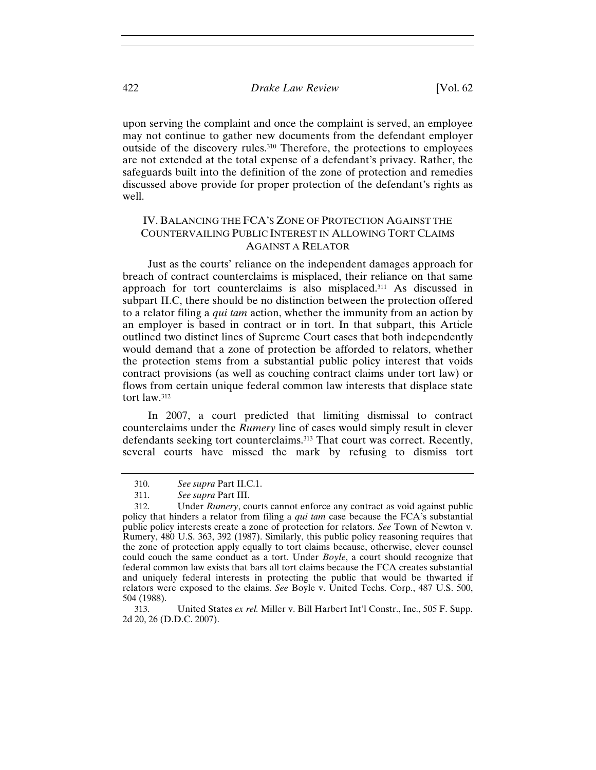upon serving the complaint and once the complaint is served, an employee may not continue to gather new documents from the defendant employer outside of the discovery rules.[310] Therefore, the protections to employees are not extended at the total expense of a defendant's privacy. Rather, the safeguards built into the definition of the zone of protection and remedies discussed above provide for proper protection of the defendant's rights as well.

## IV. BALANCING THE FCA'S ZONE OF PROTECTION AGAINST THE COUNTERVAILING PUBLIC INTEREST IN ALLOWING TORT CLAIMS AGAINST A RELATOR

Just as the courts' reliance on the independent damages approach for breach of contract counterclaims is misplaced, their reliance on that same approach for tort counterclaims is also misplaced.[311] As discussed in subpart II.C, there should be no distinction between the protection offered to a relator filing a *qui tam* action, whether the immunity from an action by an employer is based in contract or in tort. In that subpart, this Article outlined two distinct lines of Supreme Court cases that both independently would demand that a zone of protection be afforded to relators, whether the protection stems from a substantial public policy interest that voids contract provisions (as well as couching contract claims under tort law) or flows from certain unique federal common law interests that displace state tort law.[312]

In 2007, a court predicted that limiting dismissal to contract counterclaims under the *Rumery* line of cases would simply result in clever defendants seeking tort counterclaims.[313] That court was correct. Recently, several courts have missed the mark by refusing to dismiss tort

---

310. *See supra* Part II.C.1.

311. *See supra* Part III.

312. Under *Rumery*, courts cannot enforce any contract as void against public policy that hinders a relator from filing a *qui tam* case because the FCA's substantial public policy interests create a zone of protection for relators. *See* Town of Newton v. Rumery, 480 U.S. 363, 392 (1987). Similarly, this public policy reasoning requires that the zone of protection apply equally to tort claims because, otherwise, clever counsel could couch the same conduct as a tort. Under *Boyle*, a court should recognize that federal common law exists that bars all tort claims because the FCA creates substantial and uniquely federal interests in protecting the public that would be thwarted if relators were exposed to the claims. *See* Boyle v. United Techs. Corp., 487 U.S. 500, 504 (1988).

313. United States *ex rel.* Miller v. Bill Harbert Int'l Constr., Inc., 505 F. Supp. 2d 20, 26 (D.D.C. 2007).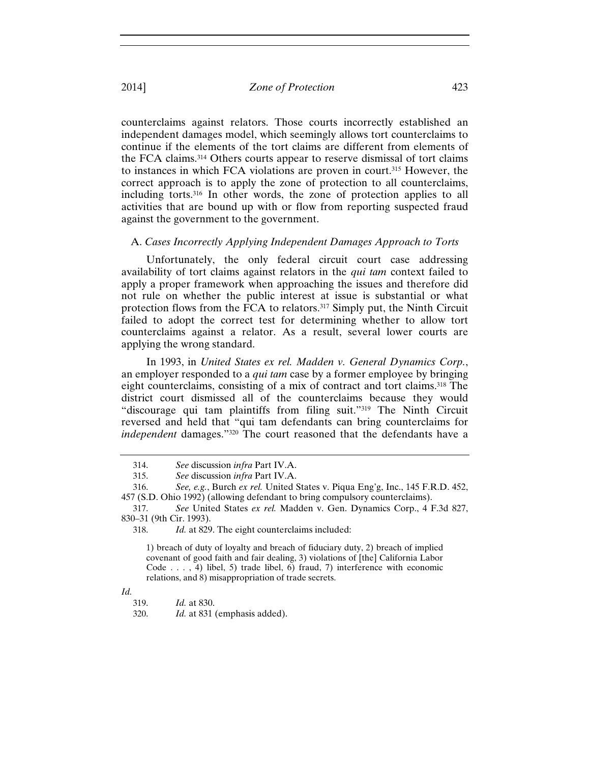counterclaims against relators. Those courts incorrectly established an independent damages model, which seemingly allows tort counterclaims to continue if the elements of the tort claims are different from elements of the FCA claims.[314] Others courts appear to reserve dismissal of tort claims to instances in which FCA violations are proven in court.[315] However, the correct approach is to apply the zone of protection to all counterclaims, including torts.[316] In other words, the zone of protection applies to all activities that are bound up with or flow from reporting suspected fraud against the government to the government.

### A. *Cases Incorrectly Applying Independent Damages Approach to Torts*

Unfortunately, the only federal circuit court case addressing availability of tort claims against relators in the *qui tam* context failed to apply a proper framework when approaching the issues and therefore did not rule on whether the public interest at issue is substantial or what protection flows from the FCA to relators.[317] Simply put, the Ninth Circuit failed to adopt the correct test for determining whether to allow tort counterclaims against a relator. As a result, several lower courts are applying the wrong standard.

In 1993, in *United States ex rel. Madden v. General Dynamics Corp.*, an employer responded to a *qui tam* case by a former employee by bringing eight counterclaims, consisting of a mix of contract and tort claims.[318] The district court dismissed all of the counterclaims because they would "discourage qui tam plaintiffs from filing suit."[319] The Ninth Circuit reversed and held that "qui tam defendants can bring counterclaims for *independent* damages."[320] The court reasoned that the defendants have a

---

314. *See* discussion *infra* Part IV.A.

315. *See* discussion *infra* Part IV.A.

316. *See, e.g.*, Burch *ex rel.* United States v. Piqua Eng'g, Inc., 145 F.R.D. 452, 457 (S.D. Ohio 1992) (allowing defendant to bring compulsory counterclaims).

317. *See* United States *ex rel.* Madden v. Gen. Dynamics Corp., 4 F.3d 827, 830–31 (9th Cir. 1993).

318. *Id.* at 829. The eight counterclaims included:

> 1) breach of duty of loyalty and breach of fiduciary duty, 2) breach of implied covenant of good faith and fair dealing, 3) violations of [the] California Labor Code . . . , 4) libel, 5) trade libel, 6) fraud, 7) interference with economic relations, and 8) misappropriation of trade secrets.

*Id.*

319. *Id.* at 830.

320. *Id.* at 831 (emphasis added).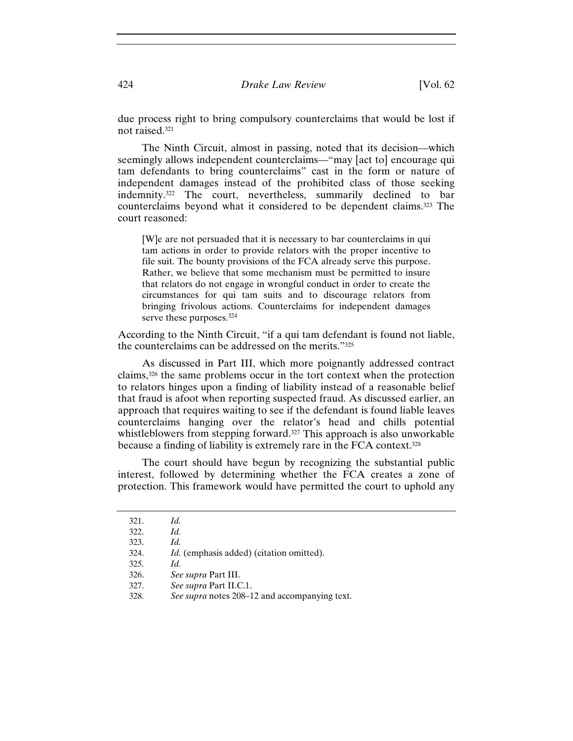due process right to bring compulsory counterclaims that would be lost if not raised.[321]

The Ninth Circuit, almost in passing, noted that its decision—which seemingly allows independent counterclaims—"may [act to] encourage qui tam defendants to bring counterclaims" cast in the form or nature of independent damages instead of the prohibited class of those seeking indemnity.[322] The court, nevertheless, summarily declined to bar counterclaims beyond what it considered to be dependent claims.[323] The court reasoned:

> [W]e are not persuaded that it is necessary to bar counterclaims in qui tam actions in order to provide relators with the proper incentive to file suit. The bounty provisions of the FCA already serve this purpose. Rather, we believe that some mechanism must be permitted to insure that relators do not engage in wrongful conduct in order to create the circumstances for qui tam suits and to discourage relators from bringing frivolous actions. Counterclaims for independent damages serve these purposes.[324]

According to the Ninth Circuit, "if a qui tam defendant is found not liable, the counterclaims can be addressed on the merits."[325]

As discussed in Part III, which more poignantly addressed contract claims,[326] the same problems occur in the tort context when the protection to relators hinges upon a finding of liability instead of a reasonable belief that fraud is afoot when reporting suspected fraud. As discussed earlier, an approach that requires waiting to see if the defendant is found liable leaves counterclaims hanging over the relator's head and chills potential whistleblowers from stepping forward.[327] This approach is also unworkable because a finding of liability is extremely rare in the FCA context.[328]

The court should have begun by recognizing the substantial public interest, followed by determining whether the FCA creates a zone of protection. This framework would have permitted the court to uphold any

---

321. *Id.*
322. *Id.*
323. *Id.*
324. *Id.* (emphasis added) (citation omitted).
325. *Id.*
326. *See supra* Part III.
327. *See supra* Part II.C.1.
328. *See supra* notes 208–12 and accompanying text.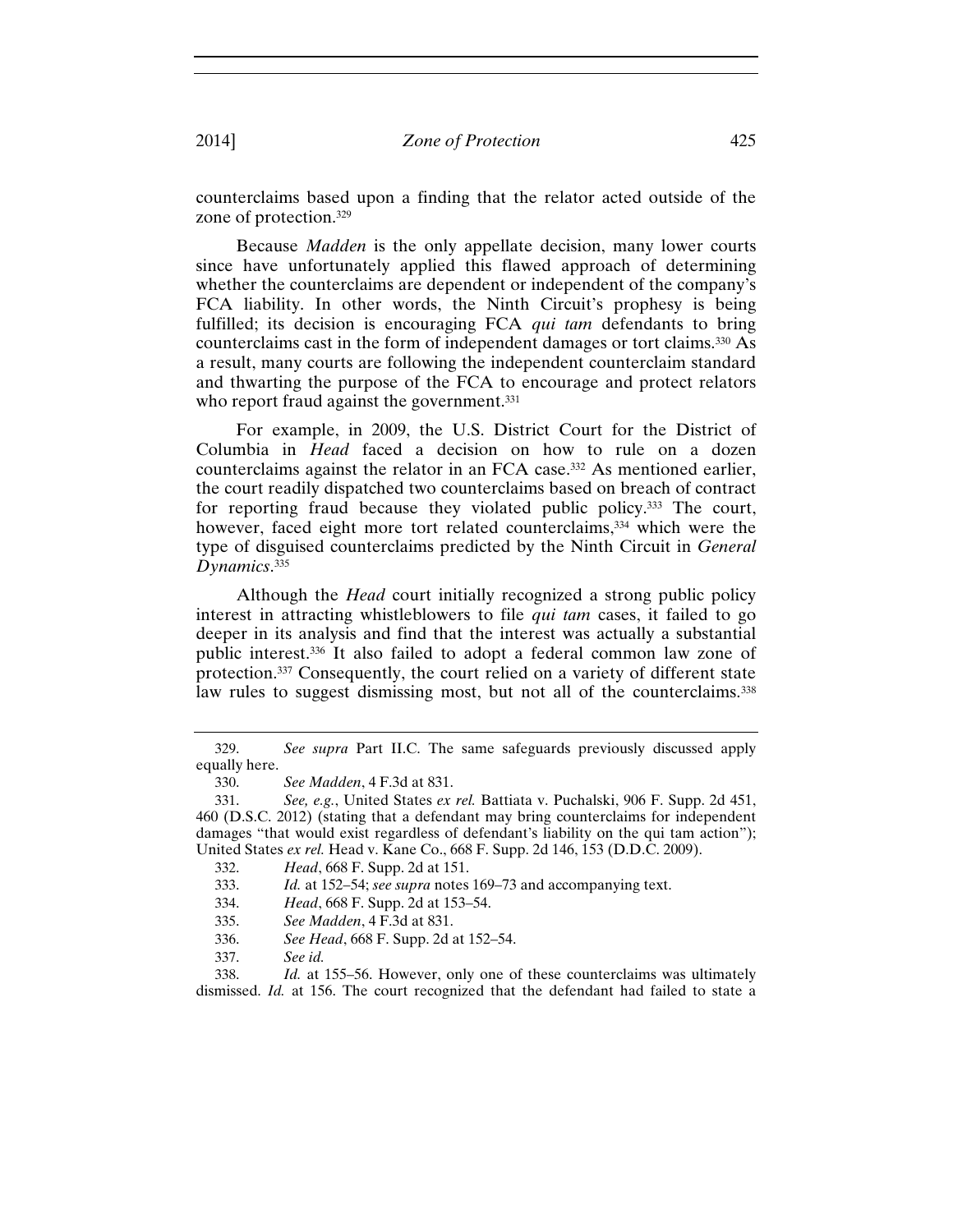counterclaims based upon a finding that the relator acted outside of the zone of protection.[329]

Because *Madden* is the only appellate decision, many lower courts since have unfortunately applied this flawed approach of determining whether the counterclaims are dependent or independent of the company's FCA liability. In other words, the Ninth Circuit's prophesy is being fulfilled; its decision is encouraging FCA *qui tam* defendants to bring counterclaims cast in the form of independent damages or tort claims.[330] As a result, many courts are following the independent counterclaim standard and thwarting the purpose of the FCA to encourage and protect relators who report fraud against the government.[331]

For example, in 2009, the U.S. District Court for the District of Columbia in *Head* faced a decision on how to rule on a dozen counterclaims against the relator in an FCA case.[332] As mentioned earlier, the court readily dispatched two counterclaims based on breach of contract for reporting fraud because they violated public policy.[333] The court, however, faced eight more tort related counterclaims,[334] which were the type of disguised counterclaims predicted by the Ninth Circuit in *General Dynamics*.[335]

Although the *Head* court initially recognized a strong public policy interest in attracting whistleblowers to file *qui tam* cases, it failed to go deeper in its analysis and find that the interest was actually a substantial public interest.[336] It also failed to adopt a federal common law zone of protection.[337] Consequently, the court relied on a variety of different state law rules to suggest dismissing most, but not all of the counterclaims.[338]

---

329. *See supra* Part II.C. The same safeguards previously discussed apply equally here.

330. *See Madden*, 4 F.3d at 831.

331. *See, e.g.*, United States *ex rel.* Battiata v. Puchalski, 906 F. Supp. 2d 451, 460 (D.S.C. 2012) (stating that a defendant may bring counterclaims for independent damages "that would exist regardless of defendant's liability on the qui tam action"); United States *ex rel.* Head v. Kane Co., 668 F. Supp. 2d 146, 153 (D.D.C. 2009).

332. *Head*, 668 F. Supp. 2d at 151.

333. *Id.* at 152–54; *see supra* notes 169–73 and accompanying text.

334. *Head*, 668 F. Supp. 2d at 153–54.

335. *See Madden*, 4 F.3d at 831.

336. *See Head*, 668 F. Supp. 2d at 152–54.

337. *See id.*

338. *Id.* at 155–56. However, only one of these counterclaims was ultimately dismissed. *Id.* at 156. The court recognized that the defendant had failed to state a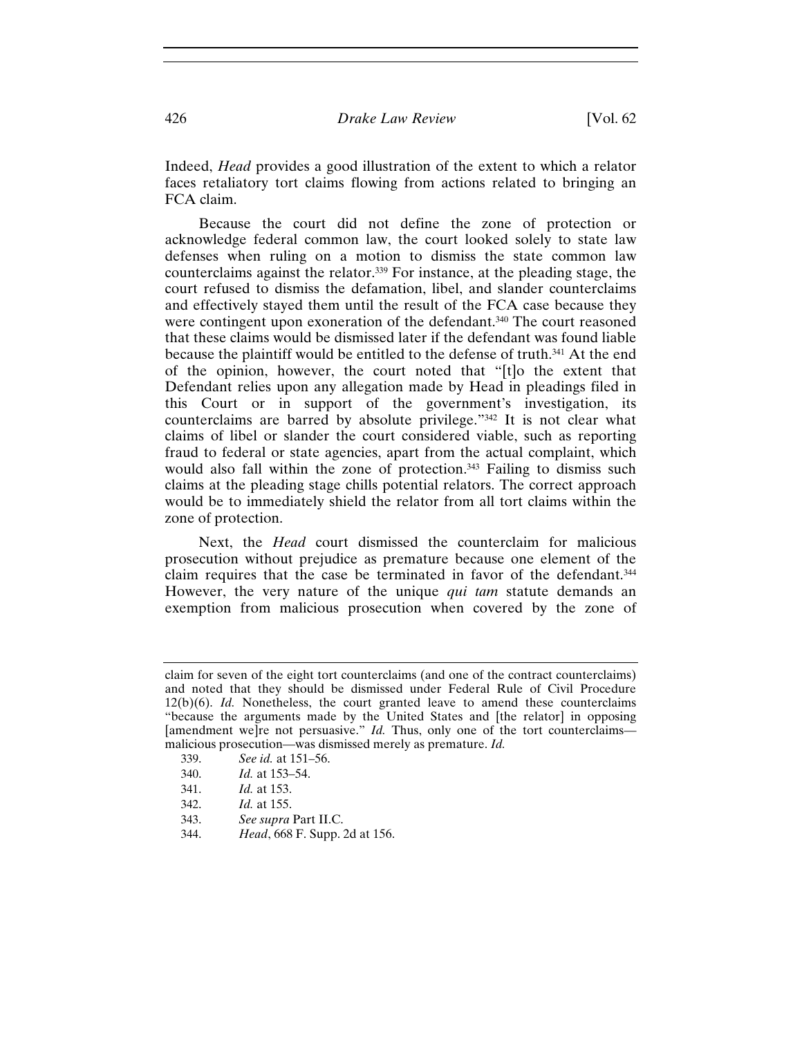Indeed, *Head* provides a good illustration of the extent to which a relator faces retaliatory tort claims flowing from actions related to bringing an FCA claim.

Because the court did not define the zone of protection or acknowledge federal common law, the court looked solely to state law defenses when ruling on a motion to dismiss the state common law counterclaims against the relator.[339] For instance, at the pleading stage, the court refused to dismiss the defamation, libel, and slander counterclaims and effectively stayed them until the result of the FCA case because they were contingent upon exoneration of the defendant.[340] The court reasoned that these claims would be dismissed later if the defendant was found liable because the plaintiff would be entitled to the defense of truth.[341] At the end of the opinion, however, the court noted that "[t]o the extent that Defendant relies upon any allegation made by Head in pleadings filed in this Court or in support of the government's investigation, its counterclaims are barred by absolute privilege."[342] It is not clear what claims of libel or slander the court considered viable, such as reporting fraud to federal or state agencies, apart from the actual complaint, which would also fall within the zone of protection.[343] Failing to dismiss such claims at the pleading stage chills potential relators. The correct approach would be to immediately shield the relator from all tort claims within the zone of protection.

Next, the *Head* court dismissed the counterclaim for malicious prosecution without prejudice as premature because one element of the claim requires that the case be terminated in favor of the defendant.[344] However, the very nature of the unique *qui tam* statute demands an exemption from malicious prosecution when covered by the zone of

---

claim for seven of the eight tort counterclaims (and one of the contract counterclaims) and noted that they should be dismissed under Federal Rule of Civil Procedure 12(b)(6). *Id.* Nonetheless, the court granted leave to amend these counterclaims "because the arguments made by the United States and [the relator] in opposing [amendment we]re not persuasive." *Id.* Thus, only one of the tort counterclaims—malicious prosecution—was dismissed merely as premature. *Id.*

339. *See id.* at 151–56.

340. *Id.* at 153–54.

341. *Id.* at 153.

342. *Id.* at 155.

343. *See supra* Part II.C.

344. *Head*, 668 F. Supp. 2d at 156.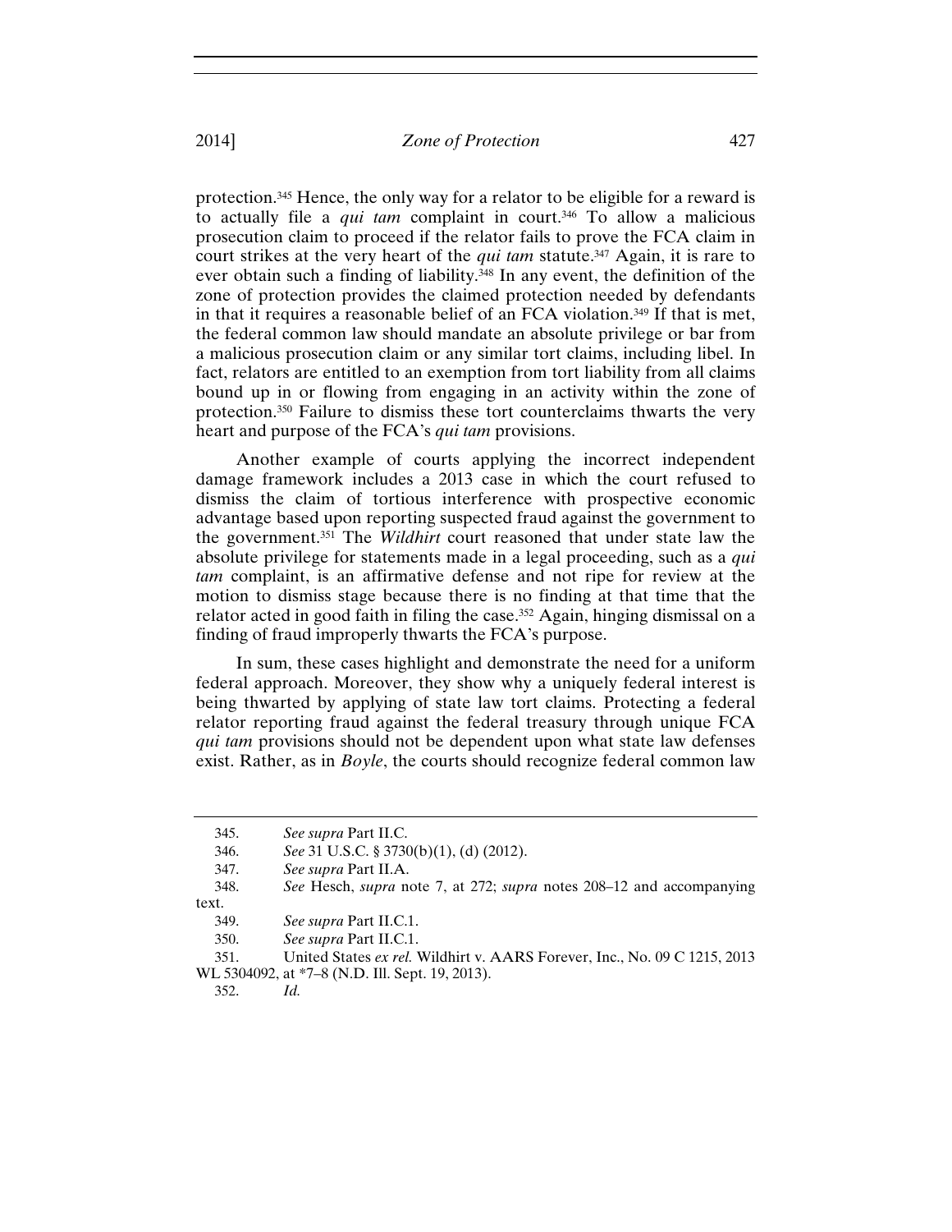protection.[345] Hence, the only way for a relator to be eligible for a reward is to actually file a *qui tam* complaint in court.[346] To allow a malicious prosecution claim to proceed if the relator fails to prove the FCA claim in court strikes at the very heart of the *qui tam* statute.[347] Again, it is rare to ever obtain such a finding of liability.[348] In any event, the definition of the zone of protection provides the claimed protection needed by defendants in that it requires a reasonable belief of an FCA violation.[349] If that is met, the federal common law should mandate an absolute privilege or bar from a malicious prosecution claim or any similar tort claims, including libel. In fact, relators are entitled to an exemption from tort liability from all claims bound up in or flowing from engaging in an activity within the zone of protection.[350] Failure to dismiss these tort counterclaims thwarts the very heart and purpose of the FCA's *qui tam* provisions.

Another example of courts applying the incorrect independent damage framework includes a 2013 case in which the court refused to dismiss the claim of tortious interference with prospective economic advantage based upon reporting suspected fraud against the government to the government.[351] The *Wildhirt* court reasoned that under state law the absolute privilege for statements made in a legal proceeding, such as a *qui tam* complaint, is an affirmative defense and not ripe for review at the motion to dismiss stage because there is no finding at that time that the relator acted in good faith in filing the case.[352] Again, hinging dismissal on a finding of fraud improperly thwarts the FCA's purpose.

In sum, these cases highlight and demonstrate the need for a uniform federal approach. Moreover, they show why a uniquely federal interest is being thwarted by applying of state law tort claims. Protecting a federal relator reporting fraud against the federal treasury through unique FCA *qui tam* provisions should not be dependent upon what state law defenses exist. Rather, as in *Boyle*, the courts should recognize federal common law

---

345. *See supra* Part II.C.

346. *See* 31 U.S.C. § 3730(b)(1), (d) (2012).

347. *See supra* Part II.A.

348. *See* Hesch, *supra* note 7, at 272; *supra* notes 208–12 and accompanying text.

349. *See supra* Part II.C.1.

350. *See supra* Part II.C.1.

351. United States *ex rel.* Wildhirt v. AARS Forever, Inc., No. 09 C 1215, 2013 WL 5304092, at *7–8 (N.D. Ill. Sept. 19, 2013).

352. *Id.*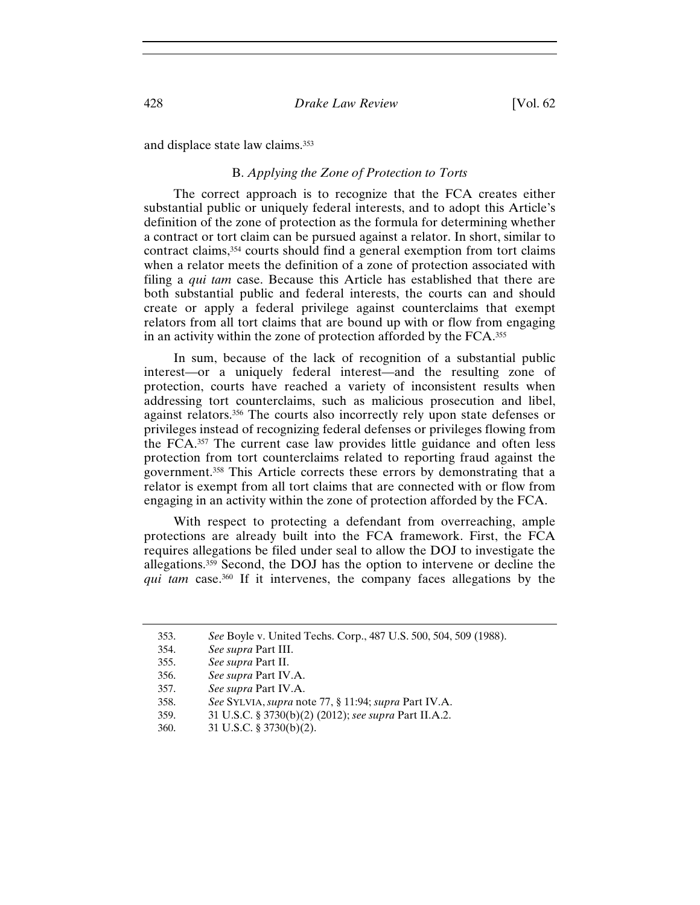and displace state law claims.[353]

### B. *Applying the Zone of Protection to Torts*

The correct approach is to recognize that the FCA creates either substantial public or uniquely federal interests, and to adopt this Article's definition of the zone of protection as the formula for determining whether a contract or tort claim can be pursued against a relator. In short, similar to contract claims,[354] courts should find a general exemption from tort claims when a relator meets the definition of a zone of protection associated with filing a *qui tam* case. Because this Article has established that there are both substantial public and federal interests, the courts can and should create or apply a federal privilege against counterclaims that exempt relators from all tort claims that are bound up with or flow from engaging in an activity within the zone of protection afforded by the FCA.[355]

In sum, because of the lack of recognition of a substantial public interest—or a uniquely federal interest—and the resulting zone of protection, courts have reached a variety of inconsistent results when addressing tort counterclaims, such as malicious prosecution and libel, against relators.[356] The courts also incorrectly rely upon state defenses or privileges instead of recognizing federal defenses or privileges flowing from the FCA.[357] The current case law provides little guidance and often less protection from tort counterclaims related to reporting fraud against the government.[358] This Article corrects these errors by demonstrating that a relator is exempt from all tort claims that are connected with or flow from engaging in an activity within the zone of protection afforded by the FCA.

With respect to protecting a defendant from overreaching, ample protections are already built into the FCA framework. First, the FCA requires allegations be filed under seal to allow the DOJ to investigate the allegations.[359] Second, the DOJ has the option to intervene or decline the *qui tam* case.[360] If it intervenes, the company faces allegations by the

---

353. *See* Boyle v. United Techs. Corp., 487 U.S. 500, 504, 509 (1988).

354. *See supra* Part III.

355. *See supra* Part II.

356. *See supra* Part IV.A.

357. *See supra* Part IV.A.

358. *See* SYLVIA, *supra* note 77, § 11:94; *supra* Part IV.A.

359. 31 U.S.C. § 3730(b)(2) (2012); *see supra* Part II.A.2.

360. 31 U.S.C. § 3730(b)(2).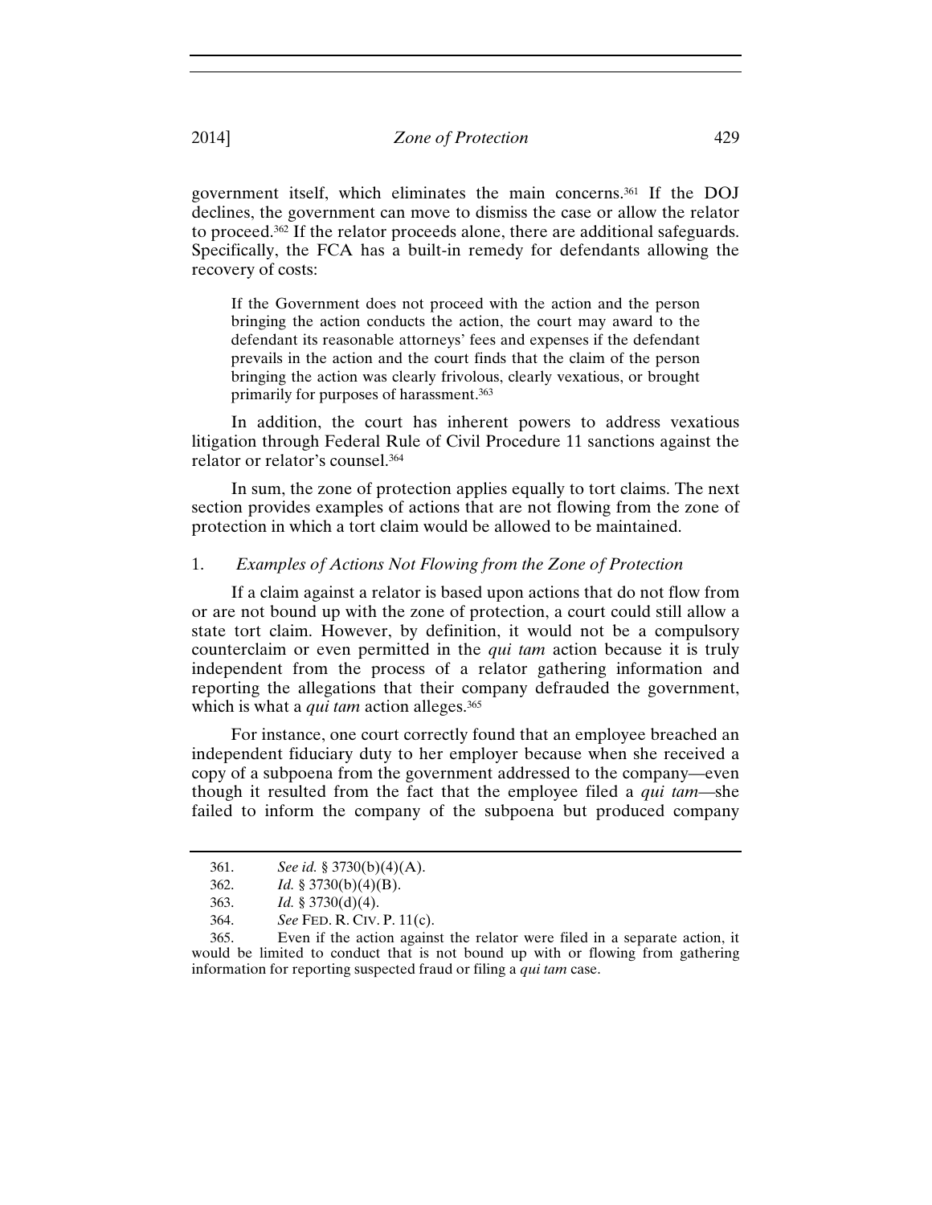government itself, which eliminates the main concerns.[361] If the DOJ declines, the government can move to dismiss the case or allow the relator to proceed.[362] If the relator proceeds alone, there are additional safeguards. Specifically, the FCA has a built-in remedy for defendants allowing the recovery of costs:

> If the Government does not proceed with the action and the person bringing the action conducts the action, the court may award to the defendant its reasonable attorneys' fees and expenses if the defendant prevails in the action and the court finds that the claim of the person bringing the action was clearly frivolous, clearly vexatious, or brought primarily for purposes of harassment.[363]

In addition, the court has inherent powers to address vexatious litigation through Federal Rule of Civil Procedure 11 sanctions against the relator or relator's counsel.[364]

In sum, the zone of protection applies equally to tort claims. The next section provides examples of actions that are not flowing from the zone of protection in which a tort claim would be allowed to be maintained.

### 1. *Examples of Actions Not Flowing from the Zone of Protection*

If a claim against a relator is based upon actions that do not flow from or are not bound up with the zone of protection, a court could still allow a state tort claim. However, by definition, it would not be a compulsory counterclaim or even permitted in the *qui tam* action because it is truly independent from the process of a relator gathering information and reporting the allegations that their company defrauded the government, which is what a *qui tam* action alleges.[365]

For instance, one court correctly found that an employee breached an independent fiduciary duty to her employer because when she received a copy of a subpoena from the government addressed to the company—even though it resulted from the fact that the employee filed a *qui tam*—she failed to inform the company of the subpoena but produced company

---

361. *See id.* § 3730(b)(4)(A).

362. *Id.* § 3730(b)(4)(B).

363. *Id.* § 3730(d)(4).

364. *See* FED. R. CIV. P. 11(c).

365. Even if the action against the relator were filed in a separate action, it would be limited to conduct that is not bound up with or flowing from gathering information for reporting suspected fraud or filing a *qui tam* case.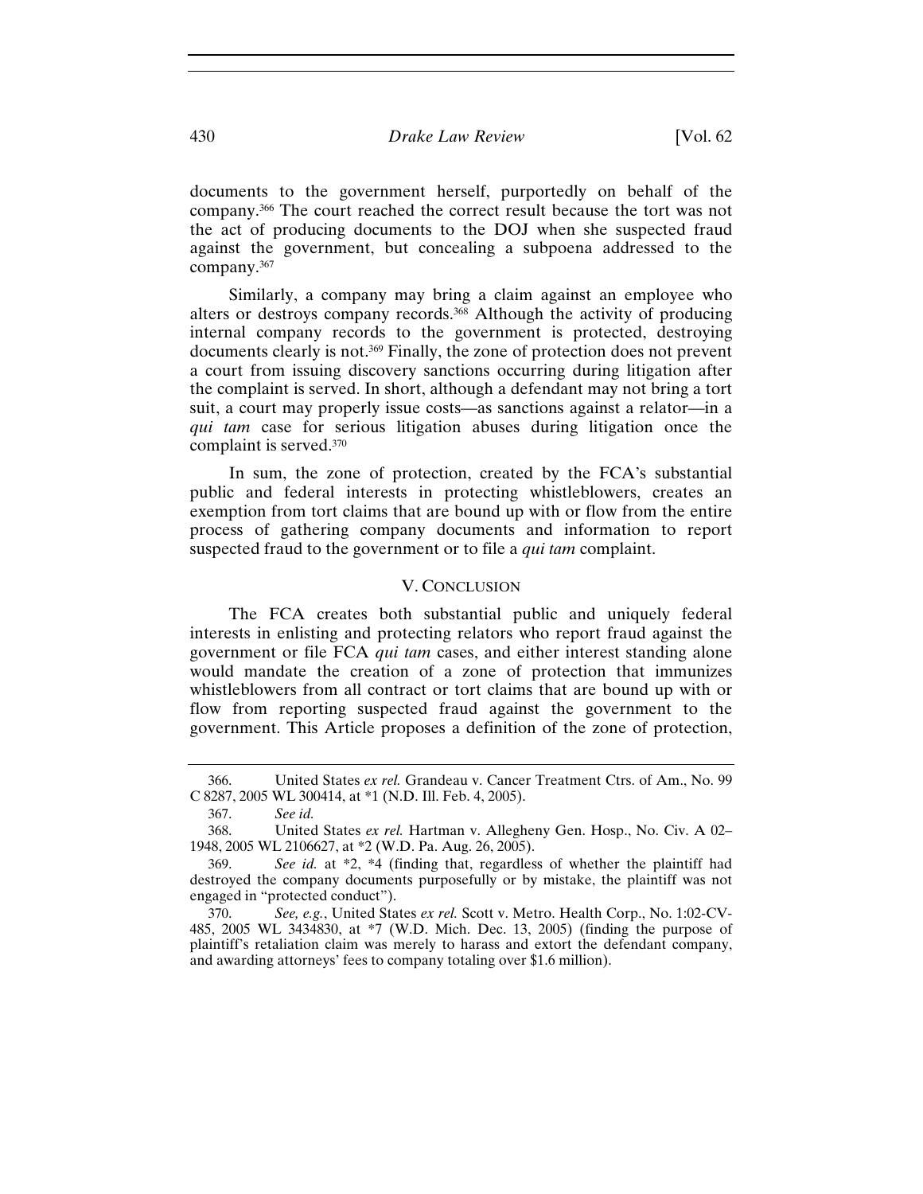documents to the government herself, purportedly on behalf of the company.[366] The court reached the correct result because the tort was not the act of producing documents to the DOJ when she suspected fraud against the government, but concealing a subpoena addressed to the company.[367]

Similarly, a company may bring a claim against an employee who alters or destroys company records.[368] Although the activity of producing internal company records to the government is protected, destroying documents clearly is not.[369] Finally, the zone of protection does not prevent a court from issuing discovery sanctions occurring during litigation after the complaint is served. In short, although a defendant may not bring a tort suit, a court may properly issue costs—as sanctions against a relator—in a *qui tam* case for serious litigation abuses during litigation once the complaint is served.[370]

In sum, the zone of protection, created by the FCA's substantial public and federal interests in protecting whistleblowers, creates an exemption from tort claims that are bound up with or flow from the entire process of gathering company documents and information to report suspected fraud to the government or to file a *qui tam* complaint.

## V. CONCLUSION

The FCA creates both substantial public and uniquely federal interests in enlisting and protecting relators who report fraud against the government or file FCA *qui tam* cases, and either interest standing alone would mandate the creation of a zone of protection that immunizes whistleblowers from all contract or tort claims that are bound up with or flow from reporting suspected fraud against the government to the government. This Article proposes a definition of the zone of protection,

---

366. United States *ex rel.* Grandeau v. Cancer Treatment Ctrs. of Am., No. 99 C 8287, 2005 WL 300414, at *1 (N.D. Ill. Feb. 4, 2005).

367. *See id.*

368. United States *ex rel.* Hartman v. Allegheny Gen. Hosp., No. Civ. A 02–1948, 2005 WL 2106627, at *2 (W.D. Pa. Aug. 26, 2005).

369. *See id.* at *2, *4 (finding that, regardless of whether the plaintiff had destroyed the company documents purposefully or by mistake, the plaintiff was not engaged in "protected conduct").

370. *See, e.g.*, United States *ex rel.* Scott v. Metro. Health Corp., No. 1:02-CV-485, 2005 WL 3434830, at *7 (W.D. Mich. Dec. 13, 2005) (finding the purpose of plaintiff's retaliation claim was merely to harass and extort the defendant company, and awarding attorneys' fees to company totaling over $1.6 million).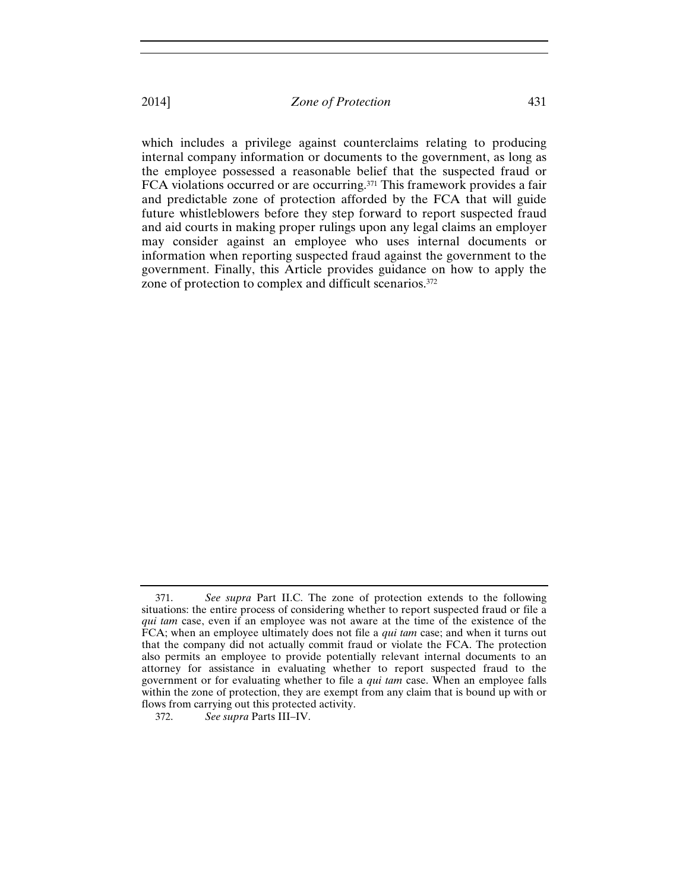which includes a privilege against counterclaims relating to producing internal company information or documents to the government, as long as the employee possessed a reasonable belief that the suspected fraud or FCA violations occurred or are occurring.[371] This framework provides a fair and predictable zone of protection afforded by the FCA that will guide future whistleblowers before they step forward to report suspected fraud and aid courts in making proper rulings upon any legal claims an employer may consider against an employee who uses internal documents or information when reporting suspected fraud against the government to the government. Finally, this Article provides guidance on how to apply the zone of protection to complex and difficult scenarios.[372]

---

371. *See supra* Part II.C. The zone of protection extends to the following situations: the entire process of considering whether to report suspected fraud or file a *qui tam* case, even if an employee was not aware at the time of the existence of the FCA; when an employee ultimately does not file a *qui tam* case; and when it turns out that the company did not actually commit fraud or violate the FCA. The protection also permits an employee to provide potentially relevant internal documents to an attorney for assistance in evaluating whether to report suspected fraud to the government or for evaluating whether to file a *qui tam* case. When an employee falls within the zone of protection, they are exempt from any claim that is bound up with or flows from carrying out this protected activity.

372. *See supra* Parts III–IV.